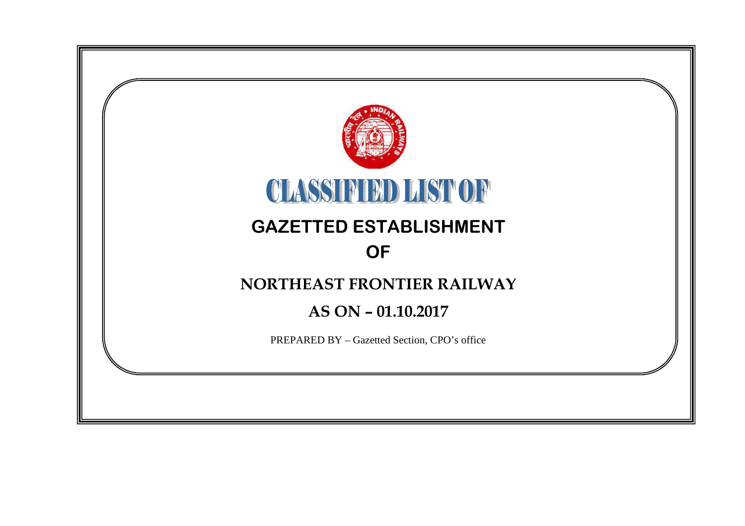# CLASSIFIED LIST OF

## GAZETTED ESTABLISHMENT

## OF

## NORTHEAST FRONTIER RAILWAY

## AS ON – 01.10.2017

PREPARED BY – Gazetted Section, CPO's office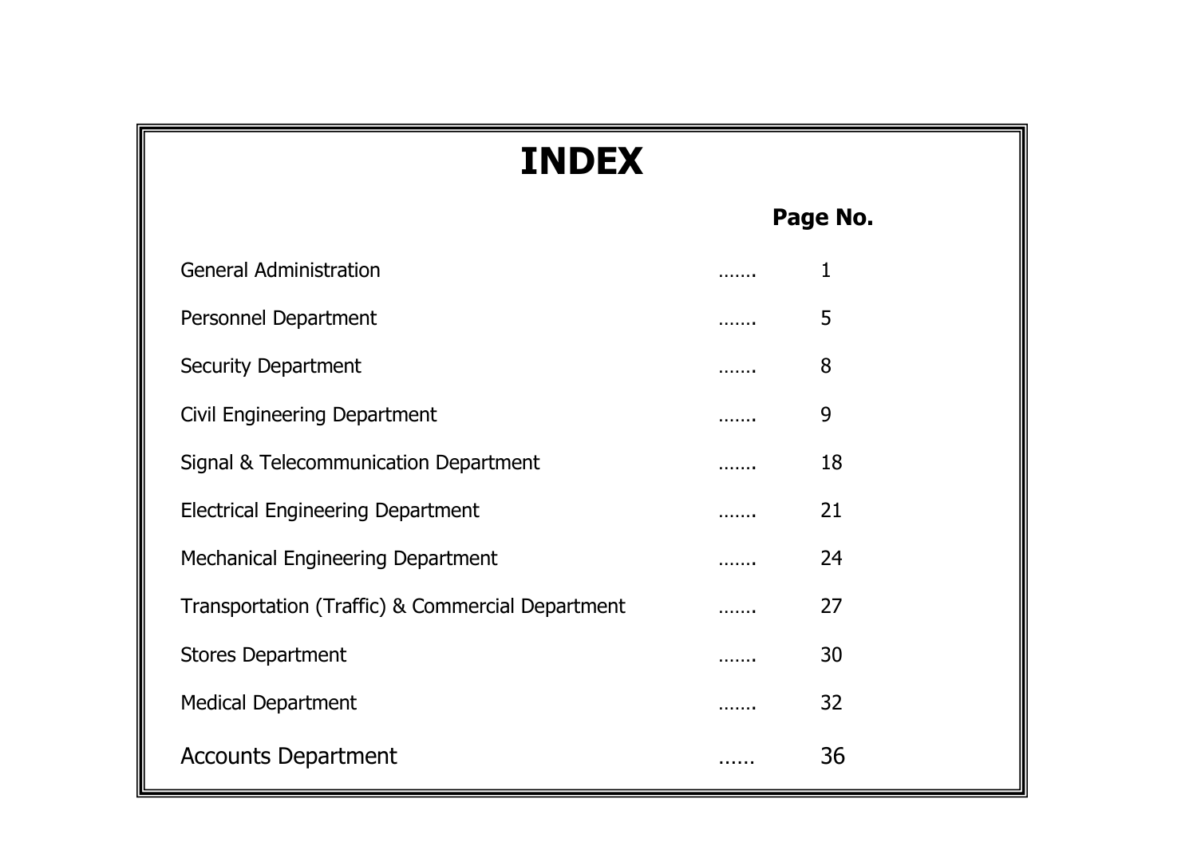# INDEX

| | | Page No. |
|---|---|---|
| General Administration | ……. | 1 |
| Personnel Department | ……. | 5 |
| Security Department | ……. | 8 |
| Civil Engineering Department | ……. | 9 |
| Signal & Telecommunication Department | ……. | 18 |
| Electrical Engineering Department | ……. | 21 |
| Mechanical Engineering Department | ……. | 24 |
| Transportation (Traffic) & Commercial Department | ……. | 27 |
| Stores Department | ……. | 30 |
| Medical Department | ……. | 32 |
| Accounts Department | …… | 36 |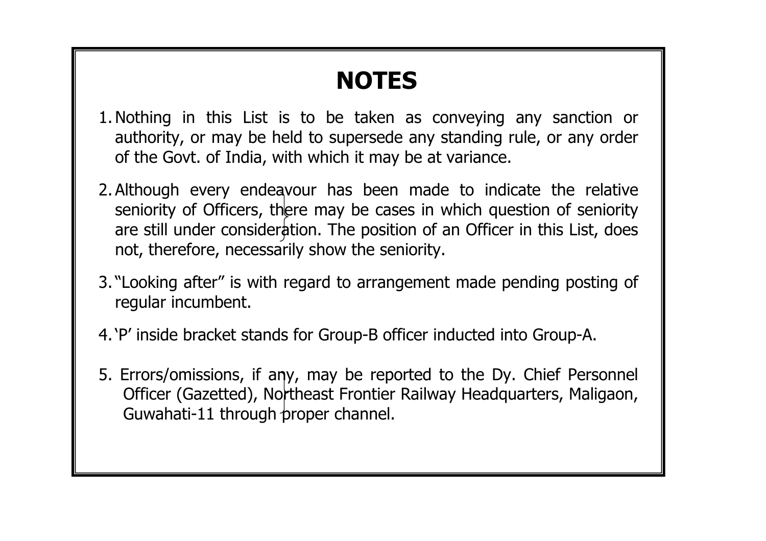# NOTES

1. Nothing in this List is to be taken as conveying any sanction or authority, or may be held to supersede any standing rule, or any order of the Govt. of India, with which it may be at variance.

2. Although every endeavour has been made to indicate the relative seniority of Officers, there may be cases in which question of seniority are still under consideration. The position of an Officer in this List, does not, therefore, necessarily show the seniority.

3. "Looking after" is with regard to arrangement made pending posting of regular incumbent.

4. 'P' inside bracket stands for Group-B officer inducted into Group-A.

5. Errors/omissions, if any, may be reported to the Dy. Chief Personnel Officer (Gazetted), Northeast Frontier Railway Headquarters, Maligaon, Guwahati-11 through proper channel.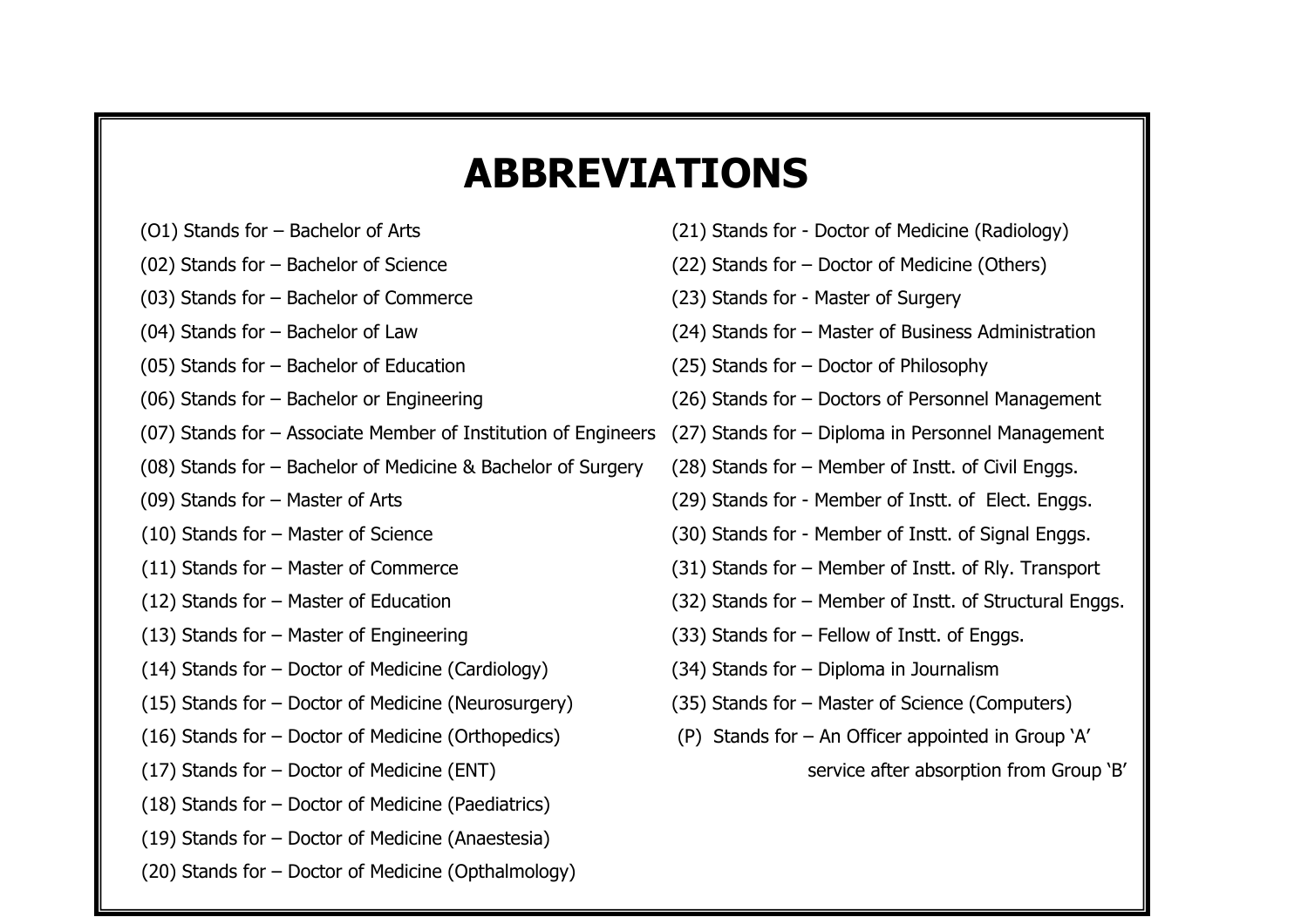# ABBREVIATIONS

(O1) Stands for – Bachelor of Arts

(02) Stands for – Bachelor of Science

(03) Stands for – Bachelor of Commerce

(04) Stands for – Bachelor of Law

(05) Stands for – Bachelor of Education

(06) Stands for – Bachelor or Engineering

(07) Stands for – Associate Member of Institution of Engineers

(08) Stands for – Bachelor of Medicine & Bachelor of Surgery

(09) Stands for – Master of Arts

(10) Stands for – Master of Science

(11) Stands for – Master of Commerce

(12) Stands for – Master of Education

(13) Stands for – Master of Engineering

(14) Stands for – Doctor of Medicine (Cardiology)

(15) Stands for – Doctor of Medicine (Neurosurgery)

(16) Stands for – Doctor of Medicine (Orthopedics)

(17) Stands for – Doctor of Medicine (ENT)

(18) Stands for – Doctor of Medicine (Paediatrics)

(19) Stands for – Doctor of Medicine (Anaestesia)

(20) Stands for – Doctor of Medicine (Opthalmology)

(21) Stands for - Doctor of Medicine (Radiology)

(22) Stands for – Doctor of Medicine (Others)

(23) Stands for - Master of Surgery

(24) Stands for – Master of Business Administration

(25) Stands for – Doctor of Philosophy

(26) Stands for – Doctors of Personnel Management

(27) Stands for – Diploma in Personnel Management

(28) Stands for – Member of Instt. of Civil Enggs.

(29) Stands for - Member of Instt. of Elect. Enggs.

(30) Stands for - Member of Instt. of Signal Enggs.

(31) Stands for – Member of Instt. of Rly. Transport

(32) Stands for – Member of Instt. of Structural Enggs.

(33) Stands for – Fellow of Instt. of Enggs.

(34) Stands for – Diploma in Journalism

(35) Stands for – Master of Science (Computers)

(P) Stands for – An Officer appointed in Group 'A' service after absorption from Group 'B'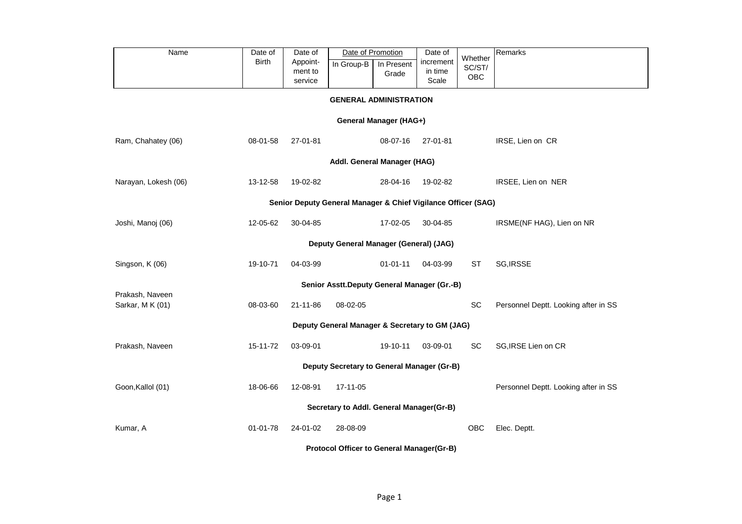| Name | Date of Birth | Date of Appoint-ment to service | Date of Promotion | | Date of increment in time Scale | Whether SC/ST/ OBC | Remarks |
|---|---|---|---|---|---|---|---|
| | | | In Group-B | In Present Grade | | | |
| **GENERAL ADMINISTRATION** | | | | | | | |
| **General Manager (HAG+)** | | | | | | | |
| Ram, Chahatey (06) | 08-01-58 | 27-01-81 | | 08-07-16 | 27-01-81 | | IRSE, Lien on CR |
| **Addl. General Manager (HAG)** | | | | | | | |
| Narayan, Lokesh (06) | 13-12-58 | 19-02-82 | | 28-04-16 | 19-02-82 | | IRSEE, Lien on NER |
| **Senior Deputy General Manager & Chief Vigilance Officer (SAG)** | | | | | | | |
| Joshi, Manoj (06) | 12-05-62 | 30-04-85 | | 17-02-05 | 30-04-85 | | IRSME(NF HAG), Lien on NR |
| **Deputy General Manager (General) (JAG)** | | | | | | | |
| Singson, K (06) | 19-10-71 | 04-03-99 | | 01-01-11 | 04-03-99 | ST | SG,IRSSE |
| **Senior Asstt.Deputy General Manager (Gr.-B)** | | | | | | | |
| Prakash, Naveen | | | | | | | |
| Sarkar, M K (01) | 08-03-60 | 21-11-86 | 08-02-05 | | | SC | Personnel Deptt. Looking after in SS |
| **Deputy General Manager & Secretary to GM (JAG)** | | | | | | | |
| Prakash, Naveen | 15-11-72 | 03-09-01 | | 19-10-11 | 03-09-01 | SC | SG,IRSE Lien on CR |
| **Deputy Secretary to General Manager (Gr-B)** | | | | | | | |
| Goon,Kallol (01) | 18-06-66 | 12-08-91 | 17-11-05 | | | | Personnel Deptt. Looking after in SS |
| **Secretary to Addl. General Manager(Gr-B)** | | | | | | | |
| Kumar, A | 01-01-78 | 24-01-02 | 28-08-09 | | | OBC | Elec. Deptt. |
| **Protocol Officer to General Manager(Gr-B)** | | | | | | | |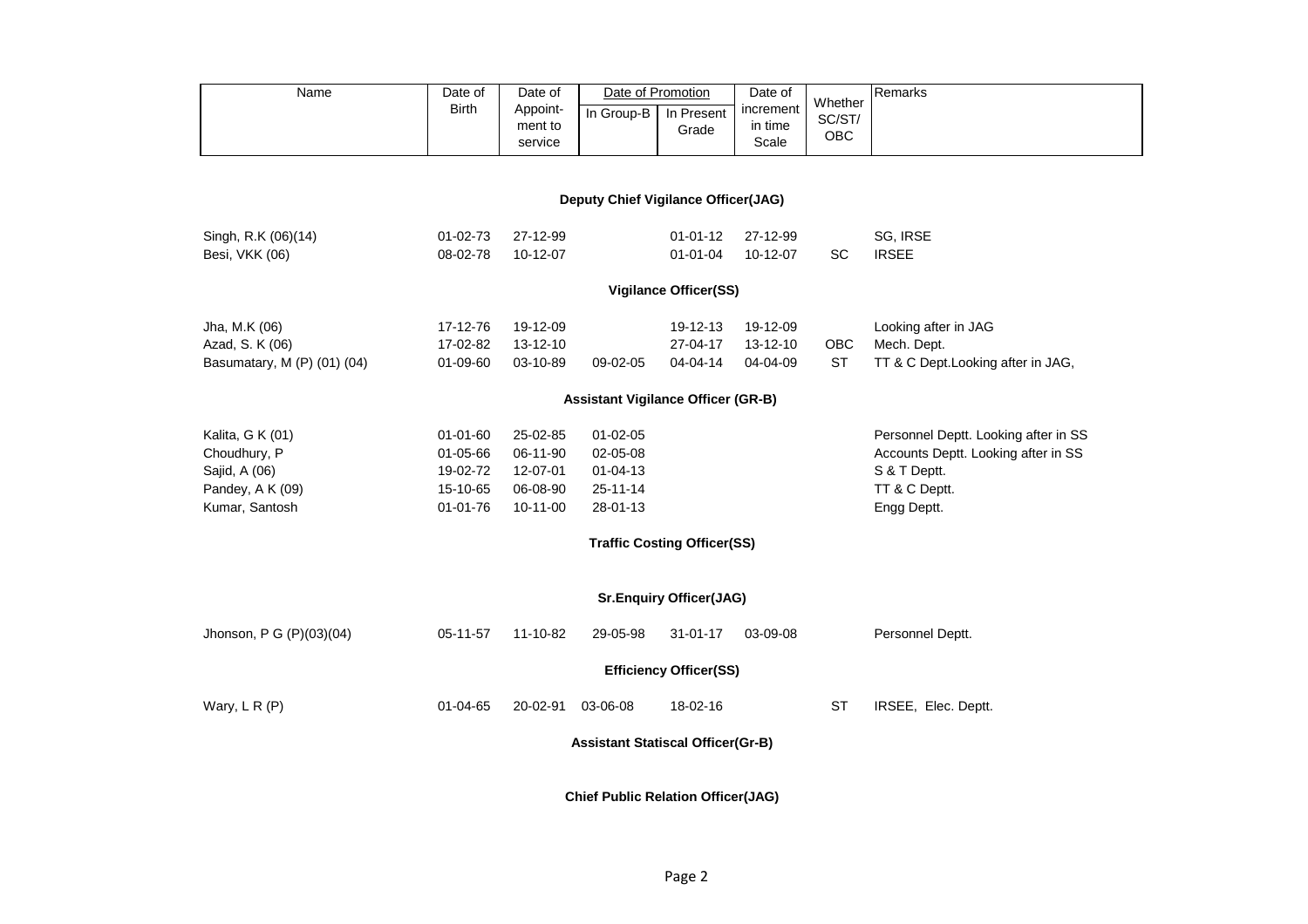| Name | Date of Birth | Date of Appoint-ment to service | Date of Promotion | | Date of increment in time Scale | Whether SC/ST/ OBC | Remarks |
|---|---|---|---|---|---|---|---|
| | | | In Group-B | In Present Grade | | | |
| **Deputy Chief Vigilance Officer(JAG)** | | | | | | | |
| Singh, R.K (06)(14) | 01-02-73 | 27-12-99 | | 01-01-12 | 27-12-99 | | SG, IRSE |
| Besi, VKK (06) | 08-02-78 | 10-12-07 | | 01-01-04 | 10-12-07 | SC | IRSEE |
| **Vigilance Officer(SS)** | | | | | | | |
| Jha, M.K (06) | 17-12-76 | 19-12-09 | | 19-12-13 | 19-12-09 | | Looking after in JAG |
| Azad, S. K (06) | 17-02-82 | 13-12-10 | | 27-04-17 | 13-12-10 | OBC | Mech. Dept. |
| Basumatary, M (P) (01) (04) | 01-09-60 | 03-10-89 | 09-02-05 | 04-04-14 | 04-04-09 | ST | TT & C Dept.Looking after in JAG, |
| **Assistant Vigilance Officer (GR-B)** | | | | | | | |
| Kalita, G K (01) | 01-01-60 | 25-02-85 | 01-02-05 | | | | Personnel Deptt. Looking after in SS |
| Choudhury, P | 01-05-66 | 06-11-90 | 02-05-08 | | | | Accounts Deptt. Looking after in SS |
| Sajid, A (06) | 19-02-72 | 12-07-01 | 01-04-13 | | | | S & T Deptt. |
| Pandey, A K (09) | 15-10-65 | 06-08-90 | 25-11-14 | | | | TT & C Deptt. |
| Kumar, Santosh | 01-01-76 | 10-11-00 | 28-01-13 | | | | Engg Deptt. |
| **Traffic Costing Officer(SS)** | | | | | | | |
| **Sr.Enquiry Officer(JAG)** | | | | | | | |
| Jhonson, P G (P)(03)(04) | 05-11-57 | 11-10-82 | 29-05-98 | 31-01-17 | 03-09-08 | | Personnel Deptt. |
| **Efficiency Officer(SS)** | | | | | | | |
| Wary, L R (P) | 01-04-65 | 20-02-91 | 03-06-08 | 18-02-16 | | ST | IRSEE, Elec. Deptt. |
| **Assistant Statiscal Officer(Gr-B)** | | | | | | | |
| **Chief Public Relation Officer(JAG)** | | | | | | | |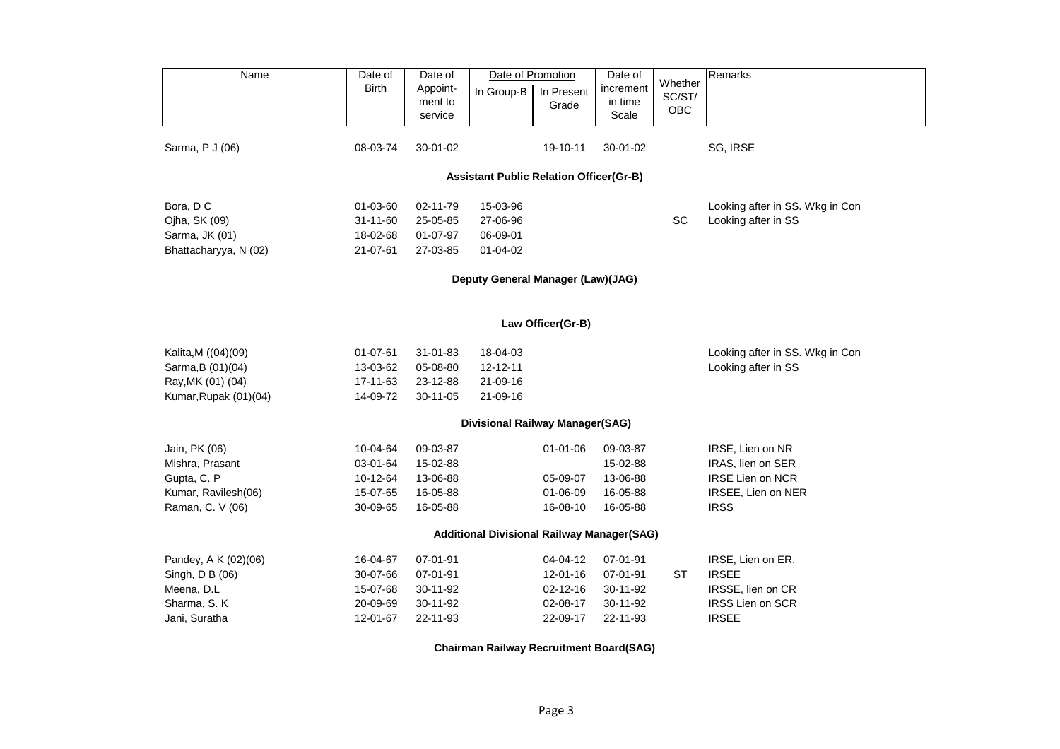| Name | Date of Birth | Date of Appoint-ment to service | Date of Promotion | | Date of increment in time Scale | Whether SC/ST/ OBC | Remarks |
|---|---|---|---|---|---|---|---|
| | | | In Group-B | In Present Grade | | | |
| Sarma, P J (06) | 08-03-74 | 30-01-02 | | 19-10-11 | 30-01-02 | | SG, IRSE |

**Assistant Public Relation Officer(Gr-B)**

| Name | Date of Birth | Date of Appointment to service | In Group-B | In Present Grade | Date of increment in time Scale | Whether SC/ST/ OBC | Remarks |
|---|---|---|---|---|---|---|---|
| Bora, D C | 01-03-60 | 02-11-79 | 15-03-96 | | | | Looking after in SS. Wkg in Con |
| Ojha, SK (09) | 31-11-60 | 25-05-85 | 27-06-96 | | | SC | Looking after in SS |
| Sarma, JK (01) | 18-02-68 | 01-07-97 | 06-09-01 | | | | |
| Bhattacharyya, N (02) | 21-07-61 | 27-03-85 | 01-04-02 | | | | |

**Deputy General Manager (Law)(JAG)**

**Law Officer(Gr-B)**

| Name | Date of Birth | Date of Appointment to service | In Group-B | In Present Grade | Date of increment in time Scale | Whether SC/ST/ OBC | Remarks |
|---|---|---|---|---|---|---|---|
| Kalita,M ((04)(09) | 01-07-61 | 31-01-83 | 18-04-03 | | | | Looking after in SS. Wkg in Con |
| Sarma,B (01)(04) | 13-03-62 | 05-08-80 | 12-12-11 | | | | Looking after in SS |
| Ray,MK (01) (04) | 17-11-63 | 23-12-88 | 21-09-16 | | | | |
| Kumar,Rupak (01)(04) | 14-09-72 | 30-11-05 | 21-09-16 | | | | |

**Divisional Railway Manager(SAG)**

| Name | Date of Birth | Date of Appointment to service | In Group-B | In Present Grade | Date of increment in time Scale | Whether SC/ST/ OBC | Remarks |
|---|---|---|---|---|---|---|---|
| Jain, PK (06) | 10-04-64 | 09-03-87 | | 01-01-06 | 09-03-87 | | IRSE, Lien on NR |
| Mishra, Prasant | 03-01-64 | 15-02-88 | | | 15-02-88 | | IRAS, lien on SER |
| Gupta, C. P | 10-12-64 | 13-06-88 | | 05-09-07 | 13-06-88 | | IRSE Lien on NCR |
| Kumar, Ravilesh(06) | 15-07-65 | 16-05-88 | | 01-06-09 | 16-05-88 | | IRSEE, Lien on NER |
| Raman, C. V (06) | 30-09-65 | 16-05-88 | | 16-08-10 | 16-05-88 | | IRSS |

**Additional Divisional Railway Manager(SAG)**

| Name | Date of Birth | Date of Appointment to service | In Group-B | In Present Grade | Date of increment in time Scale | Whether SC/ST/ OBC | Remarks |
|---|---|---|---|---|---|---|---|
| Pandey, A K (02)(06) | 16-04-67 | 07-01-91 | | 04-04-12 | 07-01-91 | | IRSE, Lien on ER. |
| Singh, D B (06) | 30-07-66 | 07-01-91 | | 12-01-16 | 07-01-91 | ST | IRSEE |
| Meena, D.L | 15-07-68 | 30-11-92 | | 02-12-16 | 30-11-92 | | IRSSE, lien on CR |
| Sharma, S. K | 20-09-69 | 30-11-92 | | 02-08-17 | 30-11-92 | | IRSS Lien on SCR |
| Jani, Suratha | 12-01-67 | 22-11-93 | | 22-09-17 | 22-11-93 | | IRSEE |

**Chairman Railway Recruitment Board(SAG)**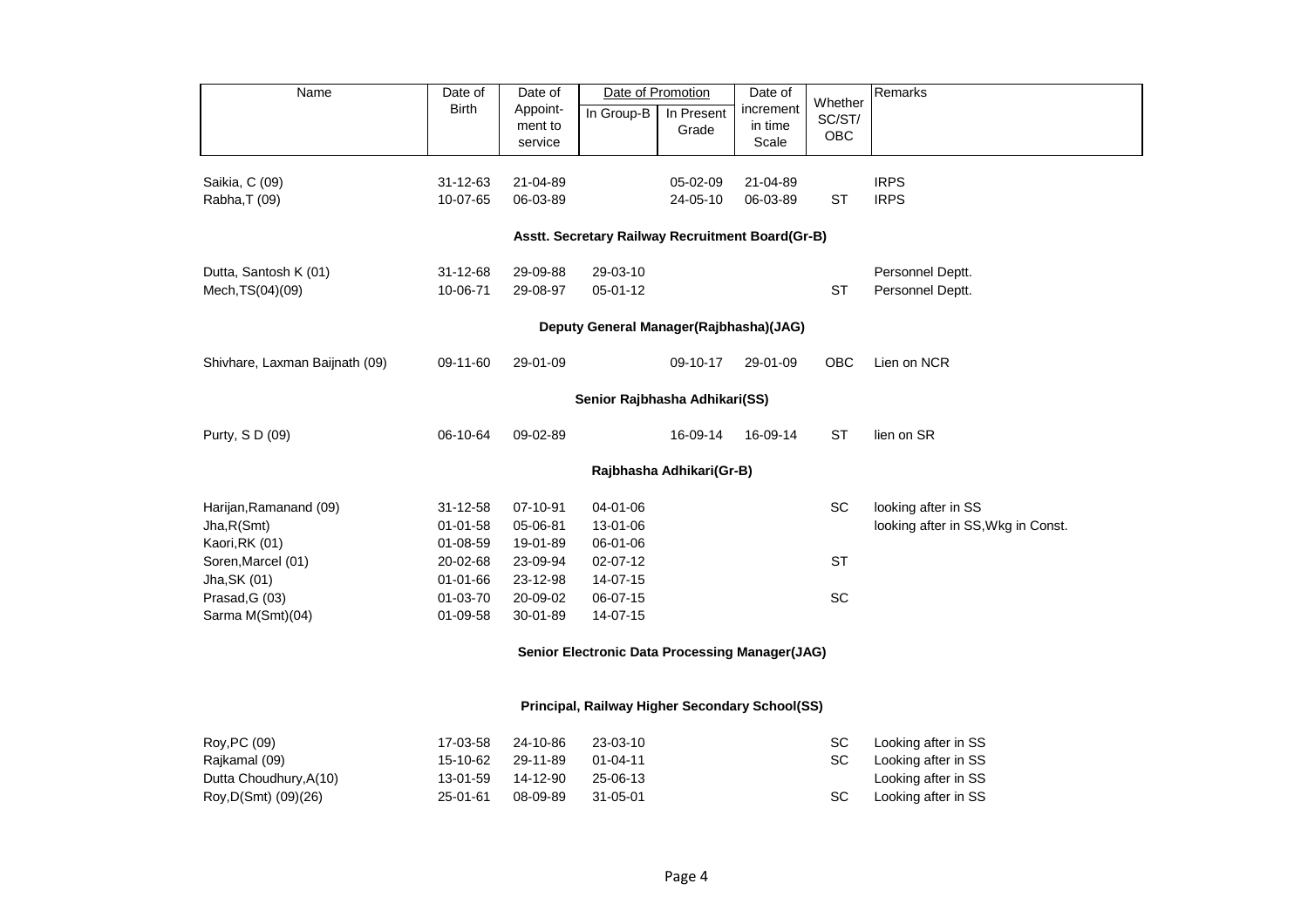| Name | Date of Birth | Date of Appoint-ment to service | Date of Promotion | | Date of increment in time Scale | Whether SC/ST/ OBC | Remarks |
|---|---|---|---|---|---|---|---|
| | | | In Group-B | In Present Grade | | | |
| Saikia, C (09) | 31-12-63 | 21-04-89 | | 05-02-09 | 21-04-89 | | IRPS |
| Rabha,T (09) | 10-07-65 | 06-03-89 | | 24-05-10 | 06-03-89 | ST | IRPS |
| **Asstt. Secretary Railway Recruitment Board(Gr-B)** | | | | | | | |
| Dutta, Santosh K (01) | 31-12-68 | 29-09-88 | 29-03-10 | | | | Personnel Deptt. |
| Mech,TS(04)(09) | 10-06-71 | 29-08-97 | 05-01-12 | | | ST | Personnel Deptt. |
| **Deputy General Manager(Rajbhasha)(JAG)** | | | | | | | |
| Shivhare, Laxman Baijnath (09) | 09-11-60 | 29-01-09 | | 09-10-17 | 29-01-09 | OBC | Lien on NCR |
| **Senior Rajbhasha Adhikari(SS)** | | | | | | | |
| Purty, S D (09) | 06-10-64 | 09-02-89 | | 16-09-14 | 16-09-14 | ST | lien on SR |
| **Rajbhasha Adhikari(Gr-B)** | | | | | | | |
| Harijan,Ramanand (09) | 31-12-58 | 07-10-91 | 04-01-06 | | | SC | looking after in SS |
| Jha,R(Smt) | 01-01-58 | 05-06-81 | 13-01-06 | | | | looking after in SS,Wkg in Const. |
| Kaori,RK (01) | 01-08-59 | 19-01-89 | 06-01-06 | | | | |
| Soren,Marcel (01) | 20-02-68 | 23-09-94 | 02-07-12 | | | ST | |
| Jha,SK (01) | 01-01-66 | 23-12-98 | 14-07-15 | | | | |
| Prasad,G (03) | 01-03-70 | 20-09-02 | 06-07-15 | | | SC | |
| Sarma M(Smt)(04) | 01-09-58 | 30-01-89 | 14-07-15 | | | | |
| **Senior Electronic Data Processing Manager(JAG)** | | | | | | | |
| **Principal, Railway Higher Secondary School(SS)** | | | | | | | |
| Roy,PC (09) | 17-03-58 | 24-10-86 | 23-03-10 | | | SC | Looking after in SS |
| Rajkamal (09) | 15-10-62 | 29-11-89 | 01-04-11 | | | SC | Looking after in SS |
| Dutta Choudhury,A(10) | 13-01-59 | 14-12-90 | 25-06-13 | | | | Looking after in SS |
| Roy,D(Smt) (09)(26) | 25-01-61 | 08-09-89 | 31-05-01 | | | SC | Looking after in SS |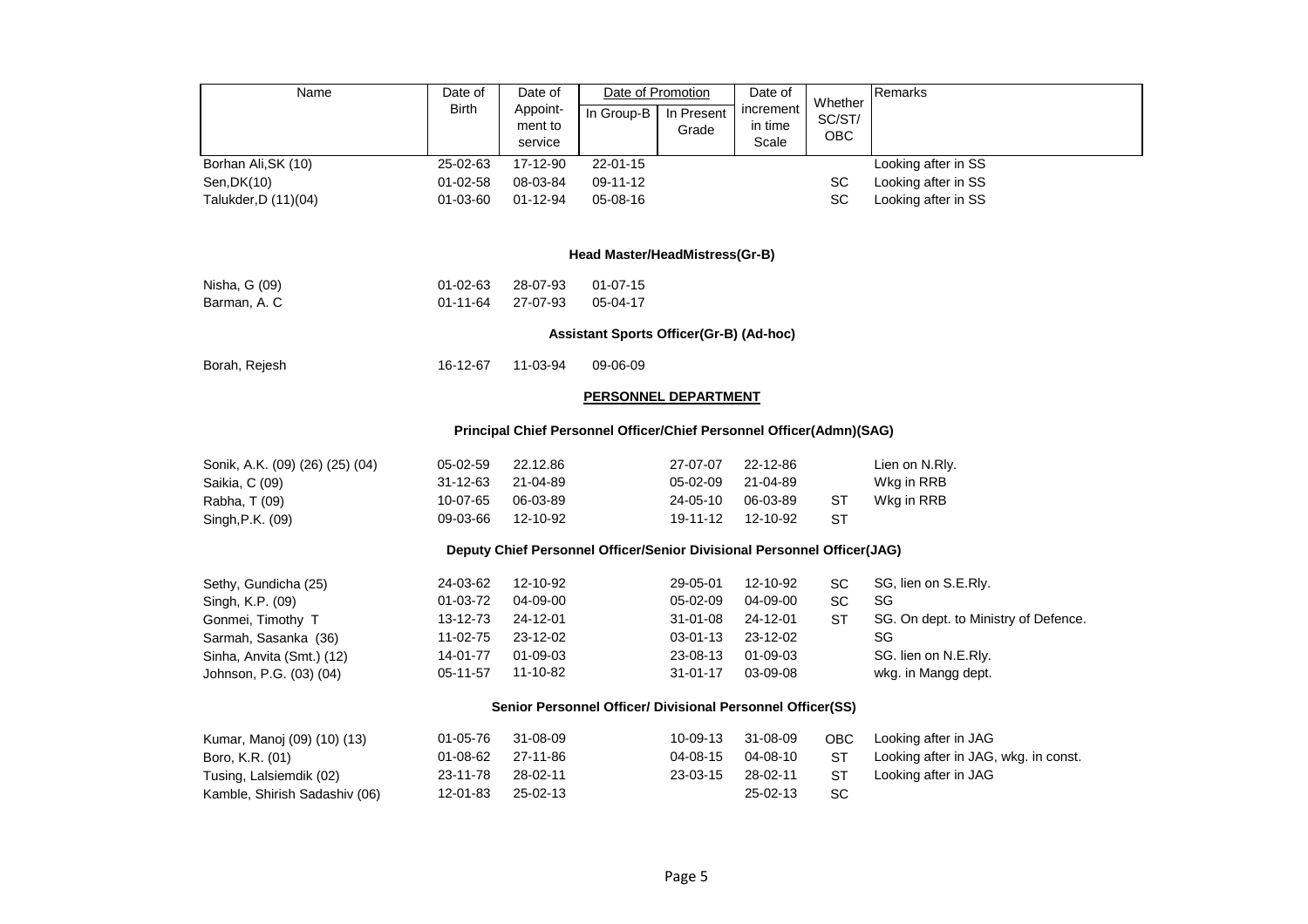| Name | Date of Birth | Date of Appoint-ment to service | Date of Promotion | | Date of increment in time Scale | Whether SC/ST/ OBC | Remarks |
|---|---|---|---|---|---|---|---|
| | | | In Group-B | In Present Grade | | | |
| Borhan Ali,SK (10) | 25-02-63 | 17-12-90 | 22-01-15 | | | | Looking after in SS |
| Sen,DK(10) | 01-02-58 | 08-03-84 | 09-11-12 | | | SC | Looking after in SS |
| Talukder,D (11)(04) | 01-03-60 | 01-12-94 | 05-08-16 | | | SC | Looking after in SS |
| **Head Master/HeadMistress(Gr-B)** | | | | | | | |
| Nisha, G (09) | 01-02-63 | 28-07-93 | 01-07-15 | | | | |
| Barman, A. C | 01-11-64 | 27-07-93 | 05-04-17 | | | | |
| **Assistant Sports Officer(Gr-B) (Ad-hoc)** | | | | | | | |
| Borah, Rejesh | 16-12-67 | 11-03-94 | 09-06-09 | | | | |
| **PERSONNEL DEPARTMENT** | | | | | | | |
| **Principal Chief Personnel Officer/Chief Personnel Officer(Admn)(SAG)** | | | | | | | |
| Sonik, A.K. (09) (26) (25) (04) | 05-02-59 | 22.12.86 | | 27-07-07 | 22-12-86 | | Lien on N.Rly. |
| Saikia, C (09) | 31-12-63 | 21-04-89 | | 05-02-09 | 21-04-89 | | Wkg in RRB |
| Rabha, T (09) | 10-07-65 | 06-03-89 | | 24-05-10 | 06-03-89 | ST | Wkg in RRB |
| Singh,P.K. (09) | 09-03-66 | 12-10-92 | | 19-11-12 | 12-10-92 | ST | |
| **Deputy Chief Personnel Officer/Senior Divisional Personnel Officer(JAG)** | | | | | | | |
| Sethy, Gundicha (25) | 24-03-62 | 12-10-92 | | 29-05-01 | 12-10-92 | SC | SG, lien on S.E.Rly. |
| Singh, K.P. (09) | 01-03-72 | 04-09-00 | | 05-02-09 | 04-09-00 | SC | SG |
| Gonmei, Timothy T | 13-12-73 | 24-12-01 | | 31-01-08 | 24-12-01 | ST | SG. On dept. to Ministry of Defence. |
| Sarmah, Sasanka (36) | 11-02-75 | 23-12-02 | | 03-01-13 | 23-12-02 | | SG |
| Sinha, Anvita (Smt.) (12) | 14-01-77 | 01-09-03 | | 23-08-13 | 01-09-03 | | SG. lien on N.E.Rly. |
| Johnson, P.G. (03) (04) | 05-11-57 | 11-10-82 | | 31-01-17 | 03-09-08 | | wkg. in Mangg dept. |
| **Senior Personnel Officer/ Divisional Personnel Officer(SS)** | | | | | | | |
| Kumar, Manoj (09) (10) (13) | 01-05-76 | 31-08-09 | | 10-09-13 | 31-08-09 | OBC | Looking after in JAG |
| Boro, K.R. (01) | 01-08-62 | 27-11-86 | | 04-08-15 | 04-08-10 | ST | Looking after in JAG, wkg. in const. |
| Tusing, Lalsiemdik (02) | 23-11-78 | 28-02-11 | | 23-03-15 | 28-02-11 | ST | Looking after in JAG |
| Kamble, Shirish Sadashiv (06) | 12-01-83 | 25-02-13 | | | 25-02-13 | SC | |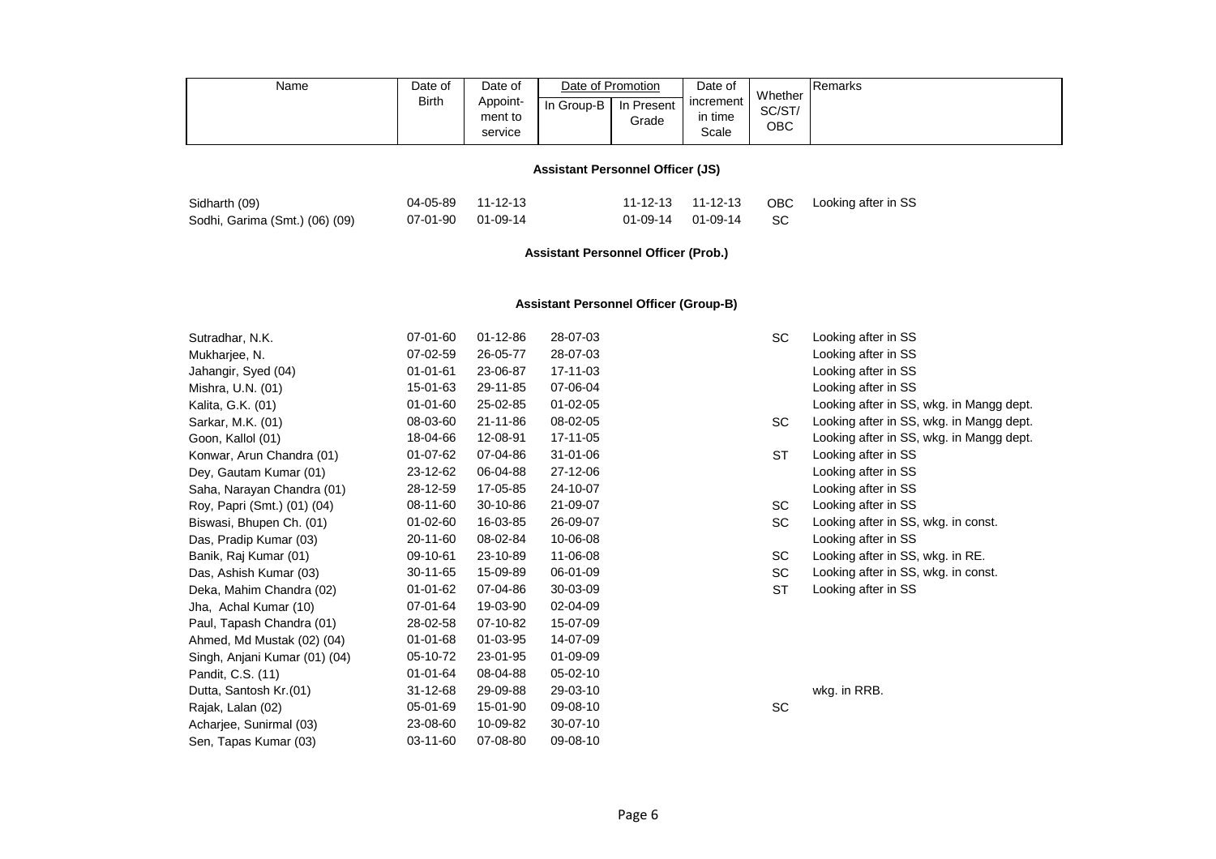| Name | Date of Birth | Date of Appoint-ment to service | Date of Promotion | | Date of increment in time Scale | Whether SC/ST/ OBC | Remarks |
|---|---|---|---|---|---|---|---|
| | | | In Group-B | In Present Grade | | | |
| **Assistant Personnel Officer (JS)** | | | | | | | |
| Sidharth (09) | 04-05-89 | 11-12-13 | | 11-12-13 | 11-12-13 | OBC | Looking after in SS |
| Sodhi, Garima (Smt.) (06) (09) | 07-01-90 | 01-09-14 | | 01-09-14 | 01-09-14 | SC | |
| **Assistant Personnel Officer (Prob.)** | | | | | | | |
| **Assistant Personnel Officer (Group-B)** | | | | | | | |
| Sutradhar, N.K. | 07-01-60 | 01-12-86 | 28-07-03 | | | SC | Looking after in SS |
| Mukharjee, N. | 07-02-59 | 26-05-77 | 28-07-03 | | | | Looking after in SS |
| Jahangir, Syed (04) | 01-01-61 | 23-06-87 | 17-11-03 | | | | Looking after in SS |
| Mishra, U.N. (01) | 15-01-63 | 29-11-85 | 07-06-04 | | | | Looking after in SS |
| Kalita, G.K. (01) | 01-01-60 | 25-02-85 | 01-02-05 | | | | Looking after in SS, wkg. in Mangg dept. |
| Sarkar, M.K. (01) | 08-03-60 | 21-11-86 | 08-02-05 | | | SC | Looking after in SS, wkg. in Mangg dept. |
| Goon, Kallol (01) | 18-04-66 | 12-08-91 | 17-11-05 | | | | Looking after in SS, wkg. in Mangg dept. |
| Konwar, Arun Chandra (01) | 01-07-62 | 07-04-86 | 31-01-06 | | | ST | Looking after in SS |
| Dey, Gautam Kumar (01) | 23-12-62 | 06-04-88 | 27-12-06 | | | | Looking after in SS |
| Saha, Narayan Chandra (01) | 28-12-59 | 17-05-85 | 24-10-07 | | | | Looking after in SS |
| Roy, Papri (Smt.) (01) (04) | 08-11-60 | 30-10-86 | 21-09-07 | | | SC | Looking after in SS |
| Biswasi, Bhupen Ch. (01) | 01-02-60 | 16-03-85 | 26-09-07 | | | SC | Looking after in SS, wkg. in const. |
| Das, Pradip Kumar (03) | 20-11-60 | 08-02-84 | 10-06-08 | | | | Looking after in SS |
| Banik, Raj Kumar (01) | 09-10-61 | 23-10-89 | 11-06-08 | | | SC | Looking after in SS, wkg. in RE. |
| Das, Ashish Kumar (03) | 30-11-65 | 15-09-89 | 06-01-09 | | | SC | Looking after in SS, wkg. in const. |
| Deka, Mahim Chandra (02) | 01-01-62 | 07-04-86 | 30-03-09 | | | ST | Looking after in SS |
| Jha, Achal Kumar (10) | 07-01-64 | 19-03-90 | 02-04-09 | | | | |
| Paul, Tapash Chandra (01) | 28-02-58 | 07-10-82 | 15-07-09 | | | | |
| Ahmed, Md Mustak (02) (04) | 01-01-68 | 01-03-95 | 14-07-09 | | | | |
| Singh, Anjani Kumar (01) (04) | 05-10-72 | 23-01-95 | 01-09-09 | | | | |
| Pandit, C.S. (11) | 01-01-64 | 08-04-88 | 05-02-10 | | | | |
| Dutta, Santosh Kr.(01) | 31-12-68 | 29-09-88 | 29-03-10 | | | | wkg. in RRB. |
| Rajak, Lalan (02) | 05-01-69 | 15-01-90 | 09-08-10 | | | SC | |
| Acharjee, Sunirmal (03) | 23-08-60 | 10-09-82 | 30-07-10 | | | | |
| Sen, Tapas Kumar (03) | 03-11-60 | 07-08-80 | 09-08-10 | | | | |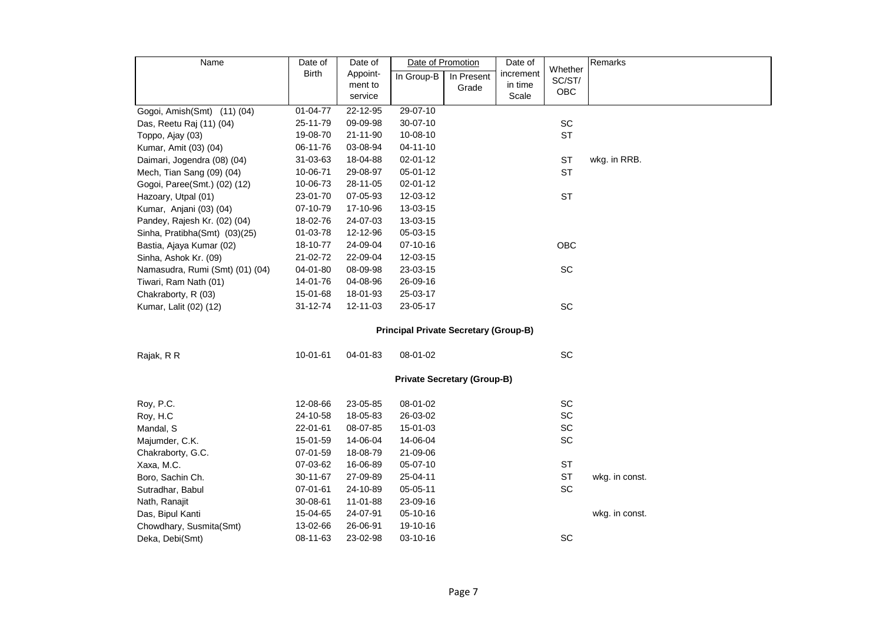| Name | Date of Birth | Date of Appoint-ment to service | Date of Promotion | | Date of increment in time Scale | Whether SC/ST/ OBC | Remarks |
|---|---|---|---|---|---|---|---|
| | | | In Group-B | In Present Grade | | | |
| Gogoi, Amish(Smt) (11) (04) | 01-04-77 | 22-12-95 | 29-07-10 | | | | |
| Das, Reetu Raj (11) (04) | 25-11-79 | 09-09-98 | 30-07-10 | | | SC | |
| Toppo, Ajay (03) | 19-08-70 | 21-11-90 | 10-08-10 | | | ST | |
| Kumar, Amit (03) (04) | 06-11-76 | 03-08-94 | 04-11-10 | | | | |
| Daimari, Jogendra (08) (04) | 31-03-63 | 18-04-88 | 02-01-12 | | | ST | wkg. in RRB. |
| Mech, Tian Sang (09) (04) | 10-06-71 | 29-08-97 | 05-01-12 | | | ST | |
| Gogoi, Paree(Smt.) (02) (12) | 10-06-73 | 28-11-05 | 02-01-12 | | | | |
| Hazoary, Utpal (01) | 23-01-70 | 07-05-93 | 12-03-12 | | | ST | |
| Kumar, Anjani (03) (04) | 07-10-79 | 17-10-96 | 13-03-15 | | | | |
| Pandey, Rajesh Kr. (02) (04) | 18-02-76 | 24-07-03 | 13-03-15 | | | | |
| Sinha, Pratibha(Smt) (03)(25) | 01-03-78 | 12-12-96 | 05-03-15 | | | | |
| Bastia, Ajaya Kumar (02) | 18-10-77 | 24-09-04 | 07-10-16 | | | OBC | |
| Sinha, Ashok Kr. (09) | 21-02-72 | 22-09-04 | 12-03-15 | | | | |
| Namasudra, Rumi (Smt) (01) (04) | 04-01-80 | 08-09-98 | 23-03-15 | | | SC | |
| Tiwari, Ram Nath (01) | 14-01-76 | 04-08-96 | 26-09-16 | | | | |
| Chakraborty, R (03) | 15-01-68 | 18-01-93 | 25-03-17 | | | | |
| Kumar, Lalit (02) (12) | 31-12-74 | 12-11-03 | 23-05-17 | | | SC | |
| **Principal Private Secretary (Group-B)** | | | | | | | |
| Rajak, R R | 10-01-61 | 04-01-83 | 08-01-02 | | | SC | |
| **Private Secretary (Group-B)** | | | | | | | |
| Roy, P.C. | 12-08-66 | 23-05-85 | 08-01-02 | | | SC | |
| Roy, H.C | 24-10-58 | 18-05-83 | 26-03-02 | | | SC | |
| Mandal, S | 22-01-61 | 08-07-85 | 15-01-03 | | | SC | |
| Majumder, C.K. | 15-01-59 | 14-06-04 | 14-06-04 | | | SC | |
| Chakraborty, G.C. | 07-01-59 | 18-08-79 | 21-09-06 | | | | |
| Xaxa, M.C. | 07-03-62 | 16-06-89 | 05-07-10 | | | ST | |
| Boro, Sachin Ch. | 30-11-67 | 27-09-89 | 25-04-11 | | | ST | wkg. in const. |
| Sutradhar, Babul | 07-01-61 | 24-10-89 | 05-05-11 | | | SC | |
| Nath, Ranajit | 30-08-61 | 11-01-88 | 23-09-16 | | | | |
| Das, Bipul Kanti | 15-04-65 | 24-07-91 | 05-10-16 | | | | wkg. in const. |
| Chowdhary, Susmita(Smt) | 13-02-66 | 26-06-91 | 19-10-16 | | | | |
| Deka, Debi(Smt) | 08-11-63 | 23-02-98 | 03-10-16 | | | SC | |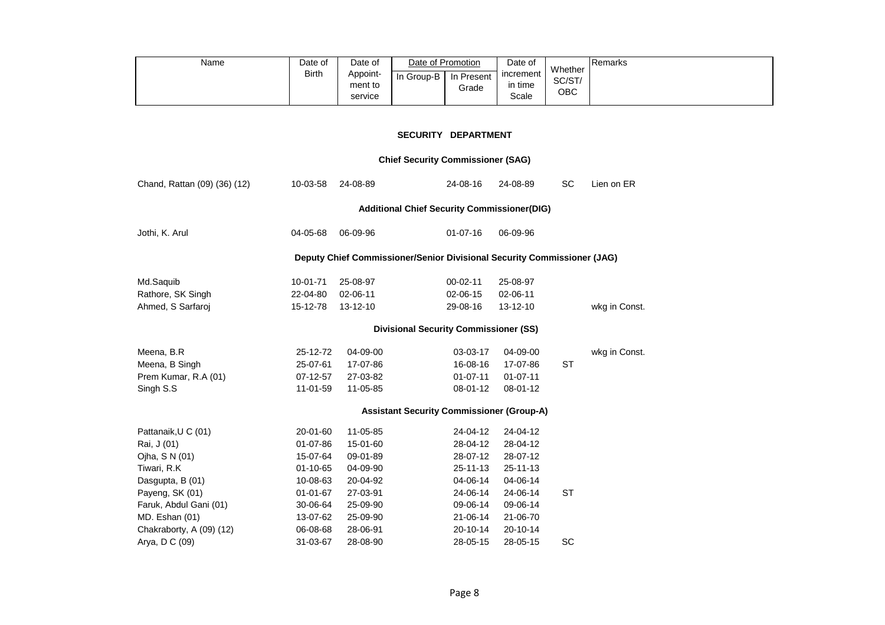| Name | Date of Birth | Date of Appoint-ment to service | Date of Promotion | | Date of increment in time Scale | Whether SC/ST/ OBC | Remarks |
|---|---|---|---|---|---|---|---|
| | | | In Group-B | In Present Grade | | | |
| **SECURITY DEPARTMENT** | | | | | | | |
| **Chief Security Commissioner (SAG)** | | | | | | | |
| Chand, Rattan (09) (36) (12) | 10-03-58 | 24-08-89 | | 24-08-16 | 24-08-89 | SC | Lien on ER |
| **Additional Chief Security Commissioner(DIG)** | | | | | | | |
| Jothi, K. Arul | 04-05-68 | 06-09-96 | | 01-07-16 | 06-09-96 | | |
| **Deputy Chief Commissioner/Senior Divisional Security Commissioner (JAG)** | | | | | | | |
| Md.Saquib | 10-01-71 | 25-08-97 | | 00-02-11 | 25-08-97 | | |
| Rathore, SK Singh | 22-04-80 | 02-06-11 | | 02-06-15 | 02-06-11 | | |
| Ahmed, S Sarfaroj | 15-12-78 | 13-12-10 | | 29-08-16 | 13-12-10 | | wkg in Const. |
| **Divisional Security Commissioner (SS)** | | | | | | | |
| Meena, B.R | 25-12-72 | 04-09-00 | | 03-03-17 | 04-09-00 | | wkg in Const. |
| Meena, B Singh | 25-07-61 | 17-07-86 | | 16-08-16 | 17-07-86 | ST | |
| Prem Kumar, R.A (01) | 07-12-57 | 27-03-82 | | 01-07-11 | 01-07-11 | | |
| Singh S.S | 11-01-59 | 11-05-85 | | 08-01-12 | 08-01-12 | | |
| **Assistant Security Commissioner (Group-A)** | | | | | | | |
| Pattanaik,U C (01) | 20-01-60 | 11-05-85 | | 24-04-12 | 24-04-12 | | |
| Rai, J (01) | 01-07-86 | 15-01-60 | | 28-04-12 | 28-04-12 | | |
| Ojha, S N (01) | 15-07-64 | 09-01-89 | | 28-07-12 | 28-07-12 | | |
| Tiwari, R.K | 01-10-65 | 04-09-90 | | 25-11-13 | 25-11-13 | | |
| Dasgupta, B (01) | 10-08-63 | 20-04-92 | | 04-06-14 | 04-06-14 | | |
| Payeng, SK (01) | 01-01-67 | 27-03-91 | | 24-06-14 | 24-06-14 | ST | |
| Faruk, Abdul Gani (01) | 30-06-64 | 25-09-90 | | 09-06-14 | 09-06-14 | | |
| MD. Eshan (01) | 13-07-62 | 25-09-90 | | 21-06-14 | 21-06-70 | | |
| Chakraborty, A (09) (12) | 06-08-68 | 28-06-91 | | 20-10-14 | 20-10-14 | | |
| Arya, D C (09) | 31-03-67 | 28-08-90 | | 28-05-15 | 28-05-15 | SC | |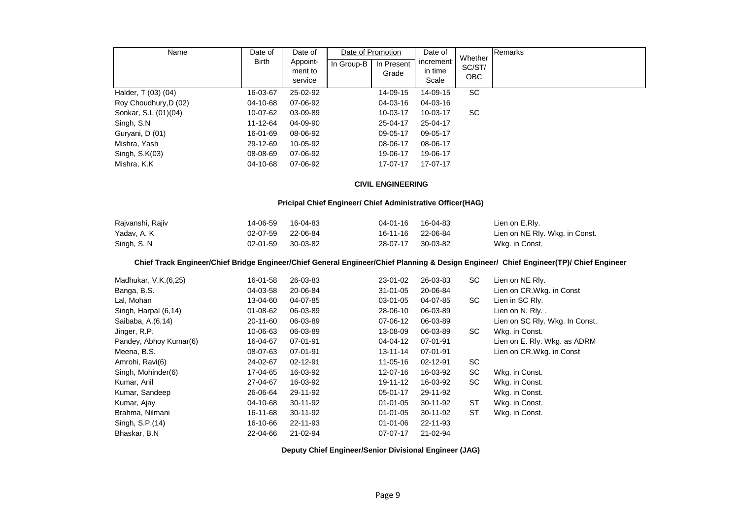| Name | Date of Birth | Date of Appoint-ment to service | Date of Promotion | | Date of increment in time Scale | Whether SC/ST/ OBC | Remarks |
|---|---|---|---|---|---|---|---|
| | | | In Group-B | In Present Grade | | | |
| Halder, T (03) (04) | 16-03-67 | 25-02-92 | | 14-09-15 | 14-09-15 | SC | |
| Roy Choudhury,D (02) | 04-10-68 | 07-06-92 | | 04-03-16 | 04-03-16 | | |
| Sonkar, S.L (01)(04) | 10-07-62 | 03-09-89 | | 10-03-17 | 10-03-17 | SC | |
| Singh, S.N | 11-12-64 | 04-09-90 | | 25-04-17 | 25-04-17 | | |
| Guryani, D (01) | 16-01-69 | 08-06-92 | | 09-05-17 | 09-05-17 | | |
| Mishra, Yash | 29-12-69 | 10-05-92 | | 08-06-17 | 08-06-17 | | |
| Singh, S.K(03) | 08-08-69 | 07-06-92 | | 19-06-17 | 19-06-17 | | |
| Mishra, K.K | 04-10-68 | 07-06-92 | | 17-07-17 | 17-07-17 | | |

## CIVIL ENGINEERING

### Pricipal Chief Engineer/ Chief Administrative Officer(HAG)

| Name | Date of Birth | Date of Appoint-ment to service | In Group-B | In Present Grade | Date of increment in time Scale | Whether SC/ST/ OBC | Remarks |
|---|---|---|---|---|---|---|---|
| Rajvanshi, Rajiv | 14-06-59 | 16-04-83 | | 04-01-16 | 16-04-83 | | Lien on E.Rly. |
| Yadav, A. K | 02-07-59 | 22-06-84 | | 16-11-16 | 22-06-84 | | Lien on NE Rly. Wkg. in Const. |
| Singh, S. N | 02-01-59 | 30-03-82 | | 28-07-17 | 30-03-82 | | Wkg. in Const. |

### Chief Track Engineer/Chief Bridge Engineer/Chief General Engineer/Chief Planning & Design Engineer/ Chief Engineer(TP)/ Chief Engineer

| Name | Date of Birth | Date of Appoint-ment to service | In Group-B | In Present Grade | Date of increment in time Scale | Whether SC/ST/ OBC | Remarks |
|---|---|---|---|---|---|---|---|
| Madhukar, V.K.(6,25) | 16-01-58 | 26-03-83 | | 23-01-02 | 26-03-83 | SC | Lien on NE Rly. |
| Banga, B.S. | 04-03-58 | 20-06-84 | | 31-01-05 | 20-06-84 | | Lien on CR.Wkg. in Const |
| Lal, Mohan | 13-04-60 | 04-07-85 | | 03-01-05 | 04-07-85 | SC | Lien in SC Rly. |
| Singh, Harpal (6,14) | 01-08-62 | 06-03-89 | | 28-06-10 | 06-03-89 | | Lien on N. Rly. . |
| Saibaba, A.(6,14) | 20-11-60 | 06-03-89 | | 07-06-12 | 06-03-89 | | Lien on SC Rly. Wkg. In Const. |
| Jinger, R.P. | 10-06-63 | 06-03-89 | | 13-08-09 | 06-03-89 | SC | Wkg. in Const. |
| Pandey, Abhoy Kumar(6) | 16-04-67 | 07-01-91 | | 04-04-12 | 07-01-91 | | Lien on E. Rly. Wkg. as ADRM |
| Meena, B.S. | 08-07-63 | 07-01-91 | | 13-11-14 | 07-01-91 | | Lien on CR.Wkg. in Const |
| Amrohi, Ravi(6) | 24-02-67 | 02-12-91 | | 11-05-16 | 02-12-91 | SC | |
| Singh, Mohinder(6) | 17-04-65 | 16-03-92 | | 12-07-16 | 16-03-92 | SC | Wkg. in Const. |
| Kumar, Anil | 27-04-67 | 16-03-92 | | 19-11-12 | 16-03-92 | SC | Wkg. in Const. |
| Kumar, Sandeep | 26-06-64 | 29-11-92 | | 05-01-17 | 29-11-92 | | Wkg. in Const. |
| Kumar, Ajay | 04-10-68 | 30-11-92 | | 01-01-05 | 30-11-92 | ST | Wkg. in Const. |
| Brahma, Nilmani | 16-11-68 | 30-11-92 | | 01-01-05 | 30-11-92 | ST | Wkg. in Const. |
| Singh, S.P.(14) | 16-10-66 | 22-11-93 | | 01-01-06 | 22-11-93 | | |
| Bhaskar, B.N | 22-04-66 | 21-02-94 | | 07-07-17 | 21-02-94 | | |

### Deputy Chief Engineer/Senior Divisional Engineer (JAG)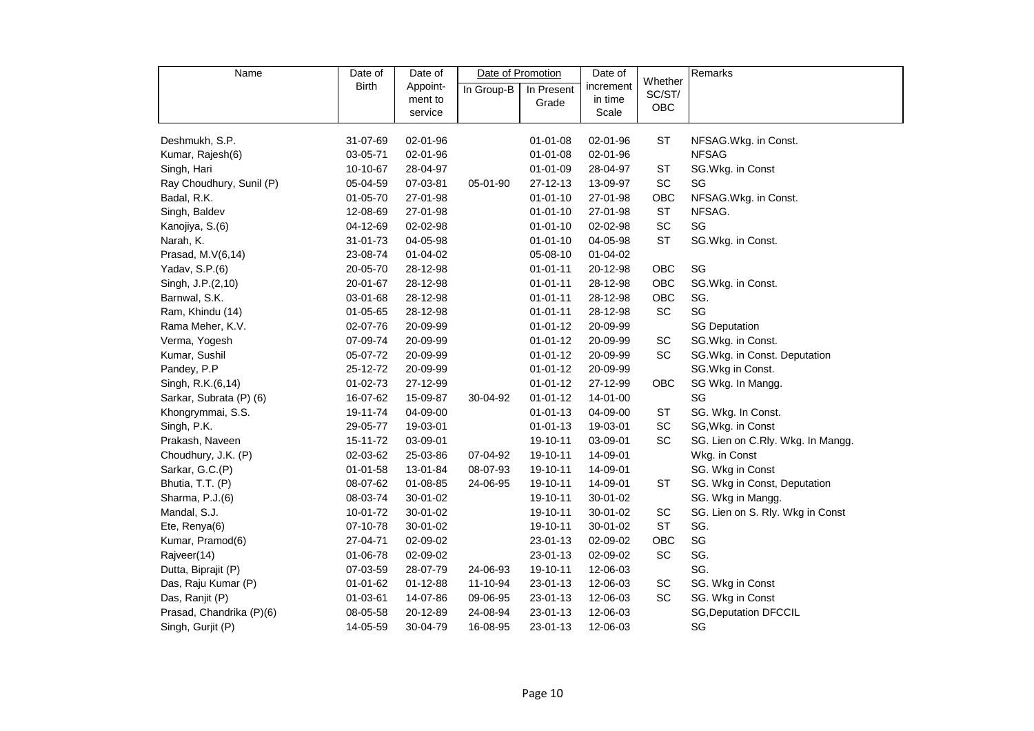| Name | Date of Birth | Date of Appoint-ment to service | Date of Promotion | | Date of increment in time Scale | Whether SC/ST/ OBC | Remarks |
|---|---|---|---|---|---|---|---|
| | | | In Group-B | In Present Grade | | | |
| Deshmukh, S.P. | 31-07-69 | 02-01-96 | | 01-01-08 | 02-01-96 | ST | NFSAG.Wkg. in Const. |
| Kumar, Rajesh(6) | 03-05-71 | 02-01-96 | | 01-01-08 | 02-01-96 | | NFSAG |
| Singh, Hari | 10-10-67 | 28-04-97 | | 01-01-09 | 28-04-97 | ST | SG.Wkg. in Const |
| Ray Choudhury, Sunil (P) | 05-04-59 | 07-03-81 | 05-01-90 | 27-12-13 | 13-09-97 | SC | SG |
| Badal, R.K. | 01-05-70 | 27-01-98 | | 01-01-10 | 27-01-98 | OBC | NFSAG.Wkg. in Const. |
| Singh, Baldev | 12-08-69 | 27-01-98 | | 01-01-10 | 27-01-98 | ST | NFSAG. |
| Kanojiya, S.(6) | 04-12-69 | 02-02-98 | | 01-01-10 | 02-02-98 | SC | SG |
| Narah, K. | 31-01-73 | 04-05-98 | | 01-01-10 | 04-05-98 | ST | SG.Wkg. in Const. |
| Prasad, M.V(6,14) | 23-08-74 | 01-04-02 | | 05-08-10 | 01-04-02 | | |
| Yadav, S.P.(6) | 20-05-70 | 28-12-98 | | 01-01-11 | 20-12-98 | OBC | SG |
| Singh, J.P.(2,10) | 20-01-67 | 28-12-98 | | 01-01-11 | 28-12-98 | OBC | SG.Wkg. in Const. |
| Barnwal, S.K. | 03-01-68 | 28-12-98 | | 01-01-11 | 28-12-98 | OBC | SG. |
| Ram, Khindu (14) | 01-05-65 | 28-12-98 | | 01-01-11 | 28-12-98 | SC | SG |
| Rama Meher, K.V. | 02-07-76 | 20-09-99 | | 01-01-12 | 20-09-99 | | SG Deputation |
| Verma, Yogesh | 07-09-74 | 20-09-99 | | 01-01-12 | 20-09-99 | SC | SG.Wkg. in Const. |
| Kumar, Sushil | 05-07-72 | 20-09-99 | | 01-01-12 | 20-09-99 | SC | SG.Wkg. in Const. Deputation |
| Pandey, P.P | 25-12-72 | 20-09-99 | | 01-01-12 | 20-09-99 | | SG.Wkg in Const. |
| Singh, R.K.(6,14) | 01-02-73 | 27-12-99 | | 01-01-12 | 27-12-99 | OBC | SG Wkg. In Mangg. |
| Sarkar, Subrata (P) (6) | 16-07-62 | 15-09-87 | 30-04-92 | 01-01-12 | 14-01-00 | | SG |
| Khongrymmai, S.S. | 19-11-74 | 04-09-00 | | 01-01-13 | 04-09-00 | ST | SG. Wkg. In Const. |
| Singh, P.K. | 29-05-77 | 19-03-01 | | 01-01-13 | 19-03-01 | SC | SG,Wkg. in Const |
| Prakash, Naveen | 15-11-72 | 03-09-01 | | 19-10-11 | 03-09-01 | SC | SG. Lien on C.Rly. Wkg. In Mangg. |
| Choudhury, J.K. (P) | 02-03-62 | 25-03-86 | 07-04-92 | 19-10-11 | 14-09-01 | | Wkg. in Const |
| Sarkar, G.C.(P) | 01-01-58 | 13-01-84 | 08-07-93 | 19-10-11 | 14-09-01 | | SG. Wkg in Const |
| Bhutia, T.T. (P) | 08-07-62 | 01-08-85 | 24-06-95 | 19-10-11 | 14-09-01 | ST | SG. Wkg in Const, Deputation |
| Sharma, P.J.(6) | 08-03-74 | 30-01-02 | | 19-10-11 | 30-01-02 | | SG. Wkg in Mangg. |
| Mandal, S.J. | 10-01-72 | 30-01-02 | | 19-10-11 | 30-01-02 | SC | SG. Lien on S. Rly. Wkg in Const |
| Ete, Renya(6) | 07-10-78 | 30-01-02 | | 19-10-11 | 30-01-02 | ST | SG. |
| Kumar, Pramod(6) | 27-04-71 | 02-09-02 | | 23-01-13 | 02-09-02 | OBC | SG |
| Rajveer(14) | 01-06-78 | 02-09-02 | | 23-01-13 | 02-09-02 | SC | SG. |
| Dutta, Biprajit (P) | 07-03-59 | 28-07-79 | 24-06-93 | 19-10-11 | 12-06-03 | | SG. |
| Das, Raju Kumar (P) | 01-01-62 | 01-12-88 | 11-10-94 | 23-01-13 | 12-06-03 | SC | SG. Wkg in Const |
| Das, Ranjit (P) | 01-03-61 | 14-07-86 | 09-06-95 | 23-01-13 | 12-06-03 | SC | SG. Wkg in Const |
| Prasad, Chandrika (P)(6) | 08-05-58 | 20-12-89 | 24-08-94 | 23-01-13 | 12-06-03 | | SG,Deputation DFCCIL |
| Singh, Gurjit (P) | 14-05-59 | 30-04-79 | 16-08-95 | 23-01-13 | 12-06-03 | | SG |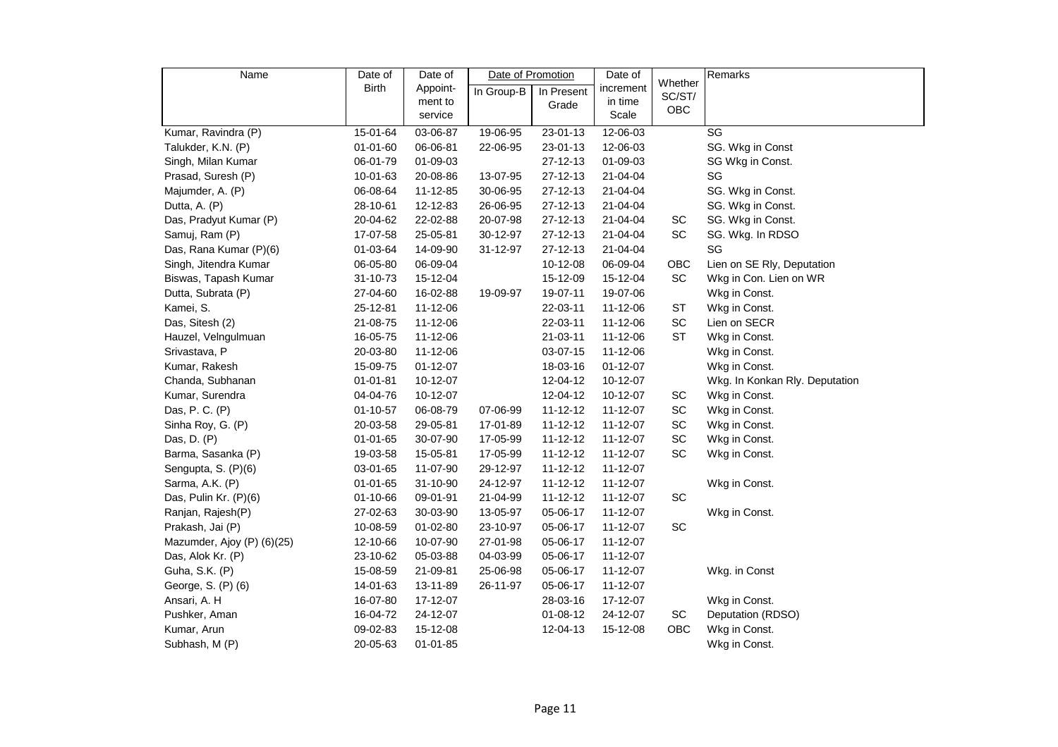| Name | Date of Birth | Date of Appoint-ment to service | Date of Promotion | | Date of increment in time Scale | Whether SC/ST/ OBC | Remarks |
|---|---|---|---|---|---|---|---|
| | | | In Group-B | In Present Grade | | | |
| Kumar, Ravindra (P) | 15-01-64 | 03-06-87 | 19-06-95 | 23-01-13 | 12-06-03 | | SG |
| Talukder, K.N. (P) | 01-01-60 | 06-06-81 | 22-06-95 | 23-01-13 | 12-06-03 | | SG. Wkg in Const |
| Singh, Milan Kumar | 06-01-79 | 01-09-03 | | 27-12-13 | 01-09-03 | | SG Wkg in Const. |
| Prasad, Suresh (P) | 10-01-63 | 20-08-86 | 13-07-95 | 27-12-13 | 21-04-04 | | SG |
| Majumder, A. (P) | 06-08-64 | 11-12-85 | 30-06-95 | 27-12-13 | 21-04-04 | | SG. Wkg in Const. |
| Dutta, A. (P) | 28-10-61 | 12-12-83 | 26-06-95 | 27-12-13 | 21-04-04 | | SG. Wkg in Const. |
| Das, Pradyut Kumar (P) | 20-04-62 | 22-02-88 | 20-07-98 | 27-12-13 | 21-04-04 | SC | SG. Wkg in Const. |
| Samuj, Ram (P) | 17-07-58 | 25-05-81 | 30-12-97 | 27-12-13 | 21-04-04 | SC | SG. Wkg. In RDSO |
| Das, Rana Kumar (P)(6) | 01-03-64 | 14-09-90 | 31-12-97 | 27-12-13 | 21-04-04 | | SG |
| Singh, Jitendra Kumar | 06-05-80 | 06-09-04 | | 10-12-08 | 06-09-04 | OBC | Lien on SE Rly, Deputation |
| Biswas, Tapash Kumar | 31-10-73 | 15-12-04 | | 15-12-09 | 15-12-04 | SC | Wkg in Con. Lien on WR |
| Dutta, Subrata (P) | 27-04-60 | 16-02-88 | 19-09-97 | 19-07-11 | 19-07-06 | | Wkg in Const. |
| Kamei, S. | 25-12-81 | 11-12-06 | | 22-03-11 | 11-12-06 | ST | Wkg in Const. |
| Das, Sitesh (2) | 21-08-75 | 11-12-06 | | 22-03-11 | 11-12-06 | SC | Lien on SECR |
| Hauzel, Velngulmuan | 16-05-75 | 11-12-06 | | 21-03-11 | 11-12-06 | ST | Wkg in Const. |
| Srivastava, P | 20-03-80 | 11-12-06 | | 03-07-15 | 11-12-06 | | Wkg in Const. |
| Kumar, Rakesh | 15-09-75 | 01-12-07 | | 18-03-16 | 01-12-07 | | Wkg in Const. |
| Chanda, Subhanan | 01-01-81 | 10-12-07 | | 12-04-12 | 10-12-07 | | Wkg. In Konkan Rly. Deputation |
| Kumar, Surendra | 04-04-76 | 10-12-07 | | 12-04-12 | 10-12-07 | SC | Wkg in Const. |
| Das, P. C. (P) | 01-10-57 | 06-08-79 | 07-06-99 | 11-12-12 | 11-12-07 | SC | Wkg in Const. |
| Sinha Roy, G. (P) | 20-03-58 | 29-05-81 | 17-01-89 | 11-12-12 | 11-12-07 | SC | Wkg in Const. |
| Das, D. (P) | 01-01-65 | 30-07-90 | 17-05-99 | 11-12-12 | 11-12-07 | SC | Wkg in Const. |
| Barma, Sasanka (P) | 19-03-58 | 15-05-81 | 17-05-99 | 11-12-12 | 11-12-07 | SC | Wkg in Const. |
| Sengupta, S. (P)(6) | 03-01-65 | 11-07-90 | 29-12-97 | 11-12-12 | 11-12-07 | | |
| Sarma, A.K. (P) | 01-01-65 | 31-10-90 | 24-12-97 | 11-12-12 | 11-12-07 | | Wkg in Const. |
| Das, Pulin Kr. (P)(6) | 01-10-66 | 09-01-91 | 21-04-99 | 11-12-12 | 11-12-07 | SC | |
| Ranjan, Rajesh(P) | 27-02-63 | 30-03-90 | 13-05-97 | 05-06-17 | 11-12-07 | | Wkg in Const. |
| Prakash, Jai (P) | 10-08-59 | 01-02-80 | 23-10-97 | 05-06-17 | 11-12-07 | SC | |
| Mazumder, Ajoy (P) (6)(25) | 12-10-66 | 10-07-90 | 27-01-98 | 05-06-17 | 11-12-07 | | |
| Das, Alok Kr. (P) | 23-10-62 | 05-03-88 | 04-03-99 | 05-06-17 | 11-12-07 | | |
| Guha, S.K. (P) | 15-08-59 | 21-09-81 | 25-06-98 | 05-06-17 | 11-12-07 | | Wkg. in Const |
| George, S. (P) (6) | 14-01-63 | 13-11-89 | 26-11-97 | 05-06-17 | 11-12-07 | | |
| Ansari, A. H | 16-07-80 | 17-12-07 | | 28-03-16 | 17-12-07 | | Wkg in Const. |
| Pushker, Aman | 16-04-72 | 24-12-07 | | 01-08-12 | 24-12-07 | SC | Deputation (RDSO) |
| Kumar, Arun | 09-02-83 | 15-12-08 | | 12-04-13 | 15-12-08 | OBC | Wkg in Const. |
| Subhash, M (P) | 20-05-63 | 01-01-85 | | | | | Wkg in Const. |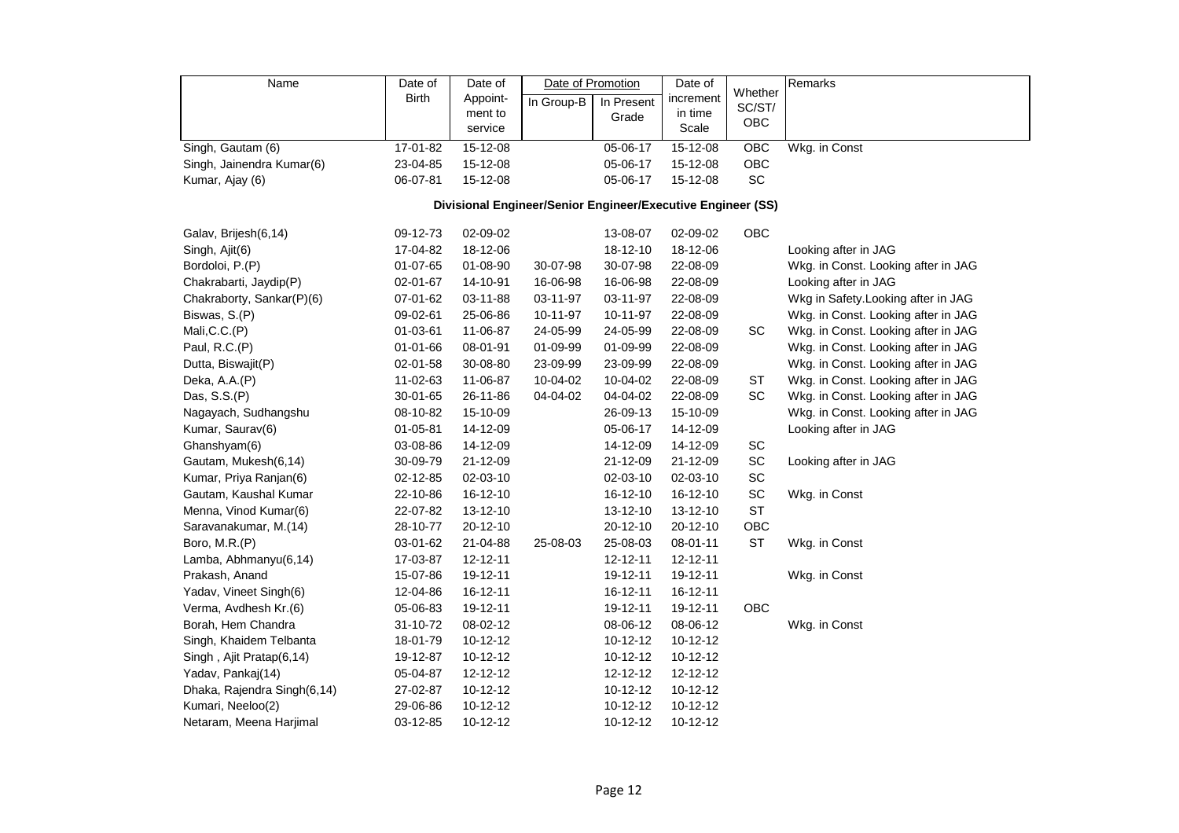| Name | Date of Birth | Date of Appoint-ment to service | Date of Promotion | | Date of increment in time Scale | Whether SC/ST/ OBC | Remarks |
|---|---|---|---|---|---|---|---|
| | | | In Group-B | In Present Grade | | | |
| Singh, Gautam (6) | 17-01-82 | 15-12-08 | | 05-06-17 | 15-12-08 | OBC | Wkg. in Const |
| Singh, Jainendra Kumar(6) | 23-04-85 | 15-12-08 | | 05-06-17 | 15-12-08 | OBC | |
| Kumar, Ajay (6) | 06-07-81 | 15-12-08 | | 05-06-17 | 15-12-08 | SC | |
| **Divisional Engineer/Senior Engineer/Executive Engineer (SS)** | | | | | | | |
| Galav, Brijesh(6,14) | 09-12-73 | 02-09-02 | | 13-08-07 | 02-09-02 | OBC | |
| Singh, Ajit(6) | 17-04-82 | 18-12-06 | | 18-12-10 | 18-12-06 | | Looking after in JAG |
| Bordoloi, P.(P) | 01-07-65 | 01-08-90 | 30-07-98 | 30-07-98 | 22-08-09 | | Wkg. in Const. Looking after in JAG |
| Chakrabarti, Jaydip(P) | 02-01-67 | 14-10-91 | 16-06-98 | 16-06-98 | 22-08-09 | | Looking after in JAG |
| Chakraborty, Sankar(P)(6) | 07-01-62 | 03-11-88 | 03-11-97 | 03-11-97 | 22-08-09 | | Wkg in Safety.Looking after in JAG |
| Biswas, S.(P) | 09-02-61 | 25-06-86 | 10-11-97 | 10-11-97 | 22-08-09 | | Wkg. in Const. Looking after in JAG |
| Mali,C.C.(P) | 01-03-61 | 11-06-87 | 24-05-99 | 24-05-99 | 22-08-09 | SC | Wkg. in Const. Looking after in JAG |
| Paul, R.C.(P) | 01-01-66 | 08-01-91 | 01-09-99 | 01-09-99 | 22-08-09 | | Wkg. in Const. Looking after in JAG |
| Dutta, Biswajit(P) | 02-01-58 | 30-08-80 | 23-09-99 | 23-09-99 | 22-08-09 | | Wkg. in Const. Looking after in JAG |
| Deka, A.A.(P) | 11-02-63 | 11-06-87 | 10-04-02 | 10-04-02 | 22-08-09 | ST | Wkg. in Const. Looking after in JAG |
| Das, S.S.(P) | 30-01-65 | 26-11-86 | 04-04-02 | 04-04-02 | 22-08-09 | SC | Wkg. in Const. Looking after in JAG |
| Nagayach, Sudhangshu | 08-10-82 | 15-10-09 | | 26-09-13 | 15-10-09 | | Wkg. in Const. Looking after in JAG |
| Kumar, Saurav(6) | 01-05-81 | 14-12-09 | | 05-06-17 | 14-12-09 | | Looking after in JAG |
| Ghanshyam(6) | 03-08-86 | 14-12-09 | | 14-12-09 | 14-12-09 | SC | |
| Gautam, Mukesh(6,14) | 30-09-79 | 21-12-09 | | 21-12-09 | 21-12-09 | SC | Looking after in JAG |
| Kumar, Priya Ranjan(6) | 02-12-85 | 02-03-10 | | 02-03-10 | 02-03-10 | SC | |
| Gautam, Kaushal Kumar | 22-10-86 | 16-12-10 | | 16-12-10 | 16-12-10 | SC | Wkg. in Const |
| Menna, Vinod Kumar(6) | 22-07-82 | 13-12-10 | | 13-12-10 | 13-12-10 | ST | |
| Saravanakumar, M.(14) | 28-10-77 | 20-12-10 | | 20-12-10 | 20-12-10 | OBC | |
| Boro, M.R.(P) | 03-01-62 | 21-04-88 | 25-08-03 | 25-08-03 | 08-01-11 | ST | Wkg. in Const |
| Lamba, Abhmanyu(6,14) | 17-03-87 | 12-12-11 | | 12-12-11 | 12-12-11 | | |
| Prakash, Anand | 15-07-86 | 19-12-11 | | 19-12-11 | 19-12-11 | | Wkg. in Const |
| Yadav, Vineet Singh(6) | 12-04-86 | 16-12-11 | | 16-12-11 | 16-12-11 | | |
| Verma, Avdhesh Kr.(6) | 05-06-83 | 19-12-11 | | 19-12-11 | 19-12-11 | OBC | |
| Borah, Hem Chandra | 31-10-72 | 08-02-12 | | 08-06-12 | 08-06-12 | | Wkg. in Const |
| Singh, Khaidem Telbanta | 18-01-79 | 10-12-12 | | 10-12-12 | 10-12-12 | | |
| Singh , Ajit Pratap(6,14) | 19-12-87 | 10-12-12 | | 10-12-12 | 10-12-12 | | |
| Yadav, Pankaj(14) | 05-04-87 | 12-12-12 | | 12-12-12 | 12-12-12 | | |
| Dhaka, Rajendra Singh(6,14) | 27-02-87 | 10-12-12 | | 10-12-12 | 10-12-12 | | |
| Kumari, Neeloo(2) | 29-06-86 | 10-12-12 | | 10-12-12 | 10-12-12 | | |
| Netaram, Meena Harjimal | 03-12-85 | 10-12-12 | | 10-12-12 | 10-12-12 | | |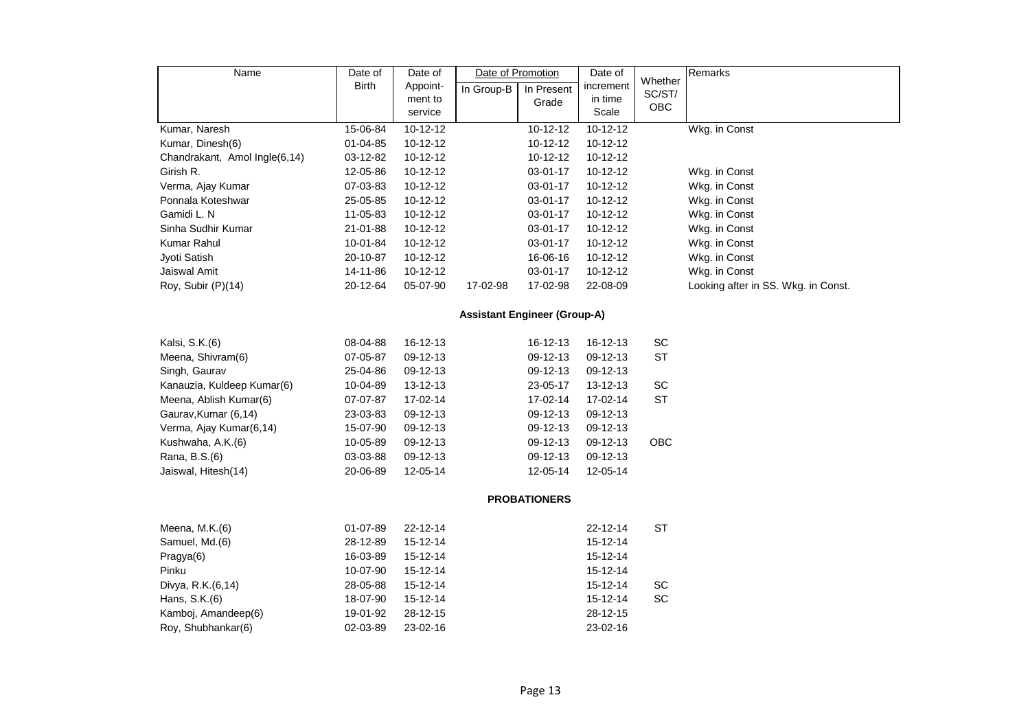| Name | Date of Birth | Date of Appoint-ment to service | Date of Promotion | | Date of increment in time Scale | Whether SC/ST/ OBC | Remarks |
|---|---|---|---|---|---|---|---|
| | | | In Group-B | In Present Grade | | | |
| Kumar, Naresh | 15-06-84 | 10-12-12 | | 10-12-12 | 10-12-12 | | Wkg. in Const |
| Kumar, Dinesh(6) | 01-04-85 | 10-12-12 | | 10-12-12 | 10-12-12 | | |
| Chandrakant, Amol Ingle(6,14) | 03-12-82 | 10-12-12 | | 10-12-12 | 10-12-12 | | |
| Girish R. | 12-05-86 | 10-12-12 | | 03-01-17 | 10-12-12 | | Wkg. in Const |
| Verma, Ajay Kumar | 07-03-83 | 10-12-12 | | 03-01-17 | 10-12-12 | | Wkg. in Const |
| Ponnala Koteshwar | 25-05-85 | 10-12-12 | | 03-01-17 | 10-12-12 | | Wkg. in Const |
| Gamidi L. N | 11-05-83 | 10-12-12 | | 03-01-17 | 10-12-12 | | Wkg. in Const |
| Sinha Sudhir Kumar | 21-01-88 | 10-12-12 | | 03-01-17 | 10-12-12 | | Wkg. in Const |
| Kumar Rahul | 10-01-84 | 10-12-12 | | 03-01-17 | 10-12-12 | | Wkg. in Const |
| Jyoti Satish | 20-10-87 | 10-12-12 | | 16-06-16 | 10-12-12 | | Wkg. in Const |
| Jaiswal Amit | 14-11-86 | 10-12-12 | | 03-01-17 | 10-12-12 | | Wkg. in Const |
| Roy, Subir (P)(14) | 20-12-64 | 05-07-90 | 17-02-98 | 17-02-98 | 22-08-09 | | Looking after in SS. Wkg. in Const. |
| **Assistant Engineer (Group-A)** | | | | | | | |
| Kalsi, S.K.(6) | 08-04-88 | 16-12-13 | | 16-12-13 | 16-12-13 | SC | |
| Meena, Shivram(6) | 07-05-87 | 09-12-13 | | 09-12-13 | 09-12-13 | ST | |
| Singh, Gaurav | 25-04-86 | 09-12-13 | | 09-12-13 | 09-12-13 | | |
| Kanauzia, Kuldeep Kumar(6) | 10-04-89 | 13-12-13 | | 23-05-17 | 13-12-13 | SC | |
| Meena, Ablish Kumar(6) | 07-07-87 | 17-02-14 | | 17-02-14 | 17-02-14 | ST | |
| Gaurav,Kumar (6,14) | 23-03-83 | 09-12-13 | | 09-12-13 | 09-12-13 | | |
| Verma, Ajay Kumar(6,14) | 15-07-90 | 09-12-13 | | 09-12-13 | 09-12-13 | | |
| Kushwaha, A.K.(6) | 10-05-89 | 09-12-13 | | 09-12-13 | 09-12-13 | OBC | |
| Rana, B.S.(6) | 03-03-88 | 09-12-13 | | 09-12-13 | 09-12-13 | | |
| Jaiswal, Hitesh(14) | 20-06-89 | 12-05-14 | | 12-05-14 | 12-05-14 | | |
| **PROBATIONERS** | | | | | | | |
| Meena, M.K.(6) | 01-07-89 | 22-12-14 | | | 22-12-14 | ST | |
| Samuel, Md.(6) | 28-12-89 | 15-12-14 | | | 15-12-14 | | |
| Pragya(6) | 16-03-89 | 15-12-14 | | | 15-12-14 | | |
| Pinku | 10-07-90 | 15-12-14 | | | 15-12-14 | | |
| Divya, R.K.(6,14) | 28-05-88 | 15-12-14 | | | 15-12-14 | SC | |
| Hans, S.K.(6) | 18-07-90 | 15-12-14 | | | 15-12-14 | SC | |
| Kamboj, Amandeep(6) | 19-01-92 | 28-12-15 | | | 28-12-15 | | |
| Roy, Shubhankar(6) | 02-03-89 | 23-02-16 | | | 23-02-16 | | |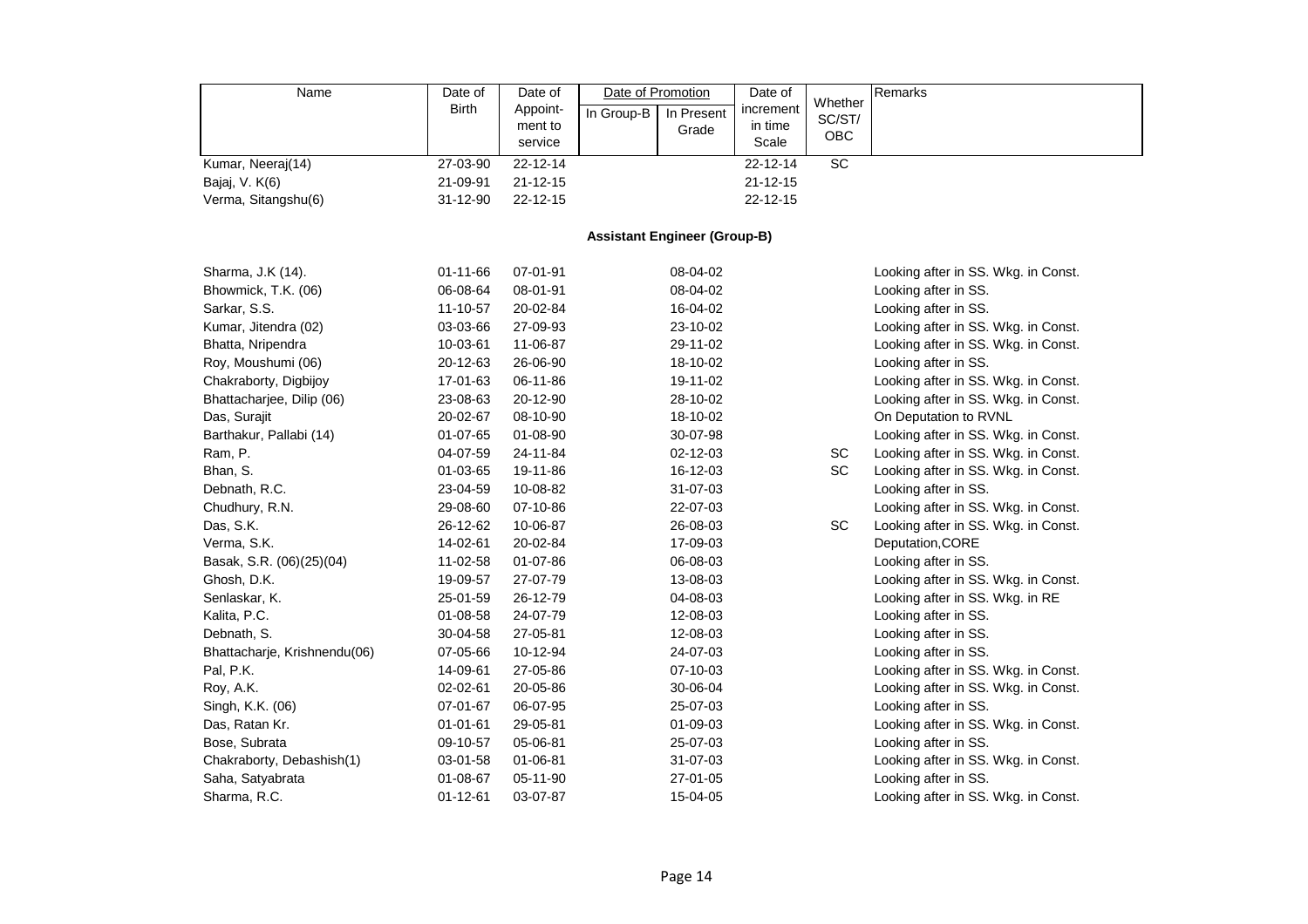| Name | Date of Birth | Date of Appoint-ment to service | Date of Promotion | | Date of increment in time Scale | Whether SC/ST/OBC | Remarks |
|---|---|---|---|---|---|---|---|
| | | | In Group-B | In Present Grade | | | |
| Kumar, Neeraj(14) | 27-03-90 | 22-12-14 | | | 22-12-14 | SC | |
| Bajaj, V. K(6) | 21-09-91 | 21-12-15 | | | 21-12-15 | | |
| Verma, Sitangshu(6) | 31-12-90 | 22-12-15 | | | 22-12-15 | | |
| **Assistant Engineer (Group-B)** | | | | | | | |
| Sharma, J.K (14). | 01-11-66 | 07-01-91 | | 08-04-02 | | | Looking after in SS. Wkg. in Const. |
| Bhowmick, T.K. (06) | 06-08-64 | 08-01-91 | | 08-04-02 | | | Looking after in SS. |
| Sarkar, S.S. | 11-10-57 | 20-02-84 | | 16-04-02 | | | Looking after in SS. |
| Kumar, Jitendra (02) | 03-03-66 | 27-09-93 | | 23-10-02 | | | Looking after in SS. Wkg. in Const. |
| Bhatta, Nripendra | 10-03-61 | 11-06-87 | | 29-11-02 | | | Looking after in SS. Wkg. in Const. |
| Roy, Moushumi (06) | 20-12-63 | 26-06-90 | | 18-10-02 | | | Looking after in SS. |
| Chakraborty, Digbijoy | 17-01-63 | 06-11-86 | | 19-11-02 | | | Looking after in SS. Wkg. in Const. |
| Bhattacharjee, Dilip (06) | 23-08-63 | 20-12-90 | | 28-10-02 | | | Looking after in SS. Wkg. in Const. |
| Das, Surajit | 20-02-67 | 08-10-90 | | 18-10-02 | | | On Deputation to RVNL |
| Barthakur, Pallabi (14) | 01-07-65 | 01-08-90 | | 30-07-98 | | | Looking after in SS. Wkg. in Const. |
| Ram, P. | 04-07-59 | 24-11-84 | | 02-12-03 | | SC | Looking after in SS. Wkg. in Const. |
| Bhan, S. | 01-03-65 | 19-11-86 | | 16-12-03 | | SC | Looking after in SS. Wkg. in Const. |
| Debnath, R.C. | 23-04-59 | 10-08-82 | | 31-07-03 | | | Looking after in SS. |
| Chudhury, R.N. | 29-08-60 | 07-10-86 | | 22-07-03 | | | Looking after in SS. Wkg. in Const. |
| Das, S.K. | 26-12-62 | 10-06-87 | | 26-08-03 | | SC | Looking after in SS. Wkg. in Const. |
| Verma, S.K. | 14-02-61 | 20-02-84 | | 17-09-03 | | | Deputation,CORE |
| Basak, S.R. (06)(25)(04) | 11-02-58 | 01-07-86 | | 06-08-03 | | | Looking after in SS. |
| Ghosh, D.K. | 19-09-57 | 27-07-79 | | 13-08-03 | | | Looking after in SS. Wkg. in Const. |
| Senlaskar, K. | 25-01-59 | 26-12-79 | | 04-08-03 | | | Looking after in SS. Wkg. in RE |
| Kalita, P.C. | 01-08-58 | 24-07-79 | | 12-08-03 | | | Looking after in SS. |
| Debnath, S. | 30-04-58 | 27-05-81 | | 12-08-03 | | | Looking after in SS. |
| Bhattacharje, Krishnendu(06) | 07-05-66 | 10-12-94 | | 24-07-03 | | | Looking after in SS. |
| Pal, P.K. | 14-09-61 | 27-05-86 | | 07-10-03 | | | Looking after in SS. Wkg. in Const. |
| Roy, A.K. | 02-02-61 | 20-05-86 | | 30-06-04 | | | Looking after in SS. Wkg. in Const. |
| Singh, K.K. (06) | 07-01-67 | 06-07-95 | | 25-07-03 | | | Looking after in SS. |
| Das, Ratan Kr. | 01-01-61 | 29-05-81 | | 01-09-03 | | | Looking after in SS. Wkg. in Const. |
| Bose, Subrata | 09-10-57 | 05-06-81 | | 25-07-03 | | | Looking after in SS. |
| Chakraborty, Debashish(1) | 03-01-58 | 01-06-81 | | 31-07-03 | | | Looking after in SS. Wkg. in Const. |
| Saha, Satyabrata | 01-08-67 | 05-11-90 | | 27-01-05 | | | Looking after in SS. |
| Sharma, R.C. | 01-12-61 | 03-07-87 | | 15-04-05 | | | Looking after in SS. Wkg. in Const. |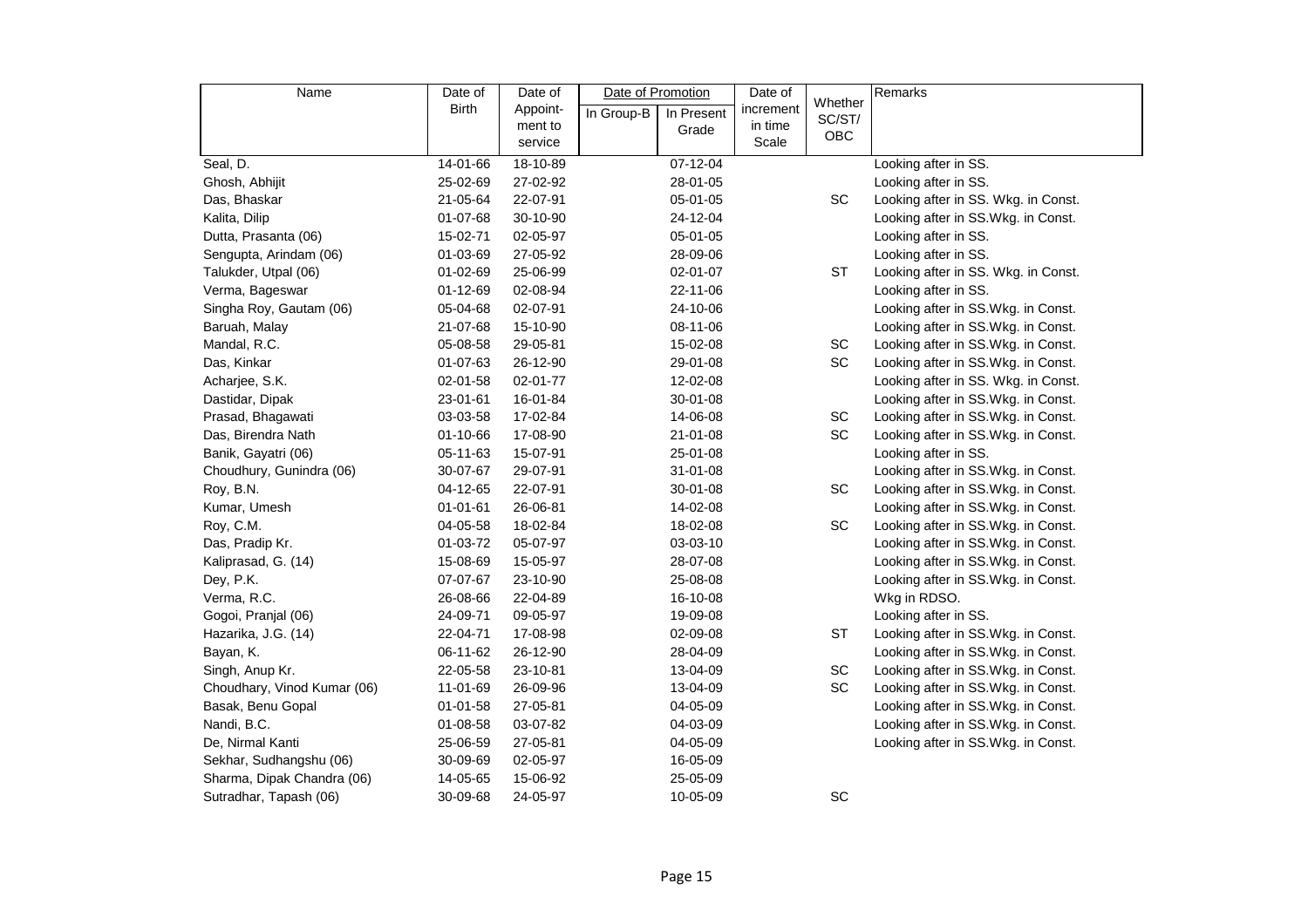| Name | Date of Birth | Date of Appoint-ment to service | Date of Promotion | | Date of increment in time Scale | Whether SC/ST/ OBC | Remarks |
|---|---|---|---|---|---|---|---|
| | | | In Group-B | In Present Grade | | | |
| Seal, D. | 14-01-66 | 18-10-89 | | 07-12-04 | | | Looking after in SS. |
| Ghosh, Abhijit | 25-02-69 | 27-02-92 | | 28-01-05 | | | Looking after in SS. |
| Das, Bhaskar | 21-05-64 | 22-07-91 | | 05-01-05 | | SC | Looking after in SS. Wkg. in Const. |
| Kalita, Dilip | 01-07-68 | 30-10-90 | | 24-12-04 | | | Looking after in SS.Wkg. in Const. |
| Dutta, Prasanta (06) | 15-02-71 | 02-05-97 | | 05-01-05 | | | Looking after in SS. |
| Sengupta, Arindam (06) | 01-03-69 | 27-05-92 | | 28-09-06 | | | Looking after in SS. |
| Talukder, Utpal (06) | 01-02-69 | 25-06-99 | | 02-01-07 | | ST | Looking after in SS. Wkg. in Const. |
| Verma, Bageswar | 01-12-69 | 02-08-94 | | 22-11-06 | | | Looking after in SS. |
| Singha Roy, Gautam (06) | 05-04-68 | 02-07-91 | | 24-10-06 | | | Looking after in SS.Wkg. in Const. |
| Baruah, Malay | 21-07-68 | 15-10-90 | | 08-11-06 | | | Looking after in SS.Wkg. in Const. |
| Mandal, R.C. | 05-08-58 | 29-05-81 | | 15-02-08 | | SC | Looking after in SS.Wkg. in Const. |
| Das, Kinkar | 01-07-63 | 26-12-90 | | 29-01-08 | | SC | Looking after in SS.Wkg. in Const. |
| Acharjee, S.K. | 02-01-58 | 02-01-77 | | 12-02-08 | | | Looking after in SS. Wkg. in Const. |
| Dastidar, Dipak | 23-01-61 | 16-01-84 | | 30-01-08 | | | Looking after in SS.Wkg. in Const. |
| Prasad, Bhagawati | 03-03-58 | 17-02-84 | | 14-06-08 | | SC | Looking after in SS.Wkg. in Const. |
| Das, Birendra Nath | 01-10-66 | 17-08-90 | | 21-01-08 | | SC | Looking after in SS.Wkg. in Const. |
| Banik, Gayatri (06) | 05-11-63 | 15-07-91 | | 25-01-08 | | | Looking after in SS. |
| Choudhury, Gunindra (06) | 30-07-67 | 29-07-91 | | 31-01-08 | | | Looking after in SS.Wkg. in Const. |
| Roy, B.N. | 04-12-65 | 22-07-91 | | 30-01-08 | | SC | Looking after in SS.Wkg. in Const. |
| Kumar, Umesh | 01-01-61 | 26-06-81 | | 14-02-08 | | | Looking after in SS.Wkg. in Const. |
| Roy, C.M. | 04-05-58 | 18-02-84 | | 18-02-08 | | SC | Looking after in SS.Wkg. in Const. |
| Das, Pradip Kr. | 01-03-72 | 05-07-97 | | 03-03-10 | | | Looking after in SS.Wkg. in Const. |
| Kaliprasad, G. (14) | 15-08-69 | 15-05-97 | | 28-07-08 | | | Looking after in SS.Wkg. in Const. |
| Dey, P.K. | 07-07-67 | 23-10-90 | | 25-08-08 | | | Looking after in SS.Wkg. in Const. |
| Verma, R.C. | 26-08-66 | 22-04-89 | | 16-10-08 | | | Wkg in RDSO. |
| Gogoi, Pranjal (06) | 24-09-71 | 09-05-97 | | 19-09-08 | | | Looking after in SS. |
| Hazarika, J.G. (14) | 22-04-71 | 17-08-98 | | 02-09-08 | | ST | Looking after in SS.Wkg. in Const. |
| Bayan, K. | 06-11-62 | 26-12-90 | | 28-04-09 | | | Looking after in SS.Wkg. in Const. |
| Singh, Anup Kr. | 22-05-58 | 23-10-81 | | 13-04-09 | | SC | Looking after in SS.Wkg. in Const. |
| Choudhary, Vinod Kumar (06) | 11-01-69 | 26-09-96 | | 13-04-09 | | SC | Looking after in SS.Wkg. in Const. |
| Basak, Benu Gopal | 01-01-58 | 27-05-81 | | 04-05-09 | | | Looking after in SS.Wkg. in Const. |
| Nandi, B.C. | 01-08-58 | 03-07-82 | | 04-03-09 | | | Looking after in SS.Wkg. in Const. |
| De, Nirmal Kanti | 25-06-59 | 27-05-81 | | 04-05-09 | | | Looking after in SS.Wkg. in Const. |
| Sekhar, Sudhangshu (06) | 30-09-69 | 02-05-97 | | 16-05-09 | | | |
| Sharma, Dipak Chandra (06) | 14-05-65 | 15-06-92 | | 25-05-09 | | | |
| Sutradhar, Tapash (06) | 30-09-68 | 24-05-97 | | 10-05-09 | | SC | |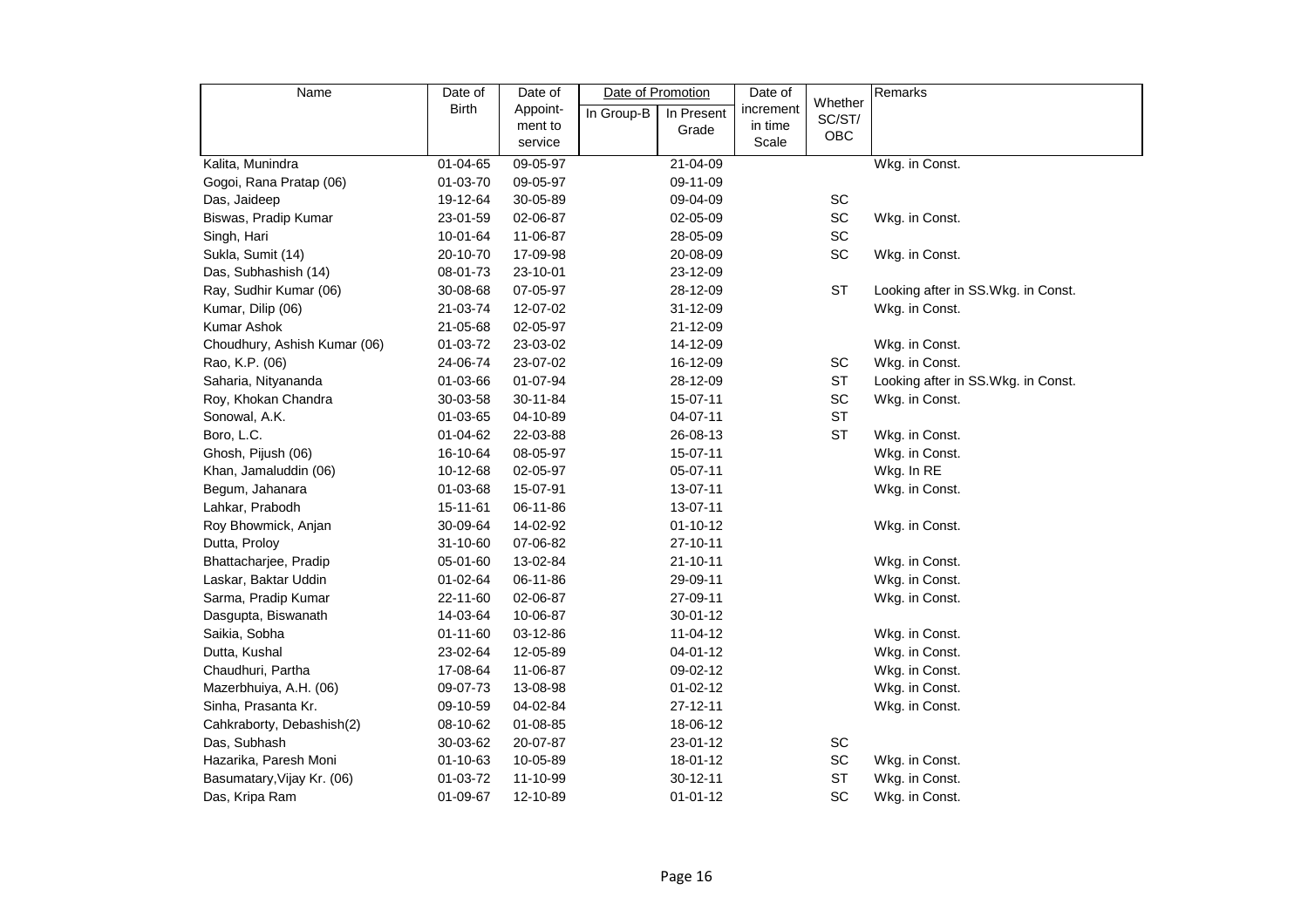| Name | Date of Birth | Date of Appoint-ment to service | Date of Promotion | | Date of increment in time Scale | Whether SC/ST/ OBC | Remarks |
|---|---|---|---|---|---|---|---|
| | | | In Group-B | In Present Grade | | | |
| Kalita, Munindra | 01-04-65 | 09-05-97 | | 21-04-09 | | | Wkg. in Const. |
| Gogoi, Rana Pratap (06) | 01-03-70 | 09-05-97 | | 09-11-09 | | | |
| Das, Jaideep | 19-12-64 | 30-05-89 | | 09-04-09 | | SC | |
| Biswas, Pradip Kumar | 23-01-59 | 02-06-87 | | 02-05-09 | | SC | Wkg. in Const. |
| Singh, Hari | 10-01-64 | 11-06-87 | | 28-05-09 | | SC | |
| Sukla, Sumit (14) | 20-10-70 | 17-09-98 | | 20-08-09 | | SC | Wkg. in Const. |
| Das, Subhashish (14) | 08-01-73 | 23-10-01 | | 23-12-09 | | | |
| Ray, Sudhir Kumar (06) | 30-08-68 | 07-05-97 | | 28-12-09 | | ST | Looking after in SS.Wkg. in Const. |
| Kumar, Dilip (06) | 21-03-74 | 12-07-02 | | 31-12-09 | | | Wkg. in Const. |
| Kumar Ashok | 21-05-68 | 02-05-97 | | 21-12-09 | | | |
| Choudhury, Ashish Kumar (06) | 01-03-72 | 23-03-02 | | 14-12-09 | | | Wkg. in Const. |
| Rao, K.P. (06) | 24-06-74 | 23-07-02 | | 16-12-09 | | SC | Wkg. in Const. |
| Saharia, Nityananda | 01-03-66 | 01-07-94 | | 28-12-09 | | ST | Looking after in SS.Wkg. in Const. |
| Roy, Khokan Chandra | 30-03-58 | 30-11-84 | | 15-07-11 | | SC | Wkg. in Const. |
| Sonowal, A.K. | 01-03-65 | 04-10-89 | | 04-07-11 | | ST | |
| Boro, L.C. | 01-04-62 | 22-03-88 | | 26-08-13 | | ST | Wkg. in Const. |
| Ghosh, Pijush (06) | 16-10-64 | 08-05-97 | | 15-07-11 | | | Wkg. in Const. |
| Khan, Jamaluddin (06) | 10-12-68 | 02-05-97 | | 05-07-11 | | | Wkg. In RE |
| Begum, Jahanara | 01-03-68 | 15-07-91 | | 13-07-11 | | | Wkg. in Const. |
| Lahkar, Prabodh | 15-11-61 | 06-11-86 | | 13-07-11 | | | |
| Roy Bhowmick, Anjan | 30-09-64 | 14-02-92 | | 01-10-12 | | | Wkg. in Const. |
| Dutta, Proloy | 31-10-60 | 07-06-82 | | 27-10-11 | | | |
| Bhattacharjee, Pradip | 05-01-60 | 13-02-84 | | 21-10-11 | | | Wkg. in Const. |
| Laskar, Baktar Uddin | 01-02-64 | 06-11-86 | | 29-09-11 | | | Wkg. in Const. |
| Sarma, Pradip Kumar | 22-11-60 | 02-06-87 | | 27-09-11 | | | Wkg. in Const. |
| Dasgupta, Biswanath | 14-03-64 | 10-06-87 | | 30-01-12 | | | |
| Saikia, Sobha | 01-11-60 | 03-12-86 | | 11-04-12 | | | Wkg. in Const. |
| Dutta, Kushal | 23-02-64 | 12-05-89 | | 04-01-12 | | | Wkg. in Const. |
| Chaudhuri, Partha | 17-08-64 | 11-06-87 | | 09-02-12 | | | Wkg. in Const. |
| Mazerbhuiya, A.H. (06) | 09-07-73 | 13-08-98 | | 01-02-12 | | | Wkg. in Const. |
| Sinha, Prasanta Kr. | 09-10-59 | 04-02-84 | | 27-12-11 | | | Wkg. in Const. |
| Cahkraborty, Debashish(2) | 08-10-62 | 01-08-85 | | 18-06-12 | | | |
| Das, Subhash | 30-03-62 | 20-07-87 | | 23-01-12 | | SC | |
| Hazarika, Paresh Moni | 01-10-63 | 10-05-89 | | 18-01-12 | | SC | Wkg. in Const. |
| Basumatary,Vijay Kr. (06) | 01-03-72 | 11-10-99 | | 30-12-11 | | ST | Wkg. in Const. |
| Das, Kripa Ram | 01-09-67 | 12-10-89 | | 01-01-12 | | SC | Wkg. in Const. |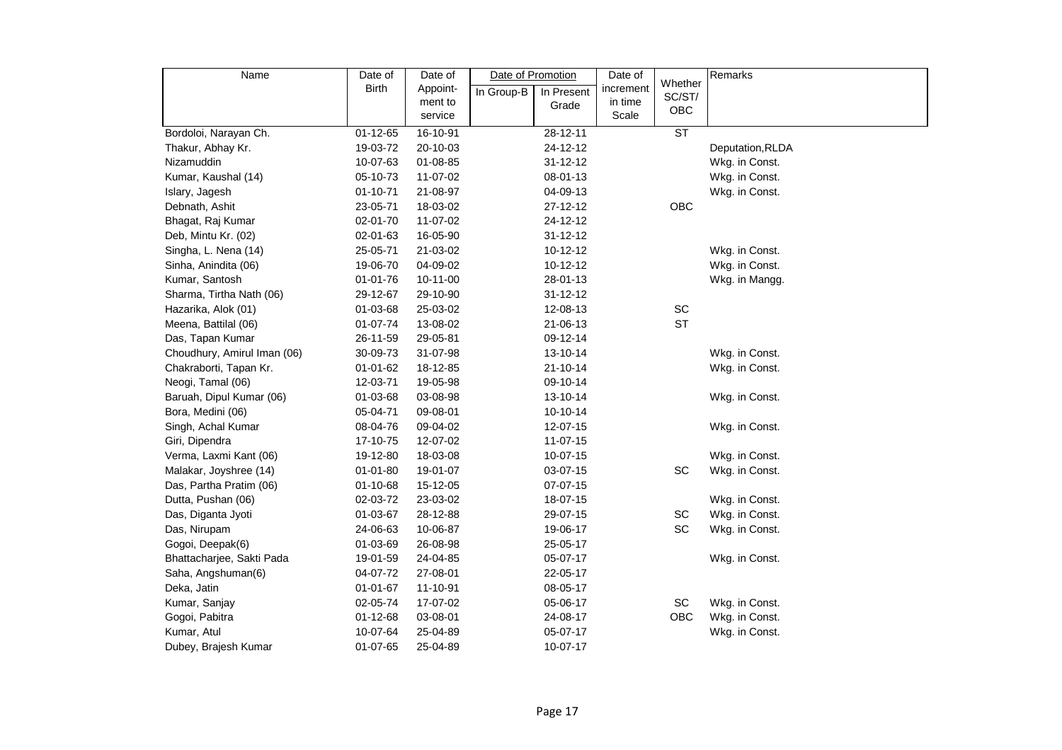| Name | Date of Birth | Date of Appoint-ment to service | Date of Promotion | | Date of increment in time Scale | Whether SC/ST/ OBC | Remarks |
|---|---|---|---|---|---|---|---|
| | | | In Group-B | In Present Grade | | | |
| Bordoloi, Narayan Ch. | 01-12-65 | 16-10-91 | | 28-12-11 | | ST | |
| Thakur, Abhay Kr. | 19-03-72 | 20-10-03 | | 24-12-12 | | | Deputation,RLDA |
| Nizamuddin | 10-07-63 | 01-08-85 | | 31-12-12 | | | Wkg. in Const. |
| Kumar, Kaushal (14) | 05-10-73 | 11-07-02 | | 08-01-13 | | | Wkg. in Const. |
| Islary, Jagesh | 01-10-71 | 21-08-97 | | 04-09-13 | | | Wkg. in Const. |
| Debnath, Ashit | 23-05-71 | 18-03-02 | | 27-12-12 | | OBC | |
| Bhagat, Raj Kumar | 02-01-70 | 11-07-02 | | 24-12-12 | | | |
| Deb, Mintu Kr. (02) | 02-01-63 | 16-05-90 | | 31-12-12 | | | |
| Singha, L. Nena (14) | 25-05-71 | 21-03-02 | | 10-12-12 | | | Wkg. in Const. |
| Sinha, Anindita (06) | 19-06-70 | 04-09-02 | | 10-12-12 | | | Wkg. in Const. |
| Kumar, Santosh | 01-01-76 | 10-11-00 | | 28-01-13 | | | Wkg. in Mangg. |
| Sharma, Tirtha Nath (06) | 29-12-67 | 29-10-90 | | 31-12-12 | | | |
| Hazarika, Alok (01) | 01-03-68 | 25-03-02 | | 12-08-13 | | SC | |
| Meena, Battilal (06) | 01-07-74 | 13-08-02 | | 21-06-13 | | ST | |
| Das, Tapan Kumar | 26-11-59 | 29-05-81 | | 09-12-14 | | | |
| Choudhury, Amirul Iman (06) | 30-09-73 | 31-07-98 | | 13-10-14 | | | Wkg. in Const. |
| Chakraborti, Tapan Kr. | 01-01-62 | 18-12-85 | | 21-10-14 | | | Wkg. in Const. |
| Neogi, Tamal (06) | 12-03-71 | 19-05-98 | | 09-10-14 | | | |
| Baruah, Dipul Kumar (06) | 01-03-68 | 03-08-98 | | 13-10-14 | | | Wkg. in Const. |
| Bora, Medini (06) | 05-04-71 | 09-08-01 | | 10-10-14 | | | |
| Singh, Achal Kumar | 08-04-76 | 09-04-02 | | 12-07-15 | | | Wkg. in Const. |
| Giri, Dipendra | 17-10-75 | 12-07-02 | | 11-07-15 | | | |
| Verma, Laxmi Kant (06) | 19-12-80 | 18-03-08 | | 10-07-15 | | | Wkg. in Const. |
| Malakar, Joyshree (14) | 01-01-80 | 19-01-07 | | 03-07-15 | | SC | Wkg. in Const. |
| Das, Partha Pratim (06) | 01-10-68 | 15-12-05 | | 07-07-15 | | | |
| Dutta, Pushan (06) | 02-03-72 | 23-03-02 | | 18-07-15 | | | Wkg. in Const. |
| Das, Diganta Jyoti | 01-03-67 | 28-12-88 | | 29-07-15 | | SC | Wkg. in Const. |
| Das, Nirupam | 24-06-63 | 10-06-87 | | 19-06-17 | | SC | Wkg. in Const. |
| Gogoi, Deepak(6) | 01-03-69 | 26-08-98 | | 25-05-17 | | | |
| Bhattacharjee, Sakti Pada | 19-01-59 | 24-04-85 | | 05-07-17 | | | Wkg. in Const. |
| Saha, Angshuman(6) | 04-07-72 | 27-08-01 | | 22-05-17 | | | |
| Deka, Jatin | 01-01-67 | 11-10-91 | | 08-05-17 | | | |
| Kumar, Sanjay | 02-05-74 | 17-07-02 | | 05-06-17 | | SC | Wkg. in Const. |
| Gogoi, Pabitra | 01-12-68 | 03-08-01 | | 24-08-17 | | OBC | Wkg. in Const. |
| Kumar, Atul | 10-07-64 | 25-04-89 | | 05-07-17 | | | Wkg. in Const. |
| Dubey, Brajesh Kumar | 01-07-65 | 25-04-89 | | 10-07-17 | | | |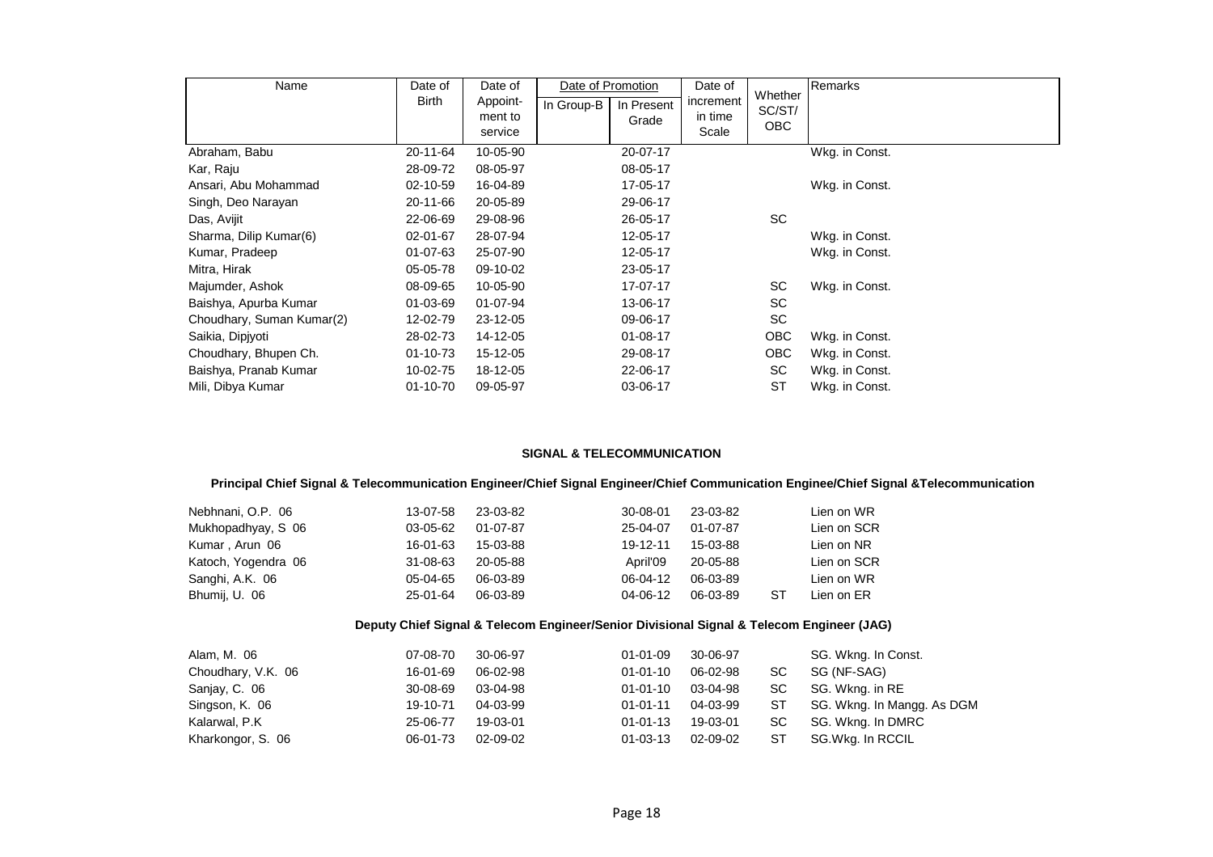| Name | Date of Birth | Date of Appoint-ment to service | Date of Promotion | | Date of increment in time Scale | Whether SC/ST/ OBC | Remarks |
|---|---|---|---|---|---|---|---|
| | | | In Group-B | In Present Grade | | | |
| Abraham, Babu | 20-11-64 | 10-05-90 | | 20-07-17 | | | Wkg. in Const. |
| Kar, Raju | 28-09-72 | 08-05-97 | | 08-05-17 | | | |
| Ansari, Abu Mohammad | 02-10-59 | 16-04-89 | | 17-05-17 | | | Wkg. in Const. |
| Singh, Deo Narayan | 20-11-66 | 20-05-89 | | 29-06-17 | | | |
| Das, Avijit | 22-06-69 | 29-08-96 | | 26-05-17 | | SC | |
| Sharma, Dilip Kumar(6) | 02-01-67 | 28-07-94 | | 12-05-17 | | | Wkg. in Const. |
| Kumar, Pradeep | 01-07-63 | 25-07-90 | | 12-05-17 | | | Wkg. in Const. |
| Mitra, Hirak | 05-05-78 | 09-10-02 | | 23-05-17 | | | |
| Majumder, Ashok | 08-09-65 | 10-05-90 | | 17-07-17 | | SC | Wkg. in Const. |
| Baishya, Apurba Kumar | 01-03-69 | 01-07-94 | | 13-06-17 | | SC | |
| Choudhary, Suman Kumar(2) | 12-02-79 | 23-12-05 | | 09-06-17 | | SC | |
| Saikia, Dipjyoti | 28-02-73 | 14-12-05 | | 01-08-17 | | OBC | Wkg. in Const. |
| Choudhary, Bhupen Ch. | 01-10-73 | 15-12-05 | | 29-08-17 | | OBC | Wkg. in Const. |
| Baishya, Pranab Kumar | 10-02-75 | 18-12-05 | | 22-06-17 | | SC | Wkg. in Const. |
| Mili, Dibya Kumar | 01-10-70 | 09-05-97 | | 03-06-17 | | ST | Wkg. in Const. |

## SIGNAL & TELECOMMUNICATION

### Principal Chief Signal & Telecommunication Engineer/Chief Signal Engineer/Chief Communication Enginee/Chief Signal &Telecommunication

| Name | Date of Birth | Date of Appoint-ment to service | In Group-B | In Present Grade | Date of increment in time Scale | Whether SC/ST/ OBC | Remarks |
|---|---|---|---|---|---|---|---|
| Nebhnani, O.P. 06 | 13-07-58 | 23-03-82 | | 30-08-01 | 23-03-82 | | Lien on WR |
| Mukhopadhyay, S 06 | 03-05-62 | 01-07-87 | | 25-04-07 | 01-07-87 | | Lien on SCR |
| Kumar , Arun 06 | 16-01-63 | 15-03-88 | | 19-12-11 | 15-03-88 | | Lien on NR |
| Katoch, Yogendra 06 | 31-08-63 | 20-05-88 | | April'09 | 20-05-88 | | Lien on SCR |
| Sanghi, A.K. 06 | 05-04-65 | 06-03-89 | | 06-04-12 | 06-03-89 | | Lien on WR |
| Bhumij, U. 06 | 25-01-64 | 06-03-89 | | 04-06-12 | 06-03-89 | ST | Lien on ER |

### Deputy Chief Signal & Telecom Engineer/Senior Divisional Signal & Telecom Engineer (JAG)

| Name | Date of Birth | Date of Appoint-ment to service | In Group-B | In Present Grade | Date of increment in time Scale | Whether SC/ST/ OBC | Remarks |
|---|---|---|---|---|---|---|---|
| Alam, M. 06 | 07-08-70 | 30-06-97 | | 01-01-09 | 30-06-97 | | SG. Wkng. In Const. |
| Choudhary, V.K. 06 | 16-01-69 | 06-02-98 | | 01-01-10 | 06-02-98 | SC | SG (NF-SAG) |
| Sanjay, C. 06 | 30-08-69 | 03-04-98 | | 01-01-10 | 03-04-98 | SC | SG. Wkng. in RE |
| Singson, K. 06 | 19-10-71 | 04-03-99 | | 01-01-11 | 04-03-99 | ST | SG. Wkng. In Mangg. As DGM |
| Kalarwal, P.K | 25-06-77 | 19-03-01 | | 01-01-13 | 19-03-01 | SC | SG. Wkng. In DMRC |
| Kharkongor, S. 06 | 06-01-73 | 02-09-02 | | 01-03-13 | 02-09-02 | ST | SG.Wkg. In RCCIL |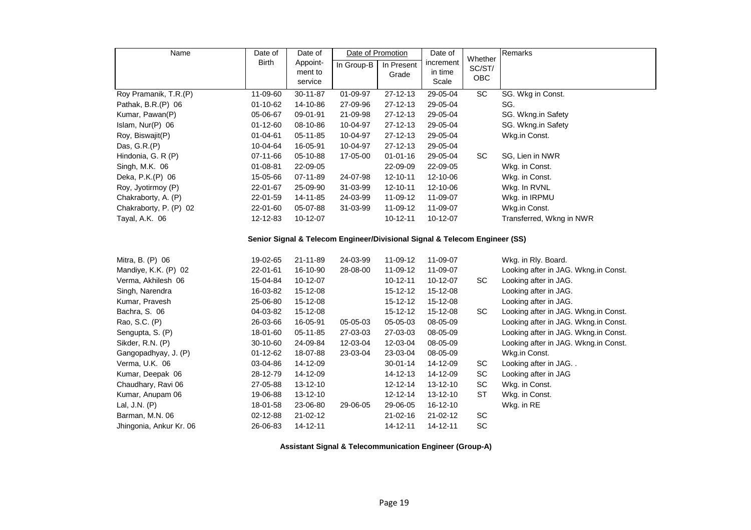| Name | Date of Birth | Date of Appoint-ment to service | Date of Promotion | | Date of increment in time Scale | Whether SC/ST/ OBC | Remarks |
|---|---|---|---|---|---|---|---|
| | | | In Group-B | In Present Grade | | | |
| Roy Pramanik, T.R.(P) | 11-09-60 | 30-11-87 | 01-09-97 | 27-12-13 | 29-05-04 | SC | SG. Wkg in Const. |
| Pathak, B.R.(P) 06 | 01-10-62 | 14-10-86 | 27-09-96 | 27-12-13 | 29-05-04 | | SG. |
| Kumar, Pawan(P) | 05-06-67 | 09-01-91 | 21-09-98 | 27-12-13 | 29-05-04 | | SG. Wkng.in Safety |
| Islam, Nur(P) 06 | 01-12-60 | 08-10-86 | 10-04-97 | 27-12-13 | 29-05-04 | | SG. Wkng.in Safety |
| Roy, Biswajit(P) | 01-04-61 | 05-11-85 | 10-04-97 | 27-12-13 | 29-05-04 | | Wkg.in Const. |
| Das, G.R.(P) | 10-04-64 | 16-05-91 | 10-04-97 | 27-12-13 | 29-05-04 | | |
| Hindonia, G. R (P) | 07-11-66 | 05-10-88 | 17-05-00 | 01-01-16 | 29-05-04 | SC | SG, Lien in NWR |
| Singh, M.K. 06 | 01-08-81 | 22-09-05 | | 22-09-09 | 22-09-05 | | Wkg. in Const. |
| Deka, P.K.(P) 06 | 15-05-66 | 07-11-89 | 24-07-98 | 12-10-11 | 12-10-06 | | Wkg. in Const. |
| Roy, Jyotirmoy (P) | 22-01-67 | 25-09-90 | 31-03-99 | 12-10-11 | 12-10-06 | | Wkg. In RVNL |
| Chakraborty, A. (P) | 22-01-59 | 14-11-85 | 24-03-99 | 11-09-12 | 11-09-07 | | Wkg. in IRPMU |
| Chakraborty, P. (P) 02 | 22-01-60 | 05-07-88 | 31-03-99 | 11-09-12 | 11-09-07 | | Wkg.in Const. |
| Tayal, A.K. 06 | 12-12-83 | 10-12-07 | | 10-12-11 | 10-12-07 | | Transferred, Wkng in NWR |

**Senior Signal & Telecom Engineer/Divisional Signal & Telecom Engineer (SS)**

| Name | Date of Birth | Date of Appoint-ment to service | In Group-B | In Present Grade | Date of increment in time Scale | Whether SC/ST/ OBC | Remarks |
|---|---|---|---|---|---|---|---|
| Mitra, B. (P) 06 | 19-02-65 | 21-11-89 | 24-03-99 | 11-09-12 | 11-09-07 | | Wkg. in Rly. Board. |
| Mandiye, K.K. (P) 02 | 22-01-61 | 16-10-90 | 28-08-00 | 11-09-12 | 11-09-07 | | Looking after in JAG. Wkng.in Const. |
| Verma, Akhilesh 06 | 15-04-84 | 10-12-07 | | 10-12-11 | 10-12-07 | SC | Looking after in JAG. |
| Singh, Narendra | 16-03-82 | 15-12-08 | | 15-12-12 | 15-12-08 | | Looking after in JAG. |
| Kumar, Pravesh | 25-06-80 | 15-12-08 | | 15-12-12 | 15-12-08 | | Looking after in JAG. |
| Bachra, S. 06 | 04-03-82 | 15-12-08 | | 15-12-12 | 15-12-08 | SC | Looking after in JAG. Wkng.in Const. |
| Rao, S.C. (P) | 26-03-66 | 16-05-91 | 05-05-03 | 05-05-03 | 08-05-09 | | Looking after in JAG. Wkng.in Const. |
| Sengupta, S. (P) | 18-01-60 | 05-11-85 | 27-03-03 | 27-03-03 | 08-05-09 | | Looking after in JAG. Wkng.in Const. |
| Sikder, R.N. (P) | 30-10-60 | 24-09-84 | 12-03-04 | 12-03-04 | 08-05-09 | | Looking after in JAG. Wkng.in Const. |
| Gangopadhyay, J. (P) | 01-12-62 | 18-07-88 | 23-03-04 | 23-03-04 | 08-05-09 | | Wkg.in Const. |
| Verma, U.K. 06 | 03-04-86 | 14-12-09 | | 30-01-14 | 14-12-09 | SC | Looking after in JAG. . |
| Kumar, Deepak 06 | 28-12-79 | 14-12-09 | | 14-12-13 | 14-12-09 | SC | Looking after in JAG |
| Chaudhary, Ravi 06 | 27-05-88 | 13-12-10 | | 12-12-14 | 13-12-10 | SC | Wkg. in Const. |
| Kumar, Anupam 06 | 19-06-88 | 13-12-10 | | 12-12-14 | 13-12-10 | ST | Wkg. in Const. |
| Lal, J.N. (P) | 18-01-58 | 23-06-80 | 29-06-05 | 29-06-05 | 16-12-10 | | Wkg. in RE |
| Barman, M.N. 06 | 02-12-88 | 21-02-12 | | 21-02-16 | 21-02-12 | SC | |
| Jhingonia, Ankur Kr. 06 | 26-06-83 | 14-12-11 | | 14-12-11 | 14-12-11 | SC | |

**Assistant Signal & Telecommunication Engineer (Group-A)**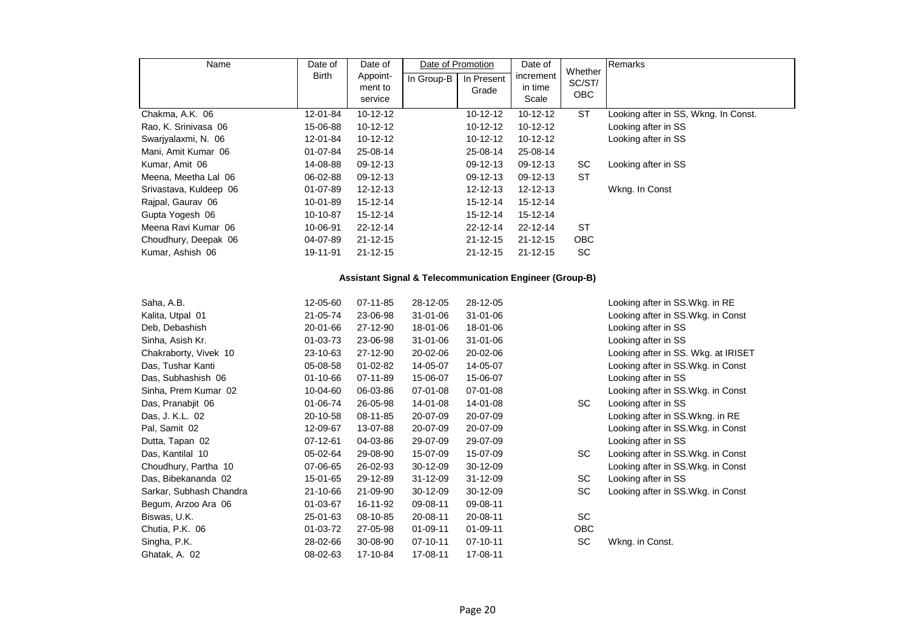| Name | Date of Birth | Date of Appoint-ment to service | Date of Promotion | | Date of increment in time Scale | Whether SC/ST/ OBC | Remarks |
|---|---|---|---|---|---|---|---|
| | | | In Group-B | In Present Grade | | | |
| Chakma, A.K. 06 | 12-01-84 | 10-12-12 | | 10-12-12 | 10-12-12 | ST | Looking after in SS, Wkng. In Const. |
| Rao, K. Srinivasa 06 | 15-06-88 | 10-12-12 | | 10-12-12 | 10-12-12 | | Looking after in SS |
| Swarjyalaxmi, N. 06 | 12-01-84 | 10-12-12 | | 10-12-12 | 10-12-12 | | Looking after in SS |
| Mani, Amit Kumar 06 | 01-07-84 | 25-08-14 | | 25-08-14 | 25-08-14 | | |
| Kumar, Amit 06 | 14-08-88 | 09-12-13 | | 09-12-13 | 09-12-13 | SC | Looking after in SS |
| Meena, Meetha Lal 06 | 06-02-88 | 09-12-13 | | 09-12-13 | 09-12-13 | ST | |
| Srivastava, Kuldeep 06 | 01-07-89 | 12-12-13 | | 12-12-13 | 12-12-13 | | Wkng. In Const |
| Rajpal, Gaurav 06 | 10-01-89 | 15-12-14 | | 15-12-14 | 15-12-14 | | |
| Gupta Yogesh 06 | 10-10-87 | 15-12-14 | | 15-12-14 | 15-12-14 | | |
| Meena Ravi Kumar 06 | 10-06-91 | 22-12-14 | | 22-12-14 | 22-12-14 | ST | |
| Choudhury, Deepak 06 | 04-07-89 | 21-12-15 | | 21-12-15 | 21-12-15 | OBC | |
| Kumar, Ashish 06 | 19-11-91 | 21-12-15 | | 21-12-15 | 21-12-15 | SC | |

**Assistant Signal & Telecommunication Engineer (Group-B)**

| Name | Date of Birth | Date of Appoint-ment to service | In Group-B | In Present Grade | Date of increment in time Scale | Whether SC/ST/ OBC | Remarks |
|---|---|---|---|---|---|---|---|
| Saha, A.B. | 12-05-60 | 07-11-85 | 28-12-05 | 28-12-05 | | | Looking after in SS.Wkg. in RE |
| Kalita, Utpal 01 | 21-05-74 | 23-06-98 | 31-01-06 | 31-01-06 | | | Looking after in SS.Wkg. in Const |
| Deb, Debashish | 20-01-66 | 27-12-90 | 18-01-06 | 18-01-06 | | | Looking after in SS |
| Sinha, Asish Kr. | 01-03-73 | 23-06-98 | 31-01-06 | 31-01-06 | | | Looking after in SS |
| Chakraborty, Vivek 10 | 23-10-63 | 27-12-90 | 20-02-06 | 20-02-06 | | | Looking after in SS. Wkg. at IRISET |
| Das, Tushar Kanti | 05-08-58 | 01-02-82 | 14-05-07 | 14-05-07 | | | Looking after in SS.Wkg. in Const |
| Das, Subhashish 06 | 01-10-66 | 07-11-89 | 15-06-07 | 15-06-07 | | | Looking after in SS |
| Sinha, Prem Kumar 02 | 10-04-60 | 06-03-86 | 07-01-08 | 07-01-08 | | | Looking after in SS.Wkg. in Const |
| Das, Pranabjit 06 | 01-06-74 | 26-05-98 | 14-01-08 | 14-01-08 | | SC | Looking after in SS |
| Das, J. K.L. 02 | 20-10-58 | 08-11-85 | 20-07-09 | 20-07-09 | | | Looking after in SS.Wkng. in RE |
| Pal, Samit 02 | 12-09-67 | 13-07-88 | 20-07-09 | 20-07-09 | | | Looking after in SS.Wkg. in Const |
| Dutta, Tapan 02 | 07-12-61 | 04-03-86 | 29-07-09 | 29-07-09 | | | Looking after in SS |
| Das, Kantilal 10 | 05-02-64 | 29-08-90 | 15-07-09 | 15-07-09 | | SC | Looking after in SS.Wkg. in Const |
| Choudhury, Partha 10 | 07-06-65 | 26-02-93 | 30-12-09 | 30-12-09 | | | Looking after in SS.Wkg. in Const |
| Das, Bibekananda 02 | 15-01-65 | 29-12-89 | 31-12-09 | 31-12-09 | | SC | Looking after in SS |
| Sarkar, Subhash Chandra | 21-10-66 | 21-09-90 | 30-12-09 | 30-12-09 | | SC | Looking after in SS.Wkg. in Const |
| Begum, Arzoo Ara 06 | 01-03-67 | 16-11-92 | 09-08-11 | 09-08-11 | | | |
| Biswas, U.K. | 25-01-63 | 08-10-85 | 20-08-11 | 20-08-11 | | SC | |
| Chutia, P.K. 06 | 01-03-72 | 27-05-98 | 01-09-11 | 01-09-11 | | OBC | |
| Singha, P.K. | 28-02-66 | 30-08-90 | 07-10-11 | 07-10-11 | | SC | Wkng. in Const. |
| Ghatak, A. 02 | 08-02-63 | 17-10-84 | 17-08-11 | 17-08-11 | | | |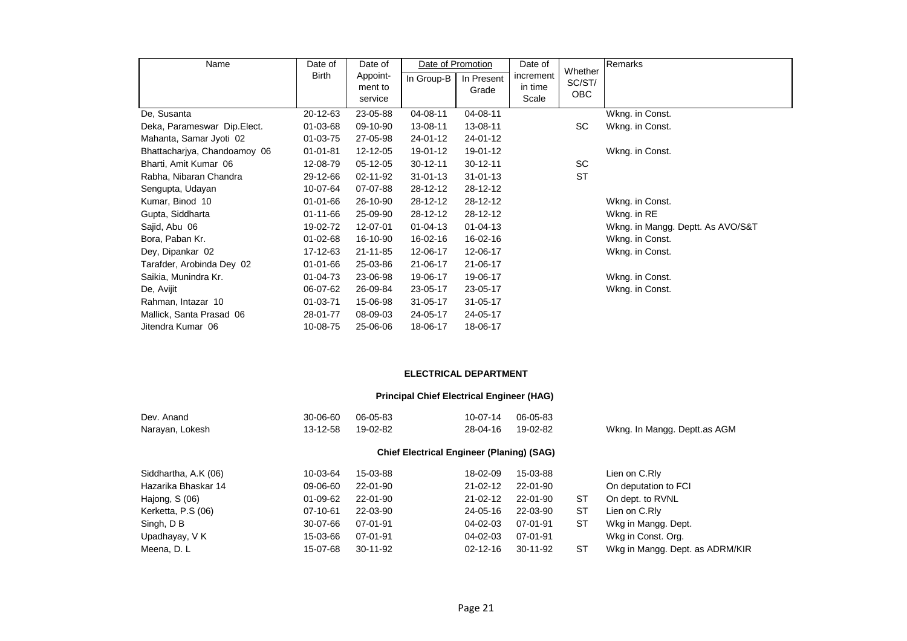| Name | Date of Birth | Date of Appoint-ment to service | Date of Promotion | | Date of increment in time Scale | Whether SC/ST/ OBC | Remarks |
|---|---|---|---|---|---|---|---|
| | | | In Group-B | In Present Grade | | | |
| De, Susanta | 20-12-63 | 23-05-88 | 04-08-11 | 04-08-11 | | | Wkng. in Const. |
| Deka, Parameswar Dip.Elect. | 01-03-68 | 09-10-90 | 13-08-11 | 13-08-11 | | SC | Wkng. in Const. |
| Mahanta, Samar Jyoti 02 | 01-03-75 | 27-05-98 | 24-01-12 | 24-01-12 | | | |
| Bhattacharjya, Chandoamoy 06 | 01-01-81 | 12-12-05 | 19-01-12 | 19-01-12 | | | Wkng. in Const. |
| Bharti, Amit Kumar 06 | 12-08-79 | 05-12-05 | 30-12-11 | 30-12-11 | | SC | |
| Rabha, Nibaran Chandra | 29-12-66 | 02-11-92 | 31-01-13 | 31-01-13 | | ST | |
| Sengupta, Udayan | 10-07-64 | 07-07-88 | 28-12-12 | 28-12-12 | | | |
| Kumar, Binod 10 | 01-01-66 | 26-10-90 | 28-12-12 | 28-12-12 | | | Wkng. in Const. |
| Gupta, Siddharta | 01-11-66 | 25-09-90 | 28-12-12 | 28-12-12 | | | Wkng. in RE |
| Sajid, Abu 06 | 19-02-72 | 12-07-01 | 01-04-13 | 01-04-13 | | | Wkng. in Mangg. Deptt. As AVO/S&T |
| Bora, Paban Kr. | 01-02-68 | 16-10-90 | 16-02-16 | 16-02-16 | | | Wkng. in Const. |
| Dey, Dipankar 02 | 17-12-63 | 21-11-85 | 12-06-17 | 12-06-17 | | | Wkng. in Const. |
| Tarafder, Arobinda Dey 02 | 01-01-66 | 25-03-86 | 21-06-17 | 21-06-17 | | | |
| Saikia, Munindra Kr. | 01-04-73 | 23-06-98 | 19-06-17 | 19-06-17 | | | Wkng. in Const. |
| De, Avijit | 06-07-62 | 26-09-84 | 23-05-17 | 23-05-17 | | | Wkng. in Const. |
| Rahman, Intazar 10 | 01-03-71 | 15-06-98 | 31-05-17 | 31-05-17 | | | |
| Mallick, Santa Prasad 06 | 28-01-77 | 08-09-03 | 24-05-17 | 24-05-17 | | | |
| Jitendra Kumar 06 | 10-08-75 | 25-06-06 | 18-06-17 | 18-06-17 | | | |

## ELECTRICAL DEPARTMENT

### Principal Chief Electrical Engineer (HAG)

| Name | Date of Birth | Date of Appointment to service | Date of Promotion in Present Grade | Date of increment in time Scale | Whether SC/ST/OBC | Remarks |
|---|---|---|---|---|---|---|
| Dev. Anand | 30-06-60 | 06-05-83 | 10-07-14 | 06-05-83 | | |
| Narayan, Lokesh | 13-12-58 | 19-02-82 | 28-04-16 | 19-02-82 | | Wkng. In Mangg. Deptt.as AGM |

### Chief Electrical Engineer (Planing) (SAG)

| Name | Date of Birth | Date of Appointment to service | Date of Promotion in Present Grade | Date of increment in time Scale | Whether SC/ST/OBC | Remarks |
|---|---|---|---|---|---|---|
| Siddhartha, A.K (06) | 10-03-64 | 15-03-88 | 18-02-09 | 15-03-88 | | Lien on C.Rly |
| Hazarika Bhaskar 14 | 09-06-60 | 22-01-90 | 21-02-12 | 22-01-90 | | On deputation to FCI |
| Hajong, S (06) | 01-09-62 | 22-01-90 | 21-02-12 | 22-01-90 | ST | On dept. to RVNL |
| Kerketta, P.S (06) | 07-10-61 | 22-03-90 | 24-05-16 | 22-03-90 | ST | Lien on C.Rly |
| Singh, D B | 30-07-66 | 07-01-91 | 04-02-03 | 07-01-91 | ST | Wkg in Mangg. Dept. |
| Upadhayay, V K | 15-03-66 | 07-01-91 | 04-02-03 | 07-01-91 | | Wkg in Const. Org. |
| Meena, D. L | 15-07-68 | 30-11-92 | 02-12-16 | 30-11-92 | ST | Wkg in Mangg. Dept. as ADRM/KIR |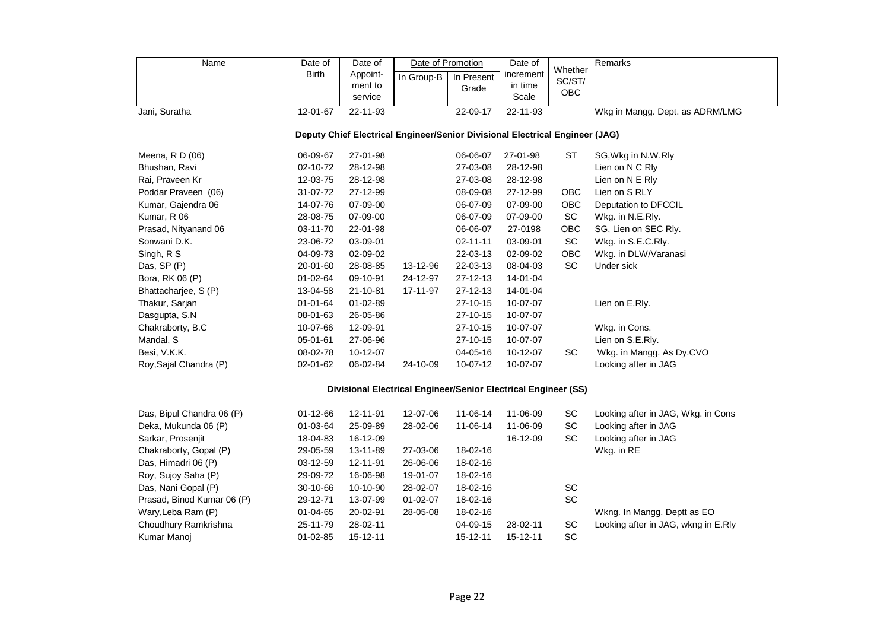| Name | Date of Birth | Date of Appoint-ment to service | Date of Promotion | | Date of increment in time Scale | Whether SC/ST/ OBC | Remarks |
|---|---|---|---|---|---|---|---|
| | | | In Group-B | In Present Grade | | | |
| Jani, Suratha | 12-01-67 | 22-11-93 | | 22-09-17 | 22-11-93 | | Wkg in Mangg. Dept. as ADRM/LMG |
| **Deputy Chief Electrical Engineer/Senior Divisional Electrical Engineer (JAG)** | | | | | | | |
| Meena, R D (06) | 06-09-67 | 27-01-98 | | 06-06-07 | 27-01-98 | ST | SG,Wkg in N.W.Rly |
| Bhushan, Ravi | 02-10-72 | 28-12-98 | | 27-03-08 | 28-12-98 | | Lien on N C Rly |
| Rai, Praveen Kr | 12-03-75 | 28-12-98 | | 27-03-08 | 28-12-98 | | Lien on N E Rly |
| Poddar Praveen (06) | 31-07-72 | 27-12-99 | | 08-09-08 | 27-12-99 | OBC | Lien on S RLY |
| Kumar, Gajendra 06 | 14-07-76 | 07-09-00 | | 06-07-09 | 07-09-00 | OBC | Deputation to DFCCIL |
| Kumar, R 06 | 28-08-75 | 07-09-00 | | 06-07-09 | 07-09-00 | SC | Wkg. in N.E.Rly. |
| Prasad, Nityanand 06 | 03-11-70 | 22-01-98 | | 06-06-07 | 27-0198 | OBC | SG, Lien on SEC Rly. |
| Sonwani D.K. | 23-06-72 | 03-09-01 | | 02-11-11 | 03-09-01 | SC | Wkg. in S.E.C.Rly. |
| Singh, R S | 04-09-73 | 02-09-02 | | 22-03-13 | 02-09-02 | OBC | Wkg. in DLW/Varanasi |
| Das, SP (P) | 20-01-60 | 28-08-85 | 13-12-96 | 22-03-13 | 08-04-03 | SC | Under sick |
| Bora, RK 06 (P) | 01-02-64 | 09-10-91 | 24-12-97 | 27-12-13 | 14-01-04 | | |
| Bhattacharjee, S (P) | 13-04-58 | 21-10-81 | 17-11-97 | 27-12-13 | 14-01-04 | | |
| Thakur, Sarjan | 01-01-64 | 01-02-89 | | 27-10-15 | 10-07-07 | | Lien on E.Rly. |
| Dasgupta, S.N | 08-01-63 | 26-05-86 | | 27-10-15 | 10-07-07 | | |
| Chakraborty, B.C | 10-07-66 | 12-09-91 | | 27-10-15 | 10-07-07 | | Wkg. in Cons. |
| Mandal, S | 05-01-61 | 27-06-96 | | 27-10-15 | 10-07-07 | | Lien on S.E.Rly. |
| Besi, V.K.K. | 08-02-78 | 10-12-07 | | 04-05-16 | 10-12-07 | SC | Wkg. in Mangg. As Dy.CVO |
| Roy,Sajal Chandra (P) | 02-01-62 | 06-02-84 | 24-10-09 | 10-07-12 | 10-07-07 | | Looking after in JAG |
| **Divisional Electrical Engineer/Senior Electrical Engineer (SS)** | | | | | | | |
| Das, Bipul Chandra 06 (P) | 01-12-66 | 12-11-91 | 12-07-06 | 11-06-14 | 11-06-09 | SC | Looking after in JAG, Wkg. in Cons |
| Deka, Mukunda 06 (P) | 01-03-64 | 25-09-89 | 28-02-06 | 11-06-14 | 11-06-09 | SC | Looking after in JAG |
| Sarkar, Prosenjit | 18-04-83 | 16-12-09 | | | 16-12-09 | SC | Looking after in JAG |
| Chakraborty, Gopal (P) | 29-05-59 | 13-11-89 | 27-03-06 | 18-02-16 | | | Wkg. in RE |
| Das, Himadri 06 (P) | 03-12-59 | 12-11-91 | 26-06-06 | 18-02-16 | | | |
| Roy, Sujoy Saha (P) | 29-09-72 | 16-06-98 | 19-01-07 | 18-02-16 | | | |
| Das, Nani Gopal (P) | 30-10-66 | 10-10-90 | 28-02-07 | 18-02-16 | | SC | |
| Prasad, Binod Kumar 06 (P) | 29-12-71 | 13-07-99 | 01-02-07 | 18-02-16 | | SC | |
| Wary,Leba Ram (P) | 01-04-65 | 20-02-91 | 28-05-08 | 18-02-16 | | | Wkng. In Mangg. Deptt as EO |
| Choudhury Ramkrishna | 25-11-79 | 28-02-11 | | 04-09-15 | 28-02-11 | SC | Looking after in JAG, wkng in E.Rly |
| Kumar Manoj | 01-02-85 | 15-12-11 | | 15-12-11 | 15-12-11 | SC | |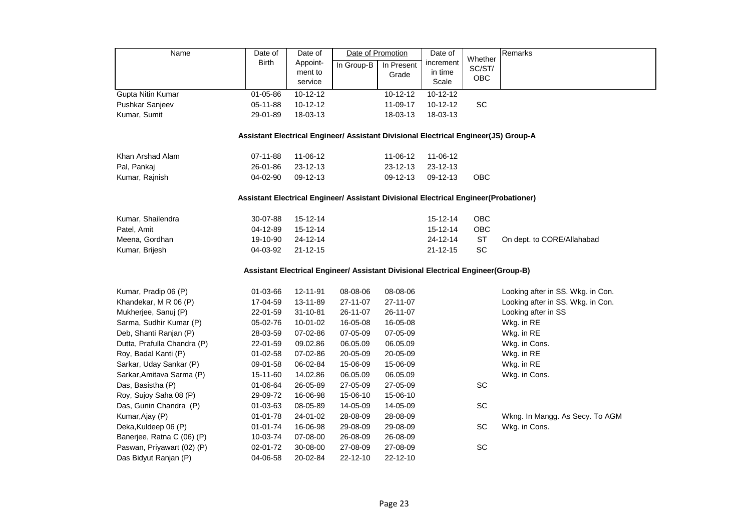| Name | Date of Birth | Date of Appoint-ment to service | Date of Promotion | | Date of increment in time Scale | Whether SC/ST/ OBC | Remarks |
|---|---|---|---|---|---|---|---|
| | | | In Group-B | In Present Grade | | | |
| Gupta Nitin Kumar | 01-05-86 | 10-12-12 | | 10-12-12 | 10-12-12 | | |
| Pushkar Sanjeev | 05-11-88 | 10-12-12 | | 11-09-17 | 10-12-12 | SC | |
| Kumar, Sumit | 29-01-89 | 18-03-13 | | 18-03-13 | 18-03-13 | | |
| **Assistant Electrical Engineer/ Assistant Divisional Electrical Engineer(JS) Group-A** | | | | | | | |
| Khan Arshad Alam | 07-11-88 | 11-06-12 | | 11-06-12 | 11-06-12 | | |
| Pal, Pankaj | 26-01-86 | 23-12-13 | | 23-12-13 | 23-12-13 | | |
| Kumar, Rajnish | 04-02-90 | 09-12-13 | | 09-12-13 | 09-12-13 | OBC | |
| **Assistant Electrical Engineer/ Assistant Divisional Electrical Engineer(Probationer)** | | | | | | | |
| Kumar, Shailendra | 30-07-88 | 15-12-14 | | | 15-12-14 | OBC | |
| Patel, Amit | 04-12-89 | 15-12-14 | | | 15-12-14 | OBC | |
| Meena, Gordhan | 19-10-90 | 24-12-14 | | | 24-12-14 | ST | On dept. to CORE/Allahabad |
| Kumar, Brijesh | 04-03-92 | 21-12-15 | | | 21-12-15 | SC | |
| **Assistant Electrical Engineer/ Assistant Divisional Electrical Engineer(Group-B)** | | | | | | | |
| Kumar, Pradip 06 (P) | 01-03-66 | 12-11-91 | 08-08-06 | 08-08-06 | | | Looking after in SS. Wkg. in Con. |
| Khandekar, M R 06 (P) | 17-04-59 | 13-11-89 | 27-11-07 | 27-11-07 | | | Looking after in SS. Wkg. in Con. |
| Mukherjee, Sanuj (P) | 22-01-59 | 31-10-81 | 26-11-07 | 26-11-07 | | | Looking after in SS |
| Sarma, Sudhir Kumar (P) | 05-02-76 | 10-01-02 | 16-05-08 | 16-05-08 | | | Wkg. in RE |
| Deb, Shanti Ranjan (P) | 28-03-59 | 07-02-86 | 07-05-09 | 07-05-09 | | | Wkg. in RE |
| Dutta, Prafulla Chandra (P) | 22-01-59 | 09.02.86 | 06.05.09 | 06.05.09 | | | Wkg. in Cons. |
| Roy, Badal Kanti (P) | 01-02-58 | 07-02-86 | 20-05-09 | 20-05-09 | | | Wkg. in RE |
| Sarkar, Uday Sankar (P) | 09-01-58 | 06-02-84 | 15-06-09 | 15-06-09 | | | Wkg. in RE |
| Sarkar,Amitava Sarma (P) | 15-11-60 | 14.02.86 | 06.05.09 | 06.05.09 | | | Wkg. in Cons. |
| Das, Basistha (P) | 01-06-64 | 26-05-89 | 27-05-09 | 27-05-09 | | SC | |
| Roy, Sujoy Saha 08 (P) | 29-09-72 | 16-06-98 | 15-06-10 | 15-06-10 | | | |
| Das, Gunin Chandra (P) | 01-03-63 | 08-05-89 | 14-05-09 | 14-05-09 | | SC | |
| Kumar,Ajay (P) | 01-01-78 | 24-01-02 | 28-08-09 | 28-08-09 | | | Wkng. In Mangg. As Secy. To AGM |
| Deka,Kuldeep 06 (P) | 01-01-74 | 16-06-98 | 29-08-09 | 29-08-09 | | SC | Wkg. in Cons. |
| Banerjee, Ratna C (06) (P) | 10-03-74 | 07-08-00 | 26-08-09 | 26-08-09 | | | |
| Paswan, Priyawart (02) (P) | 02-01-72 | 30-08-00 | 27-08-09 | 27-08-09 | | SC | |
| Das Bidyut Ranjan (P) | 04-06-58 | 20-02-84 | 22-12-10 | 22-12-10 | | | |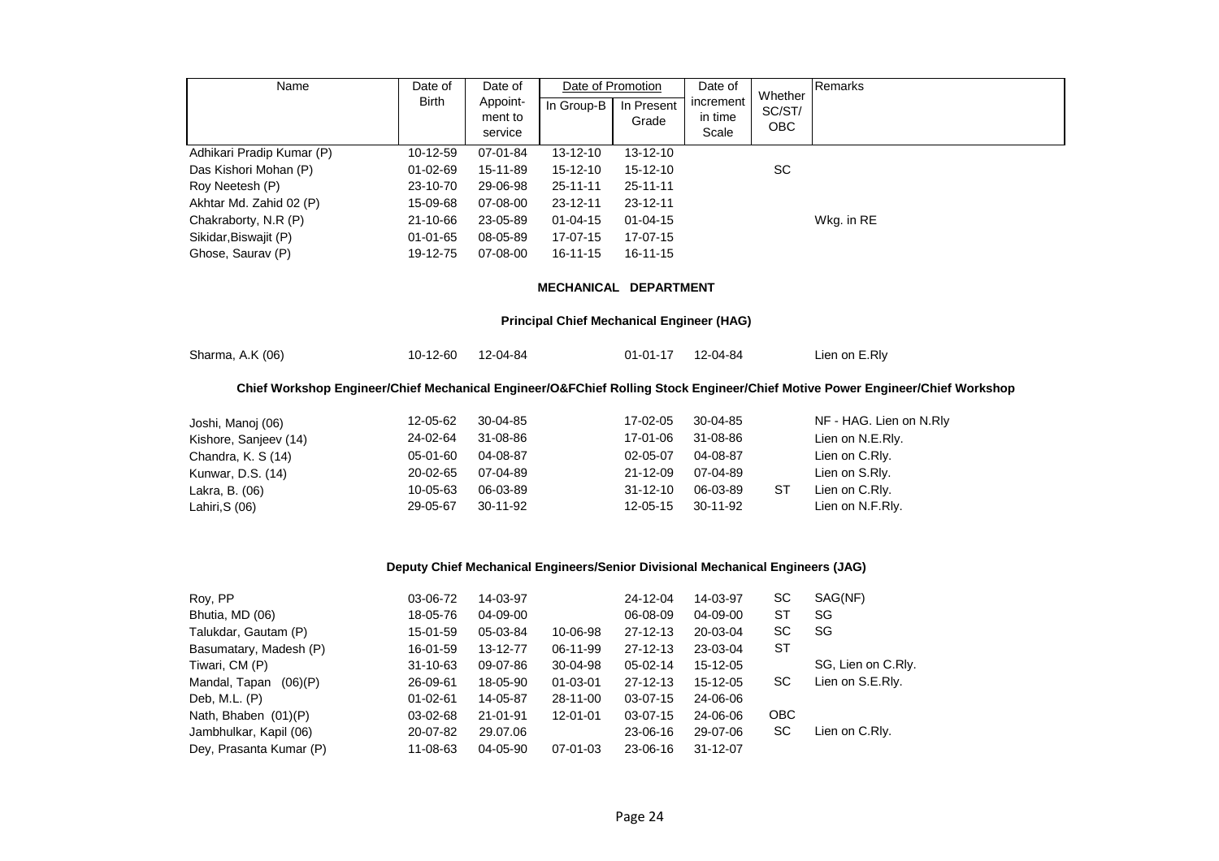| Name | Date of Birth | Date of Appoint-ment to service | Date of Promotion | | Date of increment in time Scale | Whether SC/ST/ OBC | Remarks |
|---|---|---|---|---|---|---|---|
| | | | In Group-B | In Present Grade | | | |
| Adhikari Pradip Kumar (P) | 10-12-59 | 07-01-84 | 13-12-10 | 13-12-10 | | | |
| Das Kishori Mohan (P) | 01-02-69 | 15-11-89 | 15-12-10 | 15-12-10 | | SC | |
| Roy Neetesh (P) | 23-10-70 | 29-06-98 | 25-11-11 | 25-11-11 | | | |
| Akhtar Md. Zahid 02 (P) | 15-09-68 | 07-08-00 | 23-12-11 | 23-12-11 | | | |
| Chakraborty, N.R (P) | 21-10-66 | 23-05-89 | 01-04-15 | 01-04-15 | | | Wkg. in RE |
| Sikidar,Biswajit (P) | 01-01-65 | 08-05-89 | 17-07-15 | 17-07-15 | | | |
| Ghose, Saurav (P) | 19-12-75 | 07-08-00 | 16-11-15 | 16-11-15 | | | |

## MECHANICAL DEPARTMENT

### Principal Chief Mechanical Engineer (HAG)

| Name | Date of Birth | Date of Appoint-ment to service | In Group-B | In Present Grade | Date of increment in time Scale | Whether SC/ST/ OBC | Remarks |
|---|---|---|---|---|---|---|---|
| Sharma, A.K (06) | 10-12-60 | 12-04-84 | | 01-01-17 | 12-04-84 | | Lien on E.Rly |

### Chief Workshop Engineer/Chief Mechanical Engineer/O&FChief Rolling Stock Engineer/Chief Motive Power Engineer/Chief Workshop

| Name | Date of Birth | Date of Appoint-ment to service | In Group-B | In Present Grade | Date of increment in time Scale | Whether SC/ST/ OBC | Remarks |
|---|---|---|---|---|---|---|---|
| Joshi, Manoj (06) | 12-05-62 | 30-04-85 | | 17-02-05 | 30-04-85 | | NF - HAG. Lien on N.Rly |
| Kishore, Sanjeev (14) | 24-02-64 | 31-08-86 | | 17-01-06 | 31-08-86 | | Lien on N.E.Rly. |
| Chandra, K. S (14) | 05-01-60 | 04-08-87 | | 02-05-07 | 04-08-87 | | Lien on C.Rly. |
| Kunwar, D.S. (14) | 20-02-65 | 07-04-89 | | 21-12-09 | 07-04-89 | | Lien on S.Rly. |
| Lakra, B. (06) | 10-05-63 | 06-03-89 | | 31-12-10 | 06-03-89 | ST | Lien on C.Rly. |
| Lahiri,S (06) | 29-05-67 | 30-11-92 | | 12-05-15 | 30-11-92 | | Lien on N.F.Rly. |

### Deputy Chief Mechanical Engineers/Senior Divisional Mechanical Engineers (JAG)

| Name | Date of Birth | Date of Appoint-ment to service | In Group-B | In Present Grade | Date of increment in time Scale | Whether SC/ST/ OBC | Remarks |
|---|---|---|---|---|---|---|---|
| Roy, PP | 03-06-72 | 14-03-97 | | 24-12-04 | 14-03-97 | SC | SAG(NF) |
| Bhutia, MD (06) | 18-05-76 | 04-09-00 | | 06-08-09 | 04-09-00 | ST | SG |
| Talukdar, Gautam (P) | 15-01-59 | 05-03-84 | 10-06-98 | 27-12-13 | 20-03-04 | SC | SG |
| Basumatary, Madesh (P) | 16-01-59 | 13-12-77 | 06-11-99 | 27-12-13 | 23-03-04 | ST | |
| Tiwari, CM (P) | 31-10-63 | 09-07-86 | 30-04-98 | 05-02-14 | 15-12-05 | | SG, Lien on C.Rly. |
| Mandal, Tapan (06)(P) | 26-09-61 | 18-05-90 | 01-03-01 | 27-12-13 | 15-12-05 | SC | Lien on S.E.Rly. |
| Deb, M.L. (P) | 01-02-61 | 14-05-87 | 28-11-00 | 03-07-15 | 24-06-06 | | |
| Nath, Bhaben (01)(P) | 03-02-68 | 21-01-91 | 12-01-01 | 03-07-15 | 24-06-06 | OBC | |
| Jambhulkar, Kapil (06) | 20-07-82 | 29.07.06 | | 23-06-16 | 29-07-06 | SC | Lien on C.Rly. |
| Dey, Prasanta Kumar (P) | 11-08-63 | 04-05-90 | 07-01-03 | 23-06-16 | 31-12-07 | | |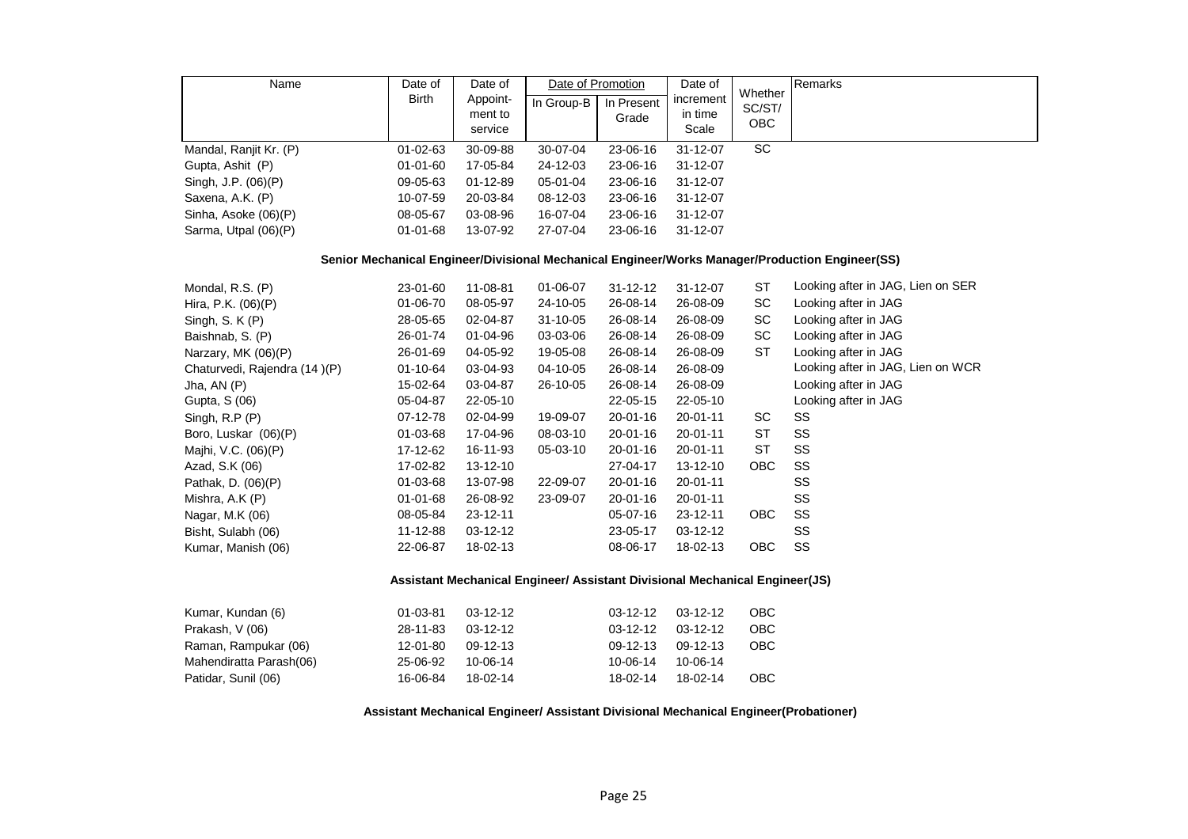| Name | Date of Birth | Date of Appoint-ment to service | Date of Promotion | | Date of increment in time Scale | Whether SC/ST/ OBC | Remarks |
|---|---|---|---|---|---|---|---|
| | | | In Group-B | In Present Grade | | | |
| Mandal, Ranjit Kr. (P) | 01-02-63 | 30-09-88 | 30-07-04 | 23-06-16 | 31-12-07 | SC | |
| Gupta, Ashit (P) | 01-01-60 | 17-05-84 | 24-12-03 | 23-06-16 | 31-12-07 | | |
| Singh, J.P. (06)(P) | 09-05-63 | 01-12-89 | 05-01-04 | 23-06-16 | 31-12-07 | | |
| Saxena, A.K. (P) | 10-07-59 | 20-03-84 | 08-12-03 | 23-06-16 | 31-12-07 | | |
| Sinha, Asoke (06)(P) | 08-05-67 | 03-08-96 | 16-07-04 | 23-06-16 | 31-12-07 | | |
| Sarma, Utpal (06)(P) | 01-01-68 | 13-07-92 | 27-07-04 | 23-06-16 | 31-12-07 | | |

**Senior Mechanical Engineer/Divisional Mechanical Engineer/Works Manager/Production Engineer(SS)**

| Name | Date of Birth | Date of Appoint-ment to service | In Group-B | In Present Grade | Date of increment in time Scale | Whether SC/ST/ OBC | Remarks |
|---|---|---|---|---|---|---|---|
| Mondal, R.S. (P) | 23-01-60 | 11-08-81 | 01-06-07 | 31-12-12 | 31-12-07 | ST | Looking after in JAG, Lien on SER |
| Hira, P.K. (06)(P) | 01-06-70 | 08-05-97 | 24-10-05 | 26-08-14 | 26-08-09 | SC | Looking after in JAG |
| Singh, S. K (P) | 28-05-65 | 02-04-87 | 31-10-05 | 26-08-14 | 26-08-09 | SC | Looking after in JAG |
| Baishnab, S. (P) | 26-01-74 | 01-04-96 | 03-03-06 | 26-08-14 | 26-08-09 | SC | Looking after in JAG |
| Narzary, MK (06)(P) | 26-01-69 | 04-05-92 | 19-05-08 | 26-08-14 | 26-08-09 | ST | Looking after in JAG |
| Chaturvedi, Rajendra (14 )(P) | 01-10-64 | 03-04-93 | 04-10-05 | 26-08-14 | 26-08-09 | | Looking after in JAG, Lien on WCR |
| Jha, AN (P) | 15-02-64 | 03-04-87 | 26-10-05 | 26-08-14 | 26-08-09 | | Looking after in JAG |
| Gupta, S (06) | 05-04-87 | 22-05-10 | | 22-05-15 | 22-05-10 | | Looking after in JAG |
| Singh, R.P (P) | 07-12-78 | 02-04-99 | 19-09-07 | 20-01-16 | 20-01-11 | SC | SS |
| Boro, Luskar (06)(P) | 01-03-68 | 17-04-96 | 08-03-10 | 20-01-16 | 20-01-11 | ST | SS |
| Majhi, V.C. (06)(P) | 17-12-62 | 16-11-93 | 05-03-10 | 20-01-16 | 20-01-11 | ST | SS |
| Azad, S.K (06) | 17-02-82 | 13-12-10 | | 27-04-17 | 13-12-10 | OBC | SS |
| Pathak, D. (06)(P) | 01-03-68 | 13-07-98 | 22-09-07 | 20-01-16 | 20-01-11 | | SS |
| Mishra, A.K (P) | 01-01-68 | 26-08-92 | 23-09-07 | 20-01-16 | 20-01-11 | | SS |
| Nagar, M.K (06) | 08-05-84 | 23-12-11 | | 05-07-16 | 23-12-11 | OBC | SS |
| Bisht, Sulabh (06) | 11-12-88 | 03-12-12 | | 23-05-17 | 03-12-12 | | SS |
| Kumar, Manish (06) | 22-06-87 | 18-02-13 | | 08-06-17 | 18-02-13 | OBC | SS |

**Assistant Mechanical Engineer/ Assistant Divisional Mechanical Engineer(JS)**

| Name | Date of Birth | Date of Appoint-ment to service | In Group-B | In Present Grade | Date of increment in time Scale | Whether SC/ST/ OBC | Remarks |
|---|---|---|---|---|---|---|---|
| Kumar, Kundan (6) | 01-03-81 | 03-12-12 | | 03-12-12 | 03-12-12 | OBC | |
| Prakash, V (06) | 28-11-83 | 03-12-12 | | 03-12-12 | 03-12-12 | OBC | |
| Raman, Rampukar (06) | 12-01-80 | 09-12-13 | | 09-12-13 | 09-12-13 | OBC | |
| Mahendiratta Parash(06) | 25-06-92 | 10-06-14 | | 10-06-14 | 10-06-14 | | |
| Patidar, Sunil (06) | 16-06-84 | 18-02-14 | | 18-02-14 | 18-02-14 | OBC | |

**Assistant Mechanical Engineer/ Assistant Divisional Mechanical Engineer(Probationer)**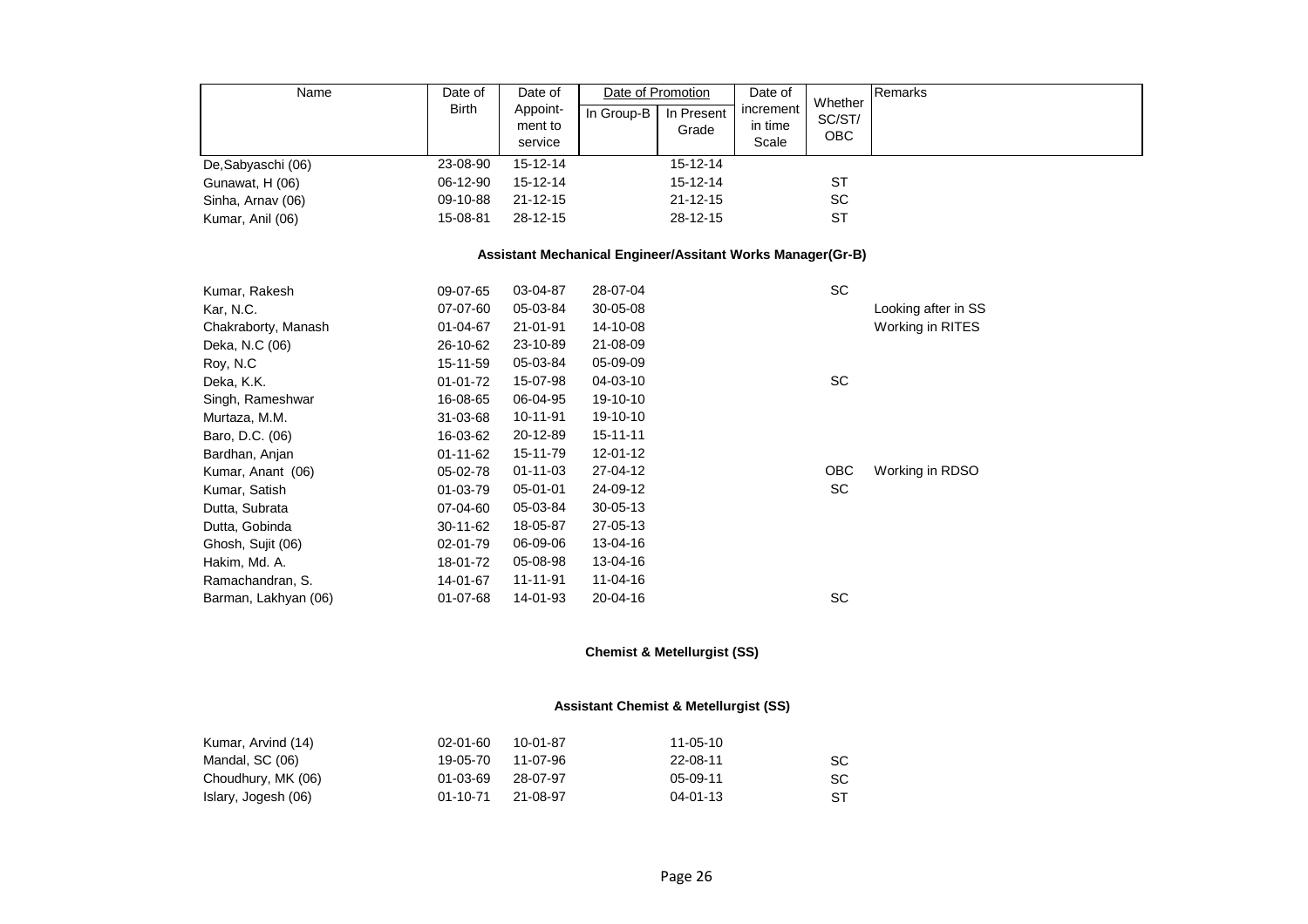| Name | Date of Birth | Date of Appoint-ment to service | Date of Promotion | | Date of increment in time Scale | Whether SC/ST/ OBC | Remarks |
|---|---|---|---|---|---|---|---|
| | | | In Group-B | In Present Grade | | | |
| De,Sabyaschi (06) | 23-08-90 | 15-12-14 | | 15-12-14 | | | |
| Gunawat, H (06) | 06-12-90 | 15-12-14 | | 15-12-14 | | ST | |
| Sinha, Arnav (06) | 09-10-88 | 21-12-15 | | 21-12-15 | | SC | |
| Kumar, Anil (06) | 15-08-81 | 28-12-15 | | 28-12-15 | | ST | |

**Assistant Mechanical Engineer/Assitant Works Manager(Gr-B)**

| Name | Date of Birth | Date of Appoint-ment to service | In Group-B | In Present Grade | Date of increment in time Scale | Whether SC/ST/ OBC | Remarks |
|---|---|---|---|---|---|---|---|
| Kumar, Rakesh | 09-07-65 | 03-04-87 | 28-07-04 | | | SC | |
| Kar, N.C. | 07-07-60 | 05-03-84 | 30-05-08 | | | | Looking after in SS |
| Chakraborty, Manash | 01-04-67 | 21-01-91 | 14-10-08 | | | | Working in RITES |
| Deka, N.C (06) | 26-10-62 | 23-10-89 | 21-08-09 | | | | |
| Roy, N.C | 15-11-59 | 05-03-84 | 05-09-09 | | | | |
| Deka, K.K. | 01-01-72 | 15-07-98 | 04-03-10 | | | SC | |
| Singh, Rameshwar | 16-08-65 | 06-04-95 | 19-10-10 | | | | |
| Murtaza, M.M. | 31-03-68 | 10-11-91 | 19-10-10 | | | | |
| Baro, D.C. (06) | 16-03-62 | 20-12-89 | 15-11-11 | | | | |
| Bardhan, Anjan | 01-11-62 | 15-11-79 | 12-01-12 | | | | |
| Kumar, Anant (06) | 05-02-78 | 01-11-03 | 27-04-12 | | | OBC | Working in RDSO |
| Kumar, Satish | 01-03-79 | 05-01-01 | 24-09-12 | | | SC | |
| Dutta, Subrata | 07-04-60 | 05-03-84 | 30-05-13 | | | | |
| Dutta, Gobinda | 30-11-62 | 18-05-87 | 27-05-13 | | | | |
| Ghosh, Sujit (06) | 02-01-79 | 06-09-06 | 13-04-16 | | | | |
| Hakim, Md. A. | 18-01-72 | 05-08-98 | 13-04-16 | | | | |
| Ramachandran, S. | 14-01-67 | 11-11-91 | 11-04-16 | | | | |
| Barman, Lakhyan (06) | 01-07-68 | 14-01-93 | 20-04-16 | | | SC | |

**Chemist & Metellurgist (SS)**

**Assistant Chemist & Metellurgist (SS)**

| Name | Date of Birth | Date of Appoint-ment to service | In Group-B | In Present Grade | Date of increment in time Scale | Whether SC/ST/ OBC | Remarks |
|---|---|---|---|---|---|---|---|
| Kumar, Arvind (14) | 02-01-60 | 10-01-87 | | 11-05-10 | | | |
| Mandal, SC (06) | 19-05-70 | 11-07-96 | | 22-08-11 | | SC | |
| Choudhury, MK (06) | 01-03-69 | 28-07-97 | | 05-09-11 | | SC | |
| Islary, Jogesh (06) | 01-10-71 | 21-08-97 | | 04-01-13 | | ST | |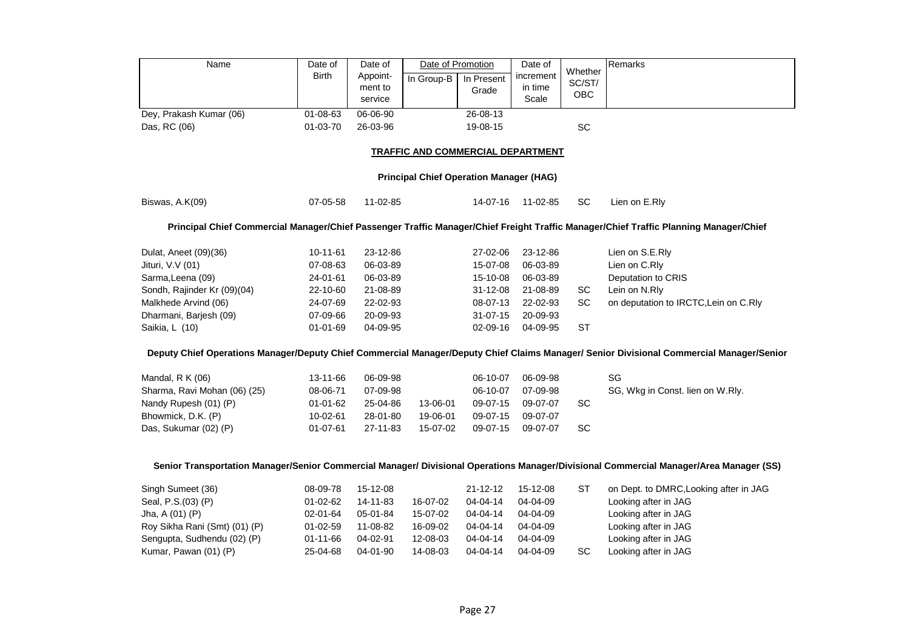| Name | Date of Birth | Date of Appoint-ment to service | Date of Promotion | | Date of increment in time Scale | Whether SC/ST/ OBC | Remarks |
|---|---|---|---|---|---|---|---|
| | | | In Group-B | In Present Grade | | | |
| Dey, Prakash Kumar (06) | 01-08-63 | 06-06-90 | | 26-08-13 | | | |
| Das, RC (06) | 01-03-70 | 26-03-96 | | 19-08-15 | | SC | |

## TRAFFIC AND COMMERCIAL DEPARTMENT

### Principal Chief Operation Manager (HAG)

| Name | Date of Birth | Date of Appoint-ment to service | In Group-B | In Present Grade | Date of increment in time Scale | Whether SC/ST/ OBC | Remarks |
|---|---|---|---|---|---|---|---|
| Biswas, A.K(09) | 07-05-58 | 11-02-85 | | 14-07-16 | 11-02-85 | SC | Lien on E.Rly |

### Principal Chief Commercial Manager/Chief Passenger Traffic Manager/Chief Freight Traffic Manager/Chief Traffic Planning Manager/Chief

| Name | Date of Birth | Date of Appoint-ment to service | In Group-B | In Present Grade | Date of increment in time Scale | Whether SC/ST/ OBC | Remarks |
|---|---|---|---|---|---|---|---|
| Dulat, Aneet (09)(36) | 10-11-61 | 23-12-86 | | 27-02-06 | 23-12-86 | | Lien on S.E.Rly |
| Jituri, V.V (01) | 07-08-63 | 06-03-89 | | 15-07-08 | 06-03-89 | | Lien on C.Rly |
| Sarma,Leena (09) | 24-01-61 | 06-03-89 | | 15-10-08 | 06-03-89 | | Deputation to CRIS |
| Sondh, Rajinder Kr (09)(04) | 22-10-60 | 21-08-89 | | 31-12-08 | 21-08-89 | SC | Lein on N.Rly |
| Malkhede Arvind (06) | 24-07-69 | 22-02-93 | | 08-07-13 | 22-02-93 | SC | on deputation to IRCTC,Lein on C.Rly |
| Dharmani, Barjesh (09) | 07-09-66 | 20-09-93 | | 31-07-15 | 20-09-93 | | |
| Saikia, L (10) | 01-01-69 | 04-09-95 | | 02-09-16 | 04-09-95 | ST | |

### Deputy Chief Operations Manager/Deputy Chief Commercial Manager/Deputy Chief Claims Manager/ Senior Divisional Commercial Manager/Senior

| Name | Date of Birth | Date of Appoint-ment to service | In Group-B | In Present Grade | Date of increment in time Scale | Whether SC/ST/ OBC | Remarks |
|---|---|---|---|---|---|---|---|
| Mandal, R K (06) | 13-11-66 | 06-09-98 | | 06-10-07 | 06-09-98 | | SG |
| Sharma, Ravi Mohan (06) (25) | 08-06-71 | 07-09-98 | | 06-10-07 | 07-09-98 | | SG, Wkg in Const. lien on W.Rly. |
| Nandy Rupesh (01) (P) | 01-01-62 | 25-04-86 | 13-06-01 | 09-07-15 | 09-07-07 | SC | |
| Bhowmick, D.K. (P) | 10-02-61 | 28-01-80 | 19-06-01 | 09-07-15 | 09-07-07 | | |
| Das, Sukumar (02) (P) | 01-07-61 | 27-11-83 | 15-07-02 | 09-07-15 | 09-07-07 | SC | |

### Senior Transportation Manager/Senior Commercial Manager/ Divisional Operations Manager/Divisional Commercial Manager/Area Manager (SS)

| Name | Date of Birth | Date of Appoint-ment to service | In Group-B | In Present Grade | Date of increment in time Scale | Whether SC/ST/ OBC | Remarks |
|---|---|---|---|---|---|---|---|
| Singh Sumeet (36) | 08-09-78 | 15-12-08 | | 21-12-12 | 15-12-08 | ST | on Dept. to DMRC,Looking after in JAG |
| Seal, P.S.(03) (P) | 01-02-62 | 14-11-83 | 16-07-02 | 04-04-14 | 04-04-09 | | Looking after in JAG |
| Jha, A (01) (P) | 02-01-64 | 05-01-84 | 15-07-02 | 04-04-14 | 04-04-09 | | Looking after in JAG |
| Roy Sikha Rani (Smt) (01) (P) | 01-02-59 | 11-08-82 | 16-09-02 | 04-04-14 | 04-04-09 | | Looking after in JAG |
| Sengupta, Sudhendu (02) (P) | 01-11-66 | 04-02-91 | 12-08-03 | 04-04-14 | 04-04-09 | | Looking after in JAG |
| Kumar, Pawan (01) (P) | 25-04-68 | 04-01-90 | 14-08-03 | 04-04-14 | 04-04-09 | SC | Looking after in JAG |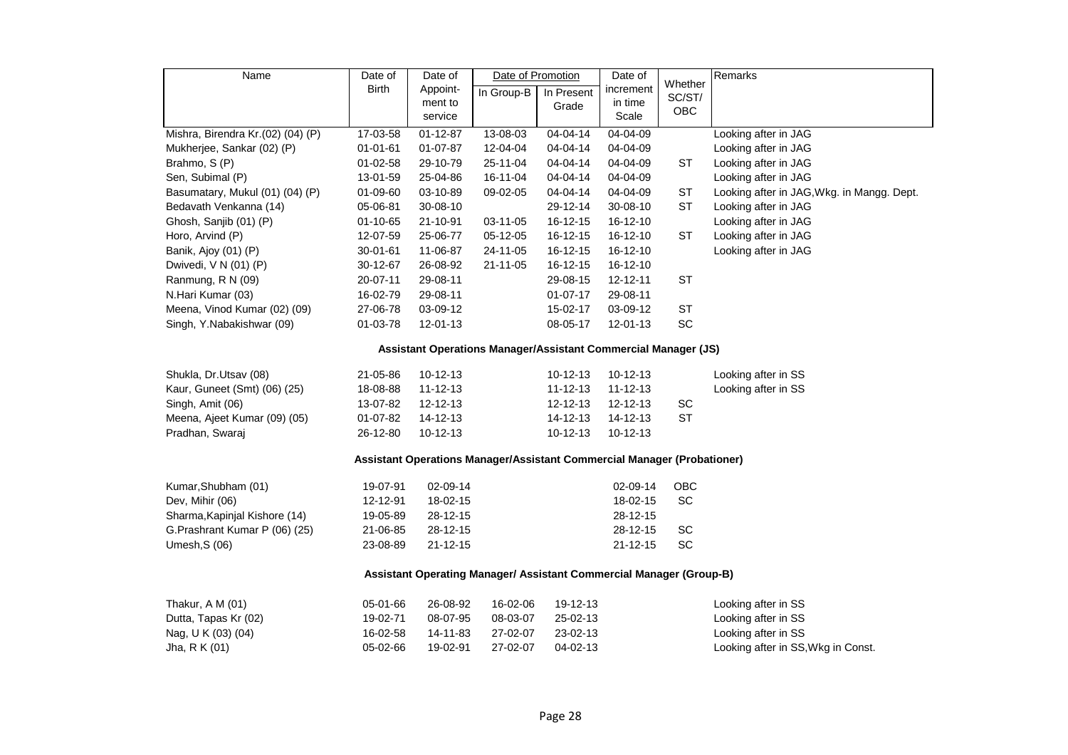| Name | Date of Birth | Date of Appoint-ment to service | Date of Promotion | | Date of increment in time Scale | Whether SC/ST/ OBC | Remarks |
|---|---|---|---|---|---|---|---|
| | | | In Group-B | In Present Grade | | | |
| Mishra, Birendra Kr.(02) (04) (P) | 17-03-58 | 01-12-87 | 13-08-03 | 04-04-14 | 04-04-09 | | Looking after in JAG |
| Mukherjee, Sankar (02) (P) | 01-01-61 | 01-07-87 | 12-04-04 | 04-04-14 | 04-04-09 | | Looking after in JAG |
| Brahmo, S (P) | 01-02-58 | 29-10-79 | 25-11-04 | 04-04-14 | 04-04-09 | ST | Looking after in JAG |
| Sen, Subimal (P) | 13-01-59 | 25-04-86 | 16-11-04 | 04-04-14 | 04-04-09 | | Looking after in JAG |
| Basumatary, Mukul (01) (04) (P) | 01-09-60 | 03-10-89 | 09-02-05 | 04-04-14 | 04-04-09 | ST | Looking after in JAG,Wkg. in Mangg. Dept. |
| Bedavath Venkanna (14) | 05-06-81 | 30-08-10 | | 29-12-14 | 30-08-10 | ST | Looking after in JAG |
| Ghosh, Sanjib (01) (P) | 01-10-65 | 21-10-91 | 03-11-05 | 16-12-15 | 16-12-10 | | Looking after in JAG |
| Horo, Arvind (P) | 12-07-59 | 25-06-77 | 05-12-05 | 16-12-15 | 16-12-10 | ST | Looking after in JAG |
| Banik, Ajoy (01) (P) | 30-01-61 | 11-06-87 | 24-11-05 | 16-12-15 | 16-12-10 | | Looking after in JAG |
| Dwivedi, V N (01) (P) | 30-12-67 | 26-08-92 | 21-11-05 | 16-12-15 | 16-12-10 | | |
| Ranmung, R N (09) | 20-07-11 | 29-08-11 | | 29-08-15 | 12-12-11 | ST | |
| N.Hari Kumar (03) | 16-02-79 | 29-08-11 | | 01-07-17 | 29-08-11 | | |
| Meena, Vinod Kumar (02) (09) | 27-06-78 | 03-09-12 | | 15-02-17 | 03-09-12 | ST | |
| Singh, Y.Nabakishwar (09) | 01-03-78 | 12-01-13 | | 08-05-17 | 12-01-13 | SC | |
| **Assistant Operations Manager/Assistant Commercial Manager (JS)** | | | | | | | |
| Shukla, Dr.Utsav (08) | 21-05-86 | 10-12-13 | | 10-12-13 | 10-12-13 | | Looking after in SS |
| Kaur, Guneet (Smt) (06) (25) | 18-08-88 | 11-12-13 | | 11-12-13 | 11-12-13 | | Looking after in SS |
| Singh, Amit (06) | 13-07-82 | 12-12-13 | | 12-12-13 | 12-12-13 | SC | |
| Meena, Ajeet Kumar (09) (05) | 01-07-82 | 14-12-13 | | 14-12-13 | 14-12-13 | ST | |
| Pradhan, Swaraj | 26-12-80 | 10-12-13 | | 10-12-13 | 10-12-13 | | |
| **Assistant Operations Manager/Assistant Commercial Manager (Probationer)** | | | | | | | |
| Kumar,Shubham (01) | 19-07-91 | 02-09-14 | | | 02-09-14 | OBC | |
| Dev, Mihir (06) | 12-12-91 | 18-02-15 | | | 18-02-15 | SC | |
| Sharma,Kapinjal Kishore (14) | 19-05-89 | 28-12-15 | | | 28-12-15 | | |
| G.Prashrant Kumar P (06) (25) | 21-06-85 | 28-12-15 | | | 28-12-15 | SC | |
| Umesh,S (06) | 23-08-89 | 21-12-15 | | | 21-12-15 | SC | |
| **Assistant Operating Manager/ Assistant Commercial Manager (Group-B)** | | | | | | | |
| Thakur, A M (01) | 05-01-66 | 26-08-92 | 16-02-06 | 19-12-13 | | | Looking after in SS |
| Dutta, Tapas Kr (02) | 19-02-71 | 08-07-95 | 08-03-07 | 25-02-13 | | | Looking after in SS |
| Nag, U K (03) (04) | 16-02-58 | 14-11-83 | 27-02-07 | 23-02-13 | | | Looking after in SS |
| Jha, R K (01) | 05-02-66 | 19-02-91 | 27-02-07 | 04-02-13 | | | Looking after in SS,Wkg in Const. |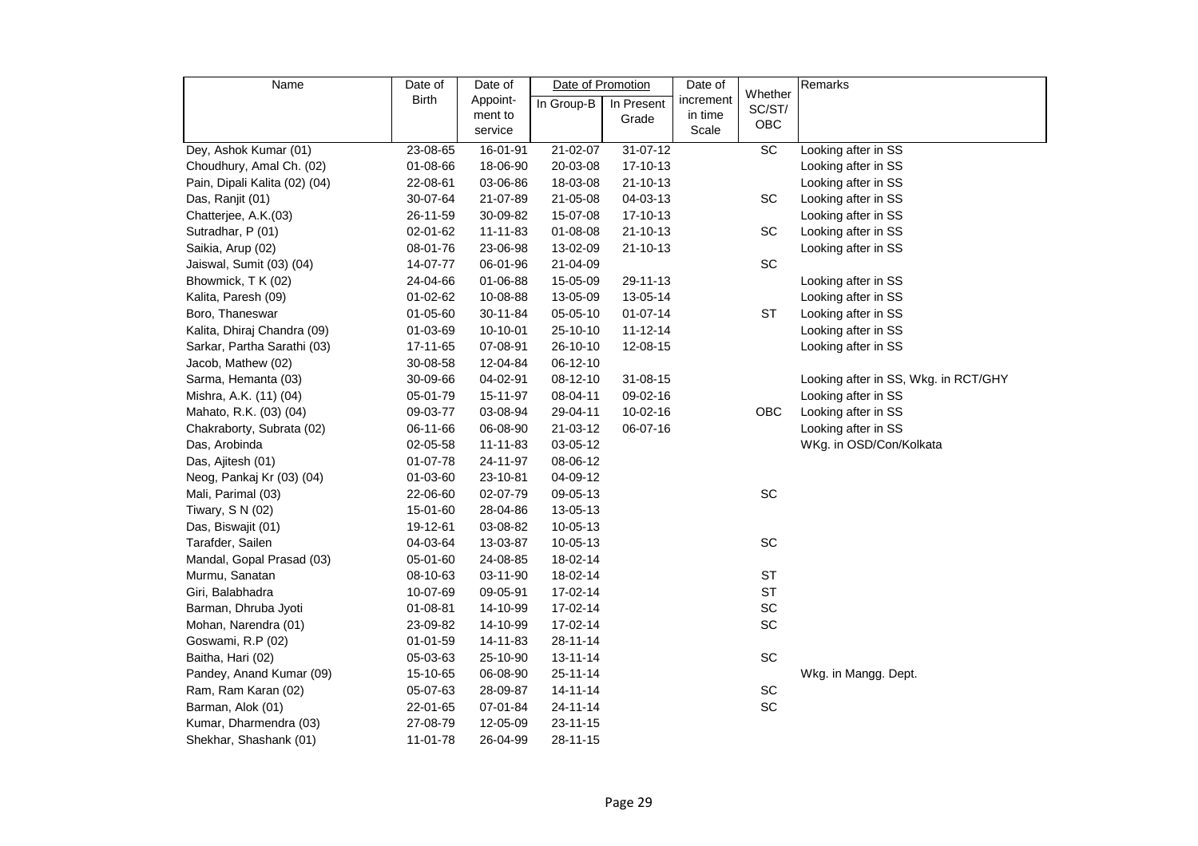| Name | Date of Birth | Date of Appoint-ment to service | Date of Promotion | | Date of increment in time Scale | Whether SC/ST/ OBC | Remarks |
|---|---|---|---|---|---|---|---|
| | | | In Group-B | In Present Grade | | | |
| Dey, Ashok Kumar (01) | 23-08-65 | 16-01-91 | 21-02-07 | 31-07-12 | | SC | Looking after in SS |
| Choudhury, Amal Ch. (02) | 01-08-66 | 18-06-90 | 20-03-08 | 17-10-13 | | | Looking after in SS |
| Pain, Dipali Kalita (02) (04) | 22-08-61 | 03-06-86 | 18-03-08 | 21-10-13 | | | Looking after in SS |
| Das, Ranjit (01) | 30-07-64 | 21-07-89 | 21-05-08 | 04-03-13 | | SC | Looking after in SS |
| Chatterjee, A.K.(03) | 26-11-59 | 30-09-82 | 15-07-08 | 17-10-13 | | | Looking after in SS |
| Sutradhar, P (01) | 02-01-62 | 11-11-83 | 01-08-08 | 21-10-13 | | SC | Looking after in SS |
| Saikia, Arup (02) | 08-01-76 | 23-06-98 | 13-02-09 | 21-10-13 | | | Looking after in SS |
| Jaiswal, Sumit (03) (04) | 14-07-77 | 06-01-96 | 21-04-09 | | | SC | |
| Bhowmick, T K (02) | 24-04-66 | 01-06-88 | 15-05-09 | 29-11-13 | | | Looking after in SS |
| Kalita, Paresh (09) | 01-02-62 | 10-08-88 | 13-05-09 | 13-05-14 | | | Looking after in SS |
| Boro, Thaneswar | 01-05-60 | 30-11-84 | 05-05-10 | 01-07-14 | | ST | Looking after in SS |
| Kalita, Dhiraj Chandra (09) | 01-03-69 | 10-10-01 | 25-10-10 | 11-12-14 | | | Looking after in SS |
| Sarkar, Partha Sarathi (03) | 17-11-65 | 07-08-91 | 26-10-10 | 12-08-15 | | | Looking after in SS |
| Jacob, Mathew (02) | 30-08-58 | 12-04-84 | 06-12-10 | | | | |
| Sarma, Hemanta (03) | 30-09-66 | 04-02-91 | 08-12-10 | 31-08-15 | | | Looking after in SS, Wkg. in RCT/GHY |
| Mishra, A.K. (11) (04) | 05-01-79 | 15-11-97 | 08-04-11 | 09-02-16 | | | Looking after in SS |
| Mahato, R.K. (03) (04) | 09-03-77 | 03-08-94 | 29-04-11 | 10-02-16 | | OBC | Looking after in SS |
| Chakraborty, Subrata (02) | 06-11-66 | 06-08-90 | 21-03-12 | 06-07-16 | | | Looking after in SS |
| Das, Arobinda | 02-05-58 | 11-11-83 | 03-05-12 | | | | WKg. in OSD/Con/Kolkata |
| Das, Ajitesh (01) | 01-07-78 | 24-11-97 | 08-06-12 | | | | |
| Neog, Pankaj Kr (03) (04) | 01-03-60 | 23-10-81 | 04-09-12 | | | | |
| Mali, Parimal (03) | 22-06-60 | 02-07-79 | 09-05-13 | | | SC | |
| Tiwary, S N (02) | 15-01-60 | 28-04-86 | 13-05-13 | | | | |
| Das, Biswajit (01) | 19-12-61 | 03-08-82 | 10-05-13 | | | | |
| Tarafder, Sailen | 04-03-64 | 13-03-87 | 10-05-13 | | | SC | |
| Mandal, Gopal Prasad (03) | 05-01-60 | 24-08-85 | 18-02-14 | | | | |
| Murmu, Sanatan | 08-10-63 | 03-11-90 | 18-02-14 | | | ST | |
| Giri, Balabhadra | 10-07-69 | 09-05-91 | 17-02-14 | | | ST | |
| Barman, Dhruba Jyoti | 01-08-81 | 14-10-99 | 17-02-14 | | | SC | |
| Mohan, Narendra (01) | 23-09-82 | 14-10-99 | 17-02-14 | | | SC | |
| Goswami, R.P (02) | 01-01-59 | 14-11-83 | 28-11-14 | | | | |
| Baitha, Hari (02) | 05-03-63 | 25-10-90 | 13-11-14 | | | SC | |
| Pandey, Anand Kumar (09) | 15-10-65 | 06-08-90 | 25-11-14 | | | | Wkg. in Mangg. Dept. |
| Ram, Ram Karan (02) | 05-07-63 | 28-09-87 | 14-11-14 | | | SC | |
| Barman, Alok (01) | 22-01-65 | 07-01-84 | 24-11-14 | | | SC | |
| Kumar, Dharmendra (03) | 27-08-79 | 12-05-09 | 23-11-15 | | | | |
| Shekhar, Shashank (01) | 11-01-78 | 26-04-99 | 28-11-15 | | | | |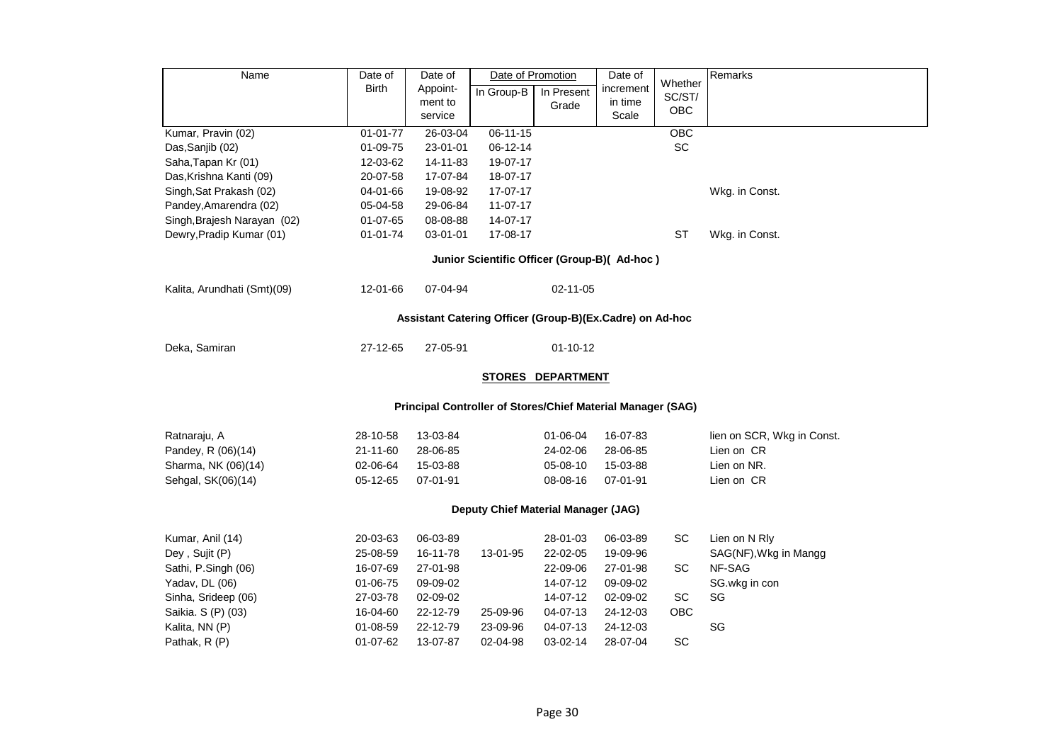| Name | Date of Birth | Date of Appoint-ment to service | Date of Promotion | | Date of increment in time Scale | Whether SC/ST/ OBC | Remarks |
|---|---|---|---|---|---|---|---|
| | | | In Group-B | In Present Grade | | | |
| Kumar, Pravin (02) | 01-01-77 | 26-03-04 | 06-11-15 | | | OBC | |
| Das,Sanjib (02) | 01-09-75 | 23-01-01 | 06-12-14 | | | SC | |
| Saha,Tapan Kr (01) | 12-03-62 | 14-11-83 | 19-07-17 | | | | |
| Das,Krishna Kanti (09) | 20-07-58 | 17-07-84 | 18-07-17 | | | | |
| Singh,Sat Prakash (02) | 04-01-66 | 19-08-92 | 17-07-17 | | | | Wkg. in Const. |
| Pandey,Amarendra (02) | 05-04-58 | 29-06-84 | 11-07-17 | | | | |
| Singh,Brajesh Narayan (02) | 01-07-65 | 08-08-88 | 14-07-17 | | | | |
| Dewry,Pradip Kumar (01) | 01-01-74 | 03-01-01 | 17-08-17 | | | ST | Wkg. in Const. |

**Junior Scientific Officer (Group-B)( Ad-hoc )**

| Name | Date of Birth | Date of Appoint-ment to service | In Group-B | In Present Grade | Date of increment in time Scale | Whether SC/ST/ OBC | Remarks |
|---|---|---|---|---|---|---|---|
| Kalita, Arundhati (Smt)(09) | 12-01-66 | 07-04-94 | | 02-11-05 | | | |

**Assistant Catering Officer (Group-B)(Ex.Cadre) on Ad-hoc**

| Name | Date of Birth | Date of Appoint-ment to service | In Group-B | In Present Grade | Date of increment in time Scale | Whether SC/ST/ OBC | Remarks |
|---|---|---|---|---|---|---|---|
| Deka, Samiran | 27-12-65 | 27-05-91 | | 01-10-12 | | | |

## STORES DEPARTMENT

**Principal Controller of Stores/Chief Material Manager (SAG)**

| Name | Date of Birth | Date of Appoint-ment to service | In Group-B | In Present Grade | Date of increment in time Scale | Whether SC/ST/ OBC | Remarks |
|---|---|---|---|---|---|---|---|
| Ratnaraju, A | 28-10-58 | 13-03-84 | | 01-06-04 | 16-07-83 | | lien on SCR, Wkg in Const. |
| Pandey, R (06)(14) | 21-11-60 | 28-06-85 | | 24-02-06 | 28-06-85 | | Lien on CR |
| Sharma, NK (06)(14) | 02-06-64 | 15-03-88 | | 05-08-10 | 15-03-88 | | Lien on NR. |
| Sehgal, SK(06)(14) | 05-12-65 | 07-01-91 | | 08-08-16 | 07-01-91 | | Lien on CR |

**Deputy Chief Material Manager (JAG)**

| Name | Date of Birth | Date of Appoint-ment to service | In Group-B | In Present Grade | Date of increment in time Scale | Whether SC/ST/ OBC | Remarks |
|---|---|---|---|---|---|---|---|
| Kumar, Anil (14) | 20-03-63 | 06-03-89 | | 28-01-03 | 06-03-89 | SC | Lien on N Rly |
| Dey , Sujit (P) | 25-08-59 | 16-11-78 | 13-01-95 | 22-02-05 | 19-09-96 | | SAG(NF),Wkg in Mangg |
| Sathi, P.Singh (06) | 16-07-69 | 27-01-98 | | 22-09-06 | 27-01-98 | SC | NF-SAG |
| Yadav, DL (06) | 01-06-75 | 09-09-02 | | 14-07-12 | 09-09-02 | | SG.wkg in con |
| Sinha, Srideep (06) | 27-03-78 | 02-09-02 | | 14-07-12 | 02-09-02 | SC | SG |
| Saikia. S (P) (03) | 16-04-60 | 22-12-79 | 25-09-96 | 04-07-13 | 24-12-03 | OBC | |
| Kalita, NN (P) | 01-08-59 | 22-12-79 | 23-09-96 | 04-07-13 | 24-12-03 | | SG |
| Pathak, R (P) | 01-07-62 | 13-07-87 | 02-04-98 | 03-02-14 | 28-07-04 | SC | |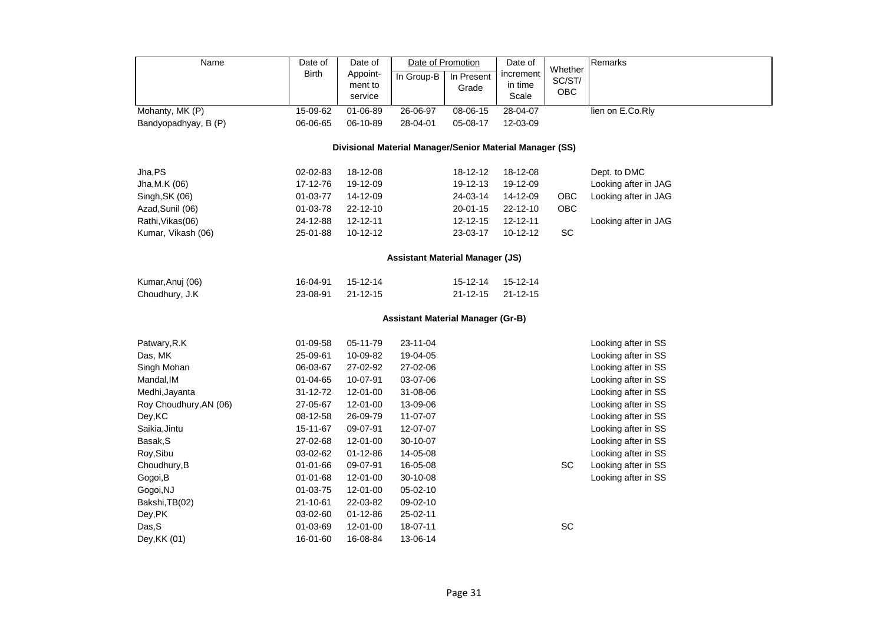| Name | Date of Birth | Date of Appoint-ment to service | Date of Promotion | | Date of increment in time Scale | Whether SC/ST/ OBC | Remarks |
|---|---|---|---|---|---|---|---|
| | | | In Group-B | In Present Grade | | | |
| Mohanty, MK (P) | 15-09-62 | 01-06-89 | 26-06-97 | 08-06-15 | 28-04-07 | | lien on E.Co.Rly |
| Bandyopadhyay, B (P) | 06-06-65 | 06-10-89 | 28-04-01 | 05-08-17 | 12-03-09 | | |
| **Divisional Material Manager/Senior Material Manager (SS)** | | | | | | | |
| Jha,PS | 02-02-83 | 18-12-08 | | 18-12-12 | 18-12-08 | | Dept. to DMC |
| Jha,M.K (06) | 17-12-76 | 19-12-09 | | 19-12-13 | 19-12-09 | | Looking after in JAG |
| Singh,SK (06) | 01-03-77 | 14-12-09 | | 24-03-14 | 14-12-09 | OBC | Looking after in JAG |
| Azad,Sunil (06) | 01-03-78 | 22-12-10 | | 20-01-15 | 22-12-10 | OBC | |
| Rathi,Vikas(06) | 24-12-88 | 12-12-11 | | 12-12-15 | 12-12-11 | | Looking after in JAG |
| Kumar, Vikash (06) | 25-01-88 | 10-12-12 | | 23-03-17 | 10-12-12 | SC | |
| **Assistant Material Manager (JS)** | | | | | | | |
| Kumar,Anuj (06) | 16-04-91 | 15-12-14 | | 15-12-14 | 15-12-14 | | |
| Choudhury, J.K | 23-08-91 | 21-12-15 | | 21-12-15 | 21-12-15 | | |
| **Assistant Material Manager (Gr-B)** | | | | | | | |
| Patwary,R.K | 01-09-58 | 05-11-79 | 23-11-04 | | | | Looking after in SS |
| Das, MK | 25-09-61 | 10-09-82 | 19-04-05 | | | | Looking after in SS |
| Singh Mohan | 06-03-67 | 27-02-92 | 27-02-06 | | | | Looking after in SS |
| Mandal,IM | 01-04-65 | 10-07-91 | 03-07-06 | | | | Looking after in SS |
| Medhi,Jayanta | 31-12-72 | 12-01-00 | 31-08-06 | | | | Looking after in SS |
| Roy Choudhury,AN (06) | 27-05-67 | 12-01-00 | 13-09-06 | | | | Looking after in SS |
| Dey,KC | 08-12-58 | 26-09-79 | 11-07-07 | | | | Looking after in SS |
| Saikia,Jintu | 15-11-67 | 09-07-91 | 12-07-07 | | | | Looking after in SS |
| Basak,S | 27-02-68 | 12-01-00 | 30-10-07 | | | | Looking after in SS |
| Roy,Sibu | 03-02-62 | 01-12-86 | 14-05-08 | | | | Looking after in SS |
| Choudhury,B | 01-01-66 | 09-07-91 | 16-05-08 | | | SC | Looking after in SS |
| Gogoi,B | 01-01-68 | 12-01-00 | 30-10-08 | | | | Looking after in SS |
| Gogoi,NJ | 01-03-75 | 12-01-00 | 05-02-10 | | | | |
| Bakshi,TB(02) | 21-10-61 | 22-03-82 | 09-02-10 | | | | |
| Dey,PK | 03-02-60 | 01-12-86 | 25-02-11 | | | | |
| Das,S | 01-03-69 | 12-01-00 | 18-07-11 | | | SC | |
| Dey,KK (01) | 16-01-60 | 16-08-84 | 13-06-14 | | | | |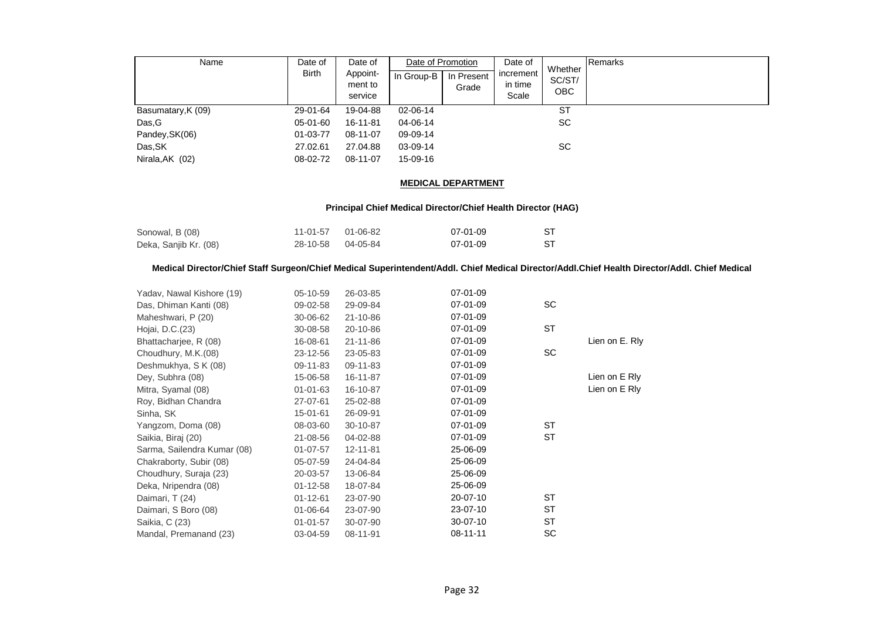| Name | Date of Birth | Date of Appoint-ment to service | Date of Promotion | | Date of increment in time Scale | Whether SC/ST/ OBC | Remarks |
|---|---|---|---|---|---|---|---|
| | | | In Group-B | In Present Grade | | | |
| Basumatary,K (09) | 29-01-64 | 19-04-88 | 02-06-14 | | | ST | |
| Das,G | 05-01-60 | 16-11-81 | 04-06-14 | | | SC | |
| Pandey,SK(06) | 01-03-77 | 08-11-07 | 09-09-14 | | | | |
| Das,SK | 27.02.61 | 27.04.88 | 03-09-14 | | | SC | |
| Nirala,AK (02) | 08-02-72 | 08-11-07 | 15-09-16 | | | | |

**MEDICAL DEPARTMENT**

**Principal Chief Medical Director/Chief Health Director (HAG)**

| Name | Date of Birth | Date of Appoint-ment to service | In Group-B | In Present Grade | Date of increment in time Scale | Whether SC/ST/ OBC | Remarks |
|---|---|---|---|---|---|---|---|
| Sonowal, B (08) | 11-01-57 | 01-06-82 | | 07-01-09 | | ST | |
| Deka, Sanjib Kr. (08) | 28-10-58 | 04-05-84 | | 07-01-09 | | ST | |

**Medical Director/Chief Staff Surgeon/Chief Medical Superintendent/Addl. Chief Medical Director/Addl.Chief Health Director/Addl. Chief Medical**

| Name | Date of Birth | Date of Appoint-ment to service | In Group-B | In Present Grade | Date of increment in time Scale | Whether SC/ST/ OBC | Remarks |
|---|---|---|---|---|---|---|---|
| Yadav, Nawal Kishore (19) | 05-10-59 | 26-03-85 | | 07-01-09 | | | |
| Das, Dhiman Kanti (08) | 09-02-58 | 29-09-84 | | 07-01-09 | | SC | |
| Maheshwari, P (20) | 30-06-62 | 21-10-86 | | 07-01-09 | | | |
| Hojai, D.C.(23) | 30-08-58 | 20-10-86 | | 07-01-09 | | ST | |
| Bhattacharjee, R (08) | 16-08-61 | 21-11-86 | | 07-01-09 | | | Lien on E. Rly |
| Choudhury, M.K.(08) | 23-12-56 | 23-05-83 | | 07-01-09 | | SC | |
| Deshmukhya, S K (08) | 09-11-83 | 09-11-83 | | 07-01-09 | | | |
| Dey, Subhra (08) | 15-06-58 | 16-11-87 | | 07-01-09 | | | Lien on E Rly |
| Mitra, Syamal (08) | 01-01-63 | 16-10-87 | | 07-01-09 | | | Lien on E Rly |
| Roy, Bidhan Chandra | 27-07-61 | 25-02-88 | | 07-01-09 | | | |
| Sinha, SK | 15-01-61 | 26-09-91 | | 07-01-09 | | | |
| Yangzom, Doma (08) | 08-03-60 | 30-10-87 | | 07-01-09 | | ST | |
| Saikia, Biraj (20) | 21-08-56 | 04-02-88 | | 07-01-09 | | ST | |
| Sarma, Sailendra Kumar (08) | 01-07-57 | 12-11-81 | | 25-06-09 | | | |
| Chakraborty, Subir (08) | 05-07-59 | 24-04-84 | | 25-06-09 | | | |
| Choudhury, Suraja (23) | 20-03-57 | 13-06-84 | | 25-06-09 | | | |
| Deka, Nripendra (08) | 01-12-58 | 18-07-84 | | 25-06-09 | | | |
| Daimari, T (24) | 01-12-61 | 23-07-90 | | 20-07-10 | | ST | |
| Daimari, S Boro (08) | 01-06-64 | 23-07-90 | | 23-07-10 | | ST | |
| Saikia, C (23) | 01-01-57 | 30-07-90 | | 30-07-10 | | ST | |
| Mandal, Premanand (23) | 03-04-59 | 08-11-91 | | 08-11-11 | | SC | |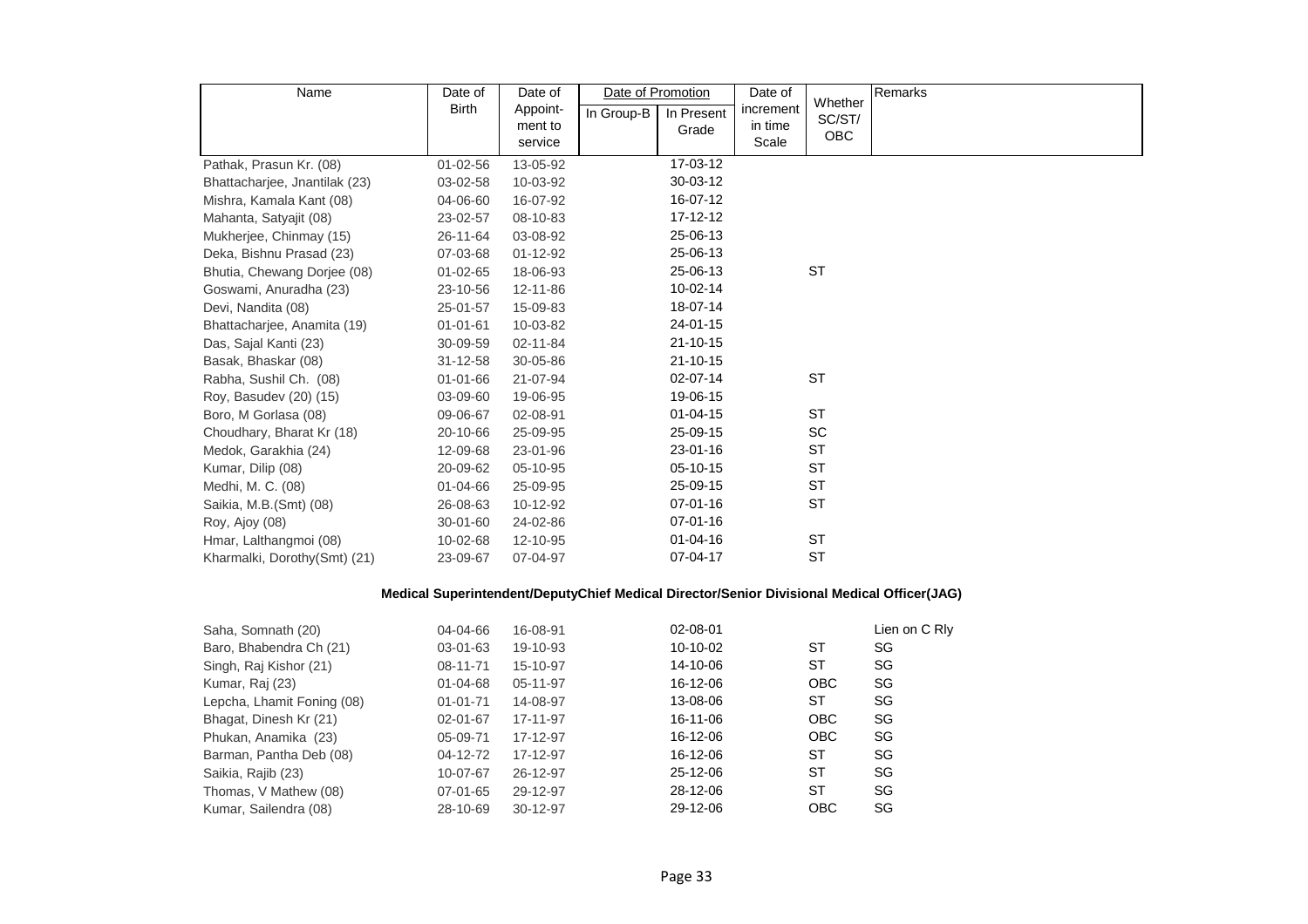| Name | Date of Birth | Date of Appoint-ment to service | Date of Promotion | | Date of increment in time Scale | Whether SC/ST/ OBC | Remarks |
|---|---|---|---|---|---|---|---|
| | | | In Group-B | In Present Grade | | | |
| Pathak, Prasun Kr. (08) | 01-02-56 | 13-05-92 | | 17-03-12 | | | |
| Bhattacharjee, Jnantilak (23) | 03-02-58 | 10-03-92 | | 30-03-12 | | | |
| Mishra, Kamala Kant (08) | 04-06-60 | 16-07-92 | | 16-07-12 | | | |
| Mahanta, Satyajit (08) | 23-02-57 | 08-10-83 | | 17-12-12 | | | |
| Mukherjee, Chinmay (15) | 26-11-64 | 03-08-92 | | 25-06-13 | | | |
| Deka, Bishnu Prasad (23) | 07-03-68 | 01-12-92 | | 25-06-13 | | | |
| Bhutia, Chewang Dorjee (08) | 01-02-65 | 18-06-93 | | 25-06-13 | | ST | |
| Goswami, Anuradha (23) | 23-10-56 | 12-11-86 | | 10-02-14 | | | |
| Devi, Nandita (08) | 25-01-57 | 15-09-83 | | 18-07-14 | | | |
| Bhattacharjee, Anamita (19) | 01-01-61 | 10-03-82 | | 24-01-15 | | | |
| Das, Sajal Kanti (23) | 30-09-59 | 02-11-84 | | 21-10-15 | | | |
| Basak, Bhaskar (08) | 31-12-58 | 30-05-86 | | 21-10-15 | | | |
| Rabha, Sushil Ch. (08) | 01-01-66 | 21-07-94 | | 02-07-14 | | ST | |
| Roy, Basudev (20) (15) | 03-09-60 | 19-06-95 | | 19-06-15 | | | |
| Boro, M Gorlasa (08) | 09-06-67 | 02-08-91 | | 01-04-15 | | ST | |
| Choudhary, Bharat Kr (18) | 20-10-66 | 25-09-95 | | 25-09-15 | | SC | |
| Medok, Garakhia (24) | 12-09-68 | 23-01-96 | | 23-01-16 | | ST | |
| Kumar, Dilip (08) | 20-09-62 | 05-10-95 | | 05-10-15 | | ST | |
| Medhi, M. C. (08) | 01-04-66 | 25-09-95 | | 25-09-15 | | ST | |
| Saikia, M.B.(Smt) (08) | 26-08-63 | 10-12-92 | | 07-01-16 | | ST | |
| Roy, Ajoy (08) | 30-01-60 | 24-02-86 | | 07-01-16 | | | |
| Hmar, Lalthangmoi (08) | 10-02-68 | 12-10-95 | | 01-04-16 | | ST | |
| Kharmalki, Dorothy(Smt) (21) | 23-09-67 | 07-04-97 | | 07-04-17 | | ST | |

**Medical Superintendent/DeputyChief Medical Director/Senior Divisional Medical Officer(JAG)**

| Name | Date of Birth | Date of Appoint-ment to service | In Group-B | In Present Grade | Date of increment in time Scale | Whether SC/ST/ OBC | Remarks |
|---|---|---|---|---|---|---|---|
| Saha, Somnath (20) | 04-04-66 | 16-08-91 | | 02-08-01 | | | Lien on C Rly |
| Baro, Bhabendra Ch (21) | 03-01-63 | 19-10-93 | | 10-10-02 | | ST | SG |
| Singh, Raj Kishor (21) | 08-11-71 | 15-10-97 | | 14-10-06 | | ST | SG |
| Kumar, Raj (23) | 01-04-68 | 05-11-97 | | 16-12-06 | | OBC | SG |
| Lepcha, Lhamit Foning (08) | 01-01-71 | 14-08-97 | | 13-08-06 | | ST | SG |
| Bhagat, Dinesh Kr (21) | 02-01-67 | 17-11-97 | | 16-11-06 | | OBC | SG |
| Phukan, Anamika (23) | 05-09-71 | 17-12-97 | | 16-12-06 | | OBC | SG |
| Barman, Pantha Deb (08) | 04-12-72 | 17-12-97 | | 16-12-06 | | ST | SG |
| Saikia, Rajib (23) | 10-07-67 | 26-12-97 | | 25-12-06 | | ST | SG |
| Thomas, V Mathew (08) | 07-01-65 | 29-12-97 | | 28-12-06 | | ST | SG |
| Kumar, Sailendra (08) | 28-10-69 | 30-12-97 | | 29-12-06 | | OBC | SG |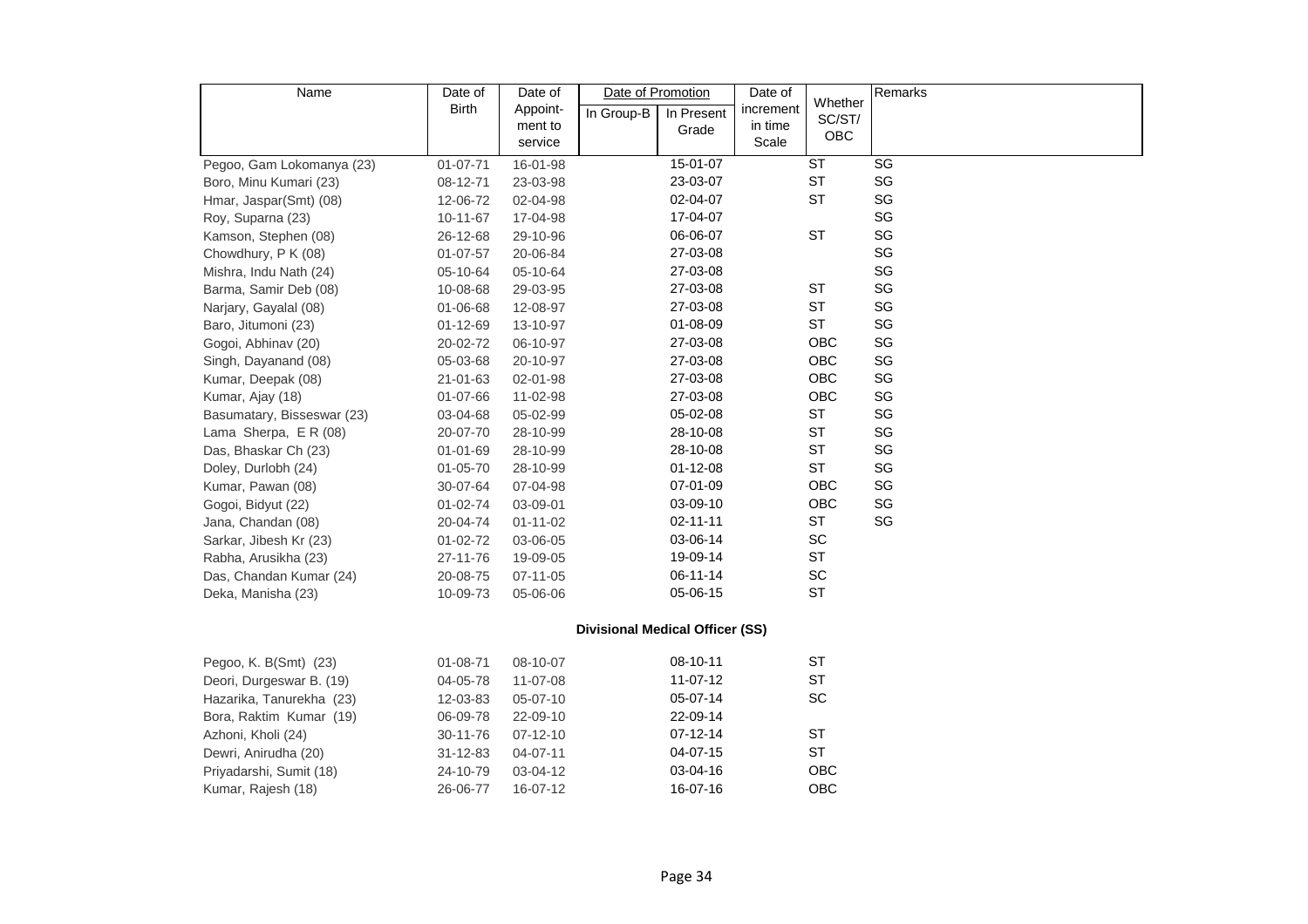| Name | Date of Birth | Date of Appoint-ment to service | Date of Promotion | | Date of increment in time Scale | Whether SC/ST/ OBC | Remarks |
|---|---|---|---|---|---|---|---|
| | | | In Group-B | In Present Grade | | | |
| Pegoo, Gam Lokomanya (23) | 01-07-71 | 16-01-98 | | 15-01-07 | | ST | SG |
| Boro, Minu Kumari (23) | 08-12-71 | 23-03-98 | | 23-03-07 | | ST | SG |
| Hmar, Jaspar(Smt) (08) | 12-06-72 | 02-04-98 | | 02-04-07 | | ST | SG |
| Roy, Suparna (23) | 10-11-67 | 17-04-98 | | 17-04-07 | | | SG |
| Kamson, Stephen (08) | 26-12-68 | 29-10-96 | | 06-06-07 | | ST | SG |
| Chowdhury, P K (08) | 01-07-57 | 20-06-84 | | 27-03-08 | | | SG |
| Mishra, Indu Nath (24) | 05-10-64 | 05-10-64 | | 27-03-08 | | | SG |
| Barma, Samir Deb (08) | 10-08-68 | 29-03-95 | | 27-03-08 | | ST | SG |
| Narjary, Gayalal (08) | 01-06-68 | 12-08-97 | | 27-03-08 | | ST | SG |
| Baro, Jitumoni (23) | 01-12-69 | 13-10-97 | | 01-08-09 | | ST | SG |
| Gogoi, Abhinav (20) | 20-02-72 | 06-10-97 | | 27-03-08 | | OBC | SG |
| Singh, Dayanand (08) | 05-03-68 | 20-10-97 | | 27-03-08 | | OBC | SG |
| Kumar, Deepak (08) | 21-01-63 | 02-01-98 | | 27-03-08 | | OBC | SG |
| Kumar, Ajay (18) | 01-07-66 | 11-02-98 | | 27-03-08 | | OBC | SG |
| Basumatary, Bisseswar (23) | 03-04-68 | 05-02-99 | | 05-02-08 | | ST | SG |
| Lama Sherpa, E R (08) | 20-07-70 | 28-10-99 | | 28-10-08 | | ST | SG |
| Das, Bhaskar Ch (23) | 01-01-69 | 28-10-99 | | 28-10-08 | | ST | SG |
| Doley, Durlobh (24) | 01-05-70 | 28-10-99 | | 01-12-08 | | ST | SG |
| Kumar, Pawan (08) | 30-07-64 | 07-04-98 | | 07-01-09 | | OBC | SG |
| Gogoi, Bidyut (22) | 01-02-74 | 03-09-01 | | 03-09-10 | | OBC | SG |
| Jana, Chandan (08) | 20-04-74 | 01-11-02 | | 02-11-11 | | ST | SG |
| Sarkar, Jibesh Kr (23) | 01-02-72 | 03-06-05 | | 03-06-14 | | SC | |
| Rabha, Arusikha (23) | 27-11-76 | 19-09-05 | | 19-09-14 | | ST | |
| Das, Chandan Kumar (24) | 20-08-75 | 07-11-05 | | 06-11-14 | | SC | |
| Deka, Manisha (23) | 10-09-73 | 05-06-06 | | 05-06-15 | | ST | |

**Divisional Medical Officer (SS)**

| Name | Date of Birth | Date of Appoint-ment to service | In Group-B | In Present Grade | Date of increment in time Scale | Whether SC/ST/ OBC | Remarks |
|---|---|---|---|---|---|---|---|
| Pegoo, K. B(Smt) (23) | 01-08-71 | 08-10-07 | | 08-10-11 | | ST | |
| Deori, Durgeswar B. (19) | 04-05-78 | 11-07-08 | | 11-07-12 | | ST | |
| Hazarika, Tanurekha (23) | 12-03-83 | 05-07-10 | | 05-07-14 | | SC | |
| Bora, Raktim Kumar (19) | 06-09-78 | 22-09-10 | | 22-09-14 | | | |
| Azhoni, Kholi (24) | 30-11-76 | 07-12-10 | | 07-12-14 | | ST | |
| Dewri, Anirudha (20) | 31-12-83 | 04-07-11 | | 04-07-15 | | ST | |
| Priyadarshi, Sumit (18) | 24-10-79 | 03-04-12 | | 03-04-16 | | OBC | |
| Kumar, Rajesh (18) | 26-06-77 | 16-07-12 | | 16-07-16 | | OBC | |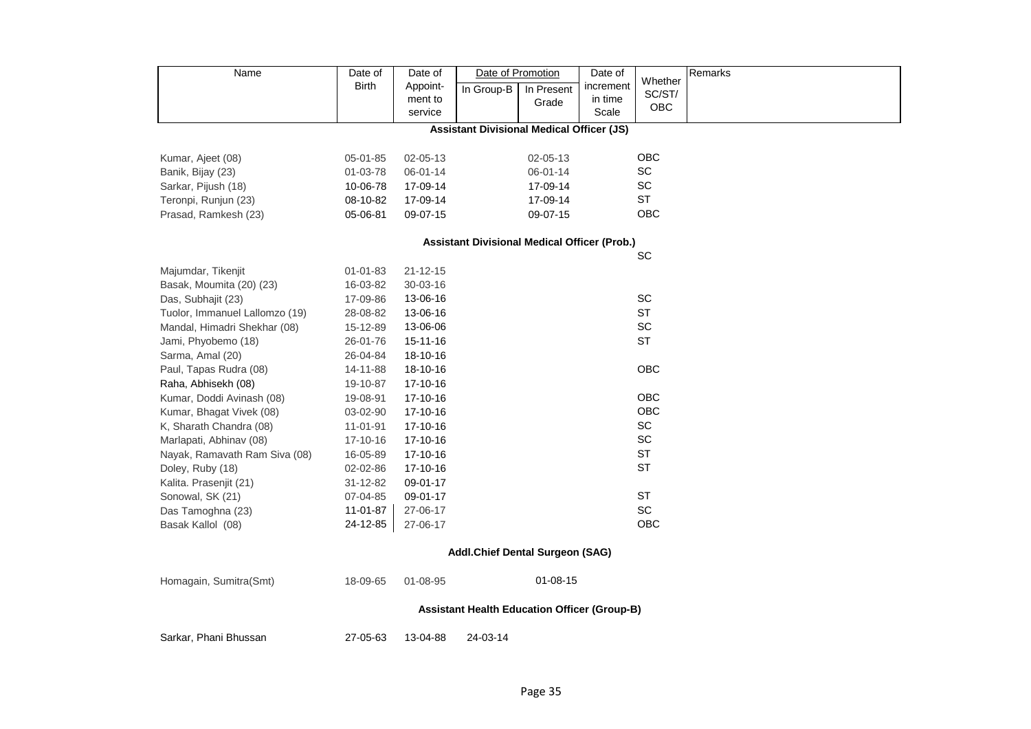| Name | Date of Birth | Date of Appoint-ment to service | Date of Promotion | | Date of increment in time Scale | Whether SC/ST/ OBC | Remarks |
|---|---|---|---|---|---|---|---|
| | | | In Group-B | In Present Grade | | | |
| **Assistant Divisional Medical Officer (JS)** | | | | | | | |
| Kumar, Ajeet (08) | 05-01-85 | 02-05-13 | | 02-05-13 | | OBC | |
| Banik, Bijay (23) | 01-03-78 | 06-01-14 | | 06-01-14 | | SC | |
| Sarkar, Pijush (18) | 10-06-78 | 17-09-14 | | 17-09-14 | | SC | |
| Teronpi, Runjun (23) | 08-10-82 | 17-09-14 | | 17-09-14 | | ST | |
| Prasad, Ramkesh (23) | 05-06-81 | 09-07-15 | | 09-07-15 | | OBC | |
| **Assistant Divisional Medical Officer (Prob.)** | | | | | | | |
| | | | | | | SC | |
| Majumdar, Tikenjit | 01-01-83 | 21-12-15 | | | | | |
| Basak, Moumita (20) (23) | 16-03-82 | 30-03-16 | | | | | |
| Das, Subhajit (23) | 17-09-86 | 13-06-16 | | | | SC | |
| Tuolor, Immanuel Lallomzo (19) | 28-08-82 | 13-06-16 | | | | ST | |
| Mandal, Himadri Shekhar (08) | 15-12-89 | 13-06-06 | | | | SC | |
| Jami, Phyobemo (18) | 26-01-76 | 15-11-16 | | | | ST | |
| Sarma, Amal (20) | 26-04-84 | 18-10-16 | | | | | |
| Paul, Tapas Rudra (08) | 14-11-88 | 18-10-16 | | | | OBC | |
| Raha, Abhisekh (08) | 19-10-87 | 17-10-16 | | | | | |
| Kumar, Doddi Avinash (08) | 19-08-91 | 17-10-16 | | | | OBC | |
| Kumar, Bhagat Vivek (08) | 03-02-90 | 17-10-16 | | | | OBC | |
| K, Sharath Chandra (08) | 11-01-91 | 17-10-16 | | | | SC | |
| Marlapati, Abhinav (08) | 17-10-16 | 17-10-16 | | | | SC | |
| Nayak, Ramavath Ram Siva (08) | 16-05-89 | 17-10-16 | | | | ST | |
| Doley, Ruby (18) | 02-02-86 | 17-10-16 | | | | ST | |
| Kalita. Prasenjit (21) | 31-12-82 | 09-01-17 | | | | | |
| Sonowal, SK (21) | 07-04-85 | 09-01-17 | | | | ST | |
| Das Tamoghna (23) | 11-01-87 | 27-06-17 | | | | SC | |
| Basak Kallol (08) | 24-12-85 | 27-06-17 | | | | OBC | |
| **Addl.Chief Dental Surgeon (SAG)** | | | | | | | |
| Homagain, Sumitra(Smt) | 18-09-65 | 01-08-95 | | 01-08-15 | | | |
| **Assistant Health Education Officer (Group-B)** | | | | | | | |
| Sarkar, Phani Bhussan | 27-05-63 | 13-04-88 | 24-03-14 | | | | |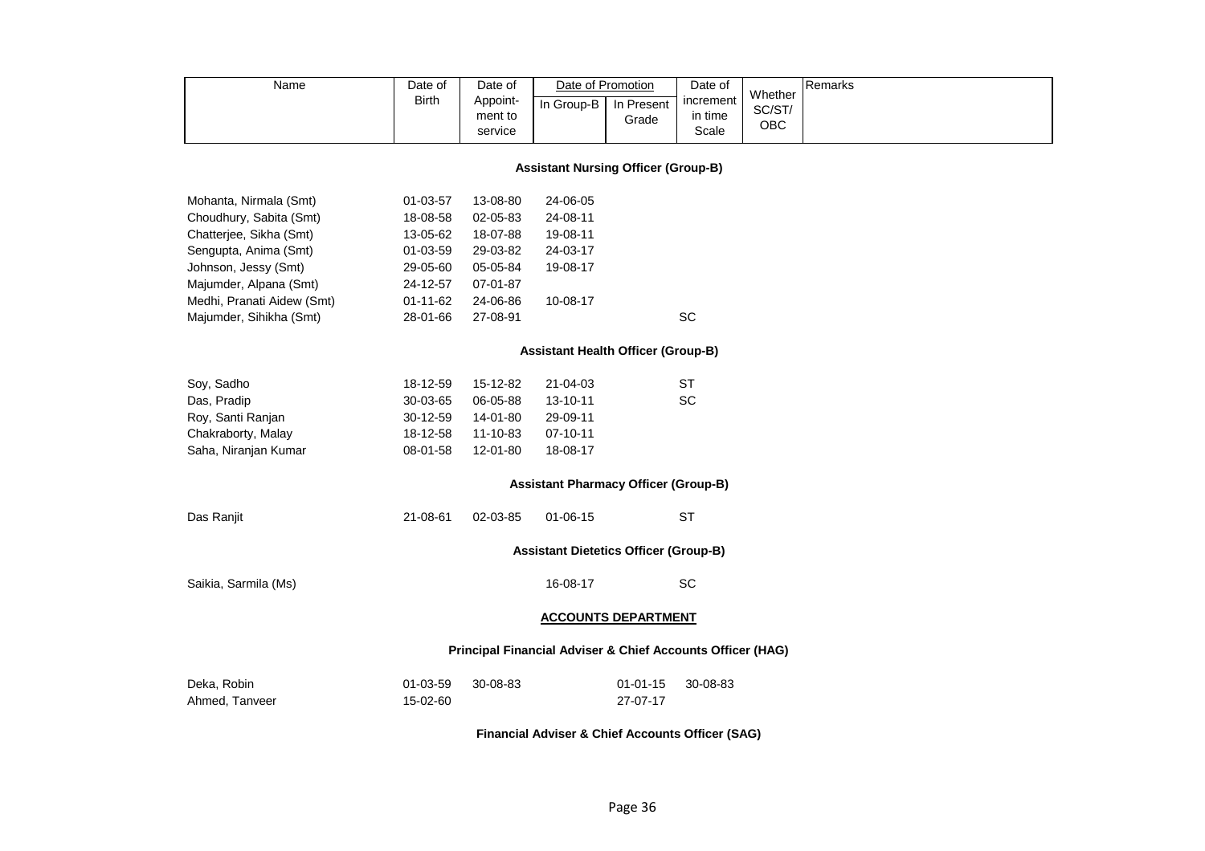| Name | Date of Birth | Date of Appoint-ment to service | Date of Promotion | | Date of increment in time Scale | Whether SC/ST/ OBC | Remarks |
|---|---|---|---|---|---|---|---|
| | | | In Group-B | In Present Grade | | | |
| **Assistant Nursing Officer (Group-B)** | | | | | | | |
| Mohanta, Nirmala (Smt) | 01-03-57 | 13-08-80 | 24-06-05 | | | | |
| Choudhury, Sabita (Smt) | 18-08-58 | 02-05-83 | 24-08-11 | | | | |
| Chatterjee, Sikha (Smt) | 13-05-62 | 18-07-88 | 19-08-11 | | | | |
| Sengupta, Anima (Smt) | 01-03-59 | 29-03-82 | 24-03-17 | | | | |
| Johnson, Jessy (Smt) | 29-05-60 | 05-05-84 | 19-08-17 | | | | |
| Majumder, Alpana (Smt) | 24-12-57 | 07-01-87 | | | | | |
| Medhi, Pranati Aidew (Smt) | 01-11-62 | 24-06-86 | 10-08-17 | | | | |
| Majumder, Sihikha (Smt) | 28-01-66 | 27-08-91 | | | | SC | |
| **Assistant Health Officer (Group-B)** | | | | | | | |
| Soy, Sadho | 18-12-59 | 15-12-82 | 21-04-03 | | | ST | |
| Das, Pradip | 30-03-65 | 06-05-88 | 13-10-11 | | | SC | |
| Roy, Santi Ranjan | 30-12-59 | 14-01-80 | 29-09-11 | | | | |
| Chakraborty, Malay | 18-12-58 | 11-10-83 | 07-10-11 | | | | |
| Saha, Niranjan Kumar | 08-01-58 | 12-01-80 | 18-08-17 | | | | |
| **Assistant Pharmacy Officer (Group-B)** | | | | | | | |
| Das Ranjit | 21-08-61 | 02-03-85 | 01-06-15 | | | ST | |
| **Assistant Dietetics Officer (Group-B)** | | | | | | | |
| Saikia, Sarmila (Ms) | | | 16-08-17 | | | SC | |
| **ACCOUNTS DEPARTMENT** | | | | | | | |
| **Principal Financial Adviser & Chief Accounts Officer (HAG)** | | | | | | | |
| Deka, Robin | 01-03-59 | 30-08-83 | | 01-01-15 | 30-08-83 | | |
| Ahmed, Tanveer | 15-02-60 | | | 27-07-17 | | | |
| **Financial Adviser & Chief Accounts Officer (SAG)** | | | | | | | |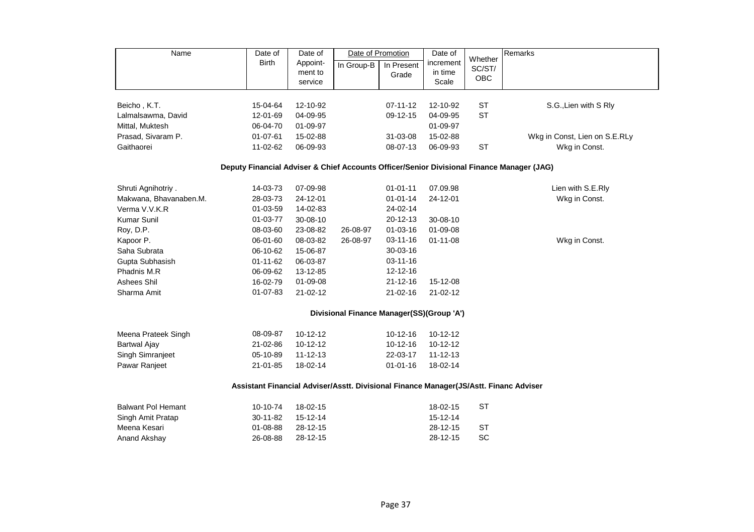| Name | Date of Birth | Date of Appoint-ment to service | Date of Promotion | | Date of increment in time Scale | Whether SC/ST/ OBC | Remarks |
|---|---|---|---|---|---|---|---|
| | | | In Group-B | In Present Grade | | | |
| Beicho , K.T. | 15-04-64 | 12-10-92 | | 07-11-12 | 12-10-92 | ST | S.G.,Lien with S Rly |
| Lalmalsawma, David | 12-01-69 | 04-09-95 | | 09-12-15 | 04-09-95 | ST | |
| Mittal, Muktesh | 06-04-70 | 01-09-97 | | | 01-09-97 | | |
| Prasad, Sivaram P. | 01-07-61 | 15-02-88 | | 31-03-08 | 15-02-88 | | Wkg in Const, Lien on S.E.RLy |
| Gaithaorei | 11-02-62 | 06-09-93 | | 08-07-13 | 06-09-93 | ST | Wkg in Const. |
| **Deputy Financial Adviser & Chief Accounts Officer/Senior Divisional Finance Manager (JAG)** | | | | | | | |
| Shruti Agnihotriy . | 14-03-73 | 07-09-98 | | 01-01-11 | 07.09.98 | | Lien with S.E.Rly |
| Makwana, Bhavanaben.M. | 28-03-73 | 24-12-01 | | 01-01-14 | 24-12-01 | | Wkg in Const. |
| Verma V.V.K.R | 01-03-59 | 14-02-83 | | 24-02-14 | | | |
| Kumar Sunil | 01-03-77 | 30-08-10 | | 20-12-13 | 30-08-10 | | |
| Roy, D.P. | 08-03-60 | 23-08-82 | 26-08-97 | 01-03-16 | 01-09-08 | | |
| Kapoor P. | 06-01-60 | 08-03-82 | 26-08-97 | 03-11-16 | 01-11-08 | | Wkg in Const. |
| Saha Subrata | 06-10-62 | 15-06-87 | | 30-03-16 | | | |
| Gupta Subhasish | 01-11-62 | 06-03-87 | | 03-11-16 | | | |
| Phadnis M.R | 06-09-62 | 13-12-85 | | 12-12-16 | | | |
| Ashees Shil | 16-02-79 | 01-09-08 | | 21-12-16 | 15-12-08 | | |
| Sharma Amit | 01-07-83 | 21-02-12 | | 21-02-16 | 21-02-12 | | |
| **Divisional Finance Manager(SS)(Group 'A')** | | | | | | | |
| Meena Prateek Singh | 08-09-87 | 10-12-12 | | 10-12-16 | 10-12-12 | | |
| Bartwal Ajay | 21-02-86 | 10-12-12 | | 10-12-16 | 10-12-12 | | |
| Singh Simranjeet | 05-10-89 | 11-12-13 | | 22-03-17 | 11-12-13 | | |
| Pawar Ranjeet | 21-01-85 | 18-02-14 | | 01-01-16 | 18-02-14 | | |
| **Assistant Financial Adviser/Asstt. Divisional Finance Manager(JS/Astt. Financ Adviser** | | | | | | | |
| Balwant Pol Hemant | 10-10-74 | 18-02-15 | | | 18-02-15 | ST | |
| Singh Amit Pratap | 30-11-82 | 15-12-14 | | | 15-12-14 | | |
| Meena Kesari | 01-08-88 | 28-12-15 | | | 28-12-15 | ST | |
| Anand Akshay | 26-08-88 | 28-12-15 | | | 28-12-15 | SC | |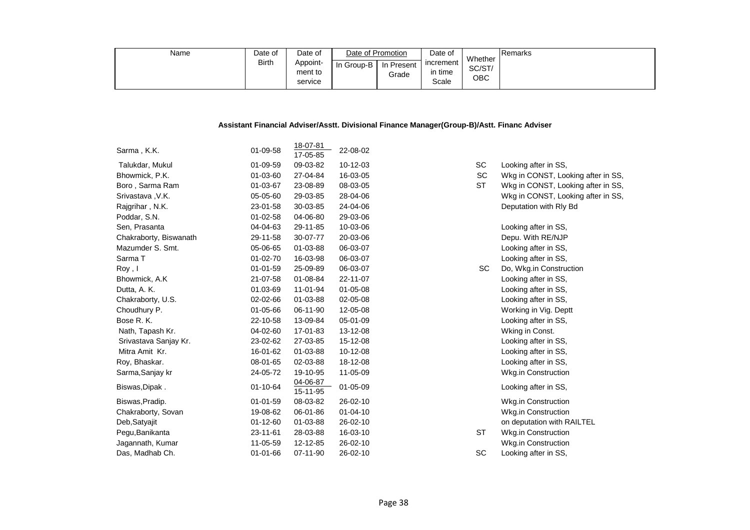| Name | Date of Birth | Date of Appoint-ment to service | Date of Promotion | | Date of increment in time Scale | Whether SC/ST/ OBC | Remarks |
|---|---|---|---|---|---|---|---|
| | | | In Group-B | In Present Grade | | | |

**Assistant Financial Adviser/Asstt. Divisional Finance Manager(Group-B)/Asstt. Financ Adviser**

| Name | Date of Birth | Date of Appoint-ment to service | In Group-B | In Present Grade | Date of increment in time Scale | Whether SC/ST/ OBC | Remarks |
|---|---|---|---|---|---|---|---|
| Sarma , K.K. | 01-09-58 | 18-07-81 / 17-05-85 | 22-08-02 | | | | |
| Talukdar, Mukul | 01-09-59 | 09-03-82 | 10-12-03 | | | SC | Looking after in SS, |
| Bhowmick, P.K. | 01-03-60 | 27-04-84 | 16-03-05 | | | SC | Wkg in CONST, Looking after in SS, |
| Boro , Sarma Ram | 01-03-67 | 23-08-89 | 08-03-05 | | | ST | Wkg in CONST, Looking after in SS, |
| Srivastava ,V.K. | 05-05-60 | 29-03-85 | 28-04-06 | | | | Wkg in CONST, Looking after in SS, |
| Rajgrihar , N.K. | 23-01-58 | 30-03-85 | 24-04-06 | | | | Deputation with Rly Bd |
| Poddar, S.N. | 01-02-58 | 04-06-80 | 29-03-06 | | | | |
| Sen, Prasanta | 04-04-63 | 29-11-85 | 10-03-06 | | | | Looking after in SS, |
| Chakraborty, Biswanath | 29-11-58 | 30-07-77 | 20-03-06 | | | | Depu. With RE/NJP |
| Mazumder S. Smt. | 05-06-65 | 01-03-88 | 06-03-07 | | | | Looking after in SS, |
| Sarma T | 01-02-70 | 16-03-98 | 06-03-07 | | | | Looking after in SS, |
| Roy , I | 01-01-59 | 25-09-89 | 06-03-07 | | | SC | Do, Wkg.in Construction |
| Bhowmick, A.K | 21-07-58 | 01-08-84 | 22-11-07 | | | | Looking after in SS, |
| Dutta, A. K. | 01.03-69 | 11-01-94 | 01-05-08 | | | | Looking after in SS, |
| Chakraborty, U.S. | 02-02-66 | 01-03-88 | 02-05-08 | | | | Looking after in SS, |
| Choudhury P. | 01-05-66 | 06-11-90 | 12-05-08 | | | | Working in Vig. Deptt |
| Bose R. K. | 22-10-58 | 13-09-84 | 05-01-09 | | | | Looking after in SS, |
| Nath, Tapash Kr. | 04-02-60 | 17-01-83 | 13-12-08 | | | | Wking in Const. |
| Srivastava Sanjay Kr. | 23-02-62 | 27-03-85 | 15-12-08 | | | | Looking after in SS, |
| Mitra Amit Kr. | 16-01-62 | 01-03-88 | 10-12-08 | | | | Looking after in SS, |
| Roy, Bhaskar. | 08-01-65 | 02-03-88 | 18-12-08 | | | | Looking after in SS, |
| Sarma,Sanjay kr | 24-05-72 | 19-10-95 | 11-05-09 | | | | Wkg.in Construction |
| Biswas,Dipak . | 01-10-64 | 04-06-87 / 15-11-95 | 01-05-09 | | | | Looking after in SS, |
| Biswas,Pradip. | 01-01-59 | 08-03-82 | 26-02-10 | | | | Wkg.in Construction |
| Chakraborty, Sovan | 19-08-62 | 06-01-86 | 01-04-10 | | | | Wkg.in Construction |
| Deb,Satyajit | 01-12-60 | 01-03-88 | 26-02-10 | | | | on deputation with RAILTEL |
| Pegu,Banikanta | 23-11-61 | 28-03-88 | 16-03-10 | | | ST | Wkg.in Construction |
| Jagannath, Kumar | 11-05-59 | 12-12-85 | 26-02-10 | | | | Wkg.in Construction |
| Das, Madhab Ch. | 01-01-66 | 07-11-90 | 26-02-10 | | | SC | Looking after in SS, |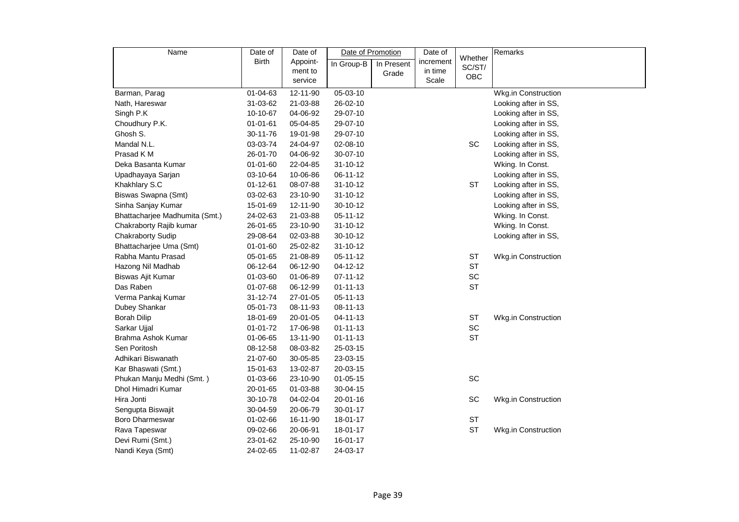| Name | Date of Birth | Date of Appoint-ment to service | Date of Promotion | | Date of increment in time Scale | Whether SC/ST/ OBC | Remarks |
|---|---|---|---|---|---|---|---|
| | | | In Group-B | In Present Grade | | | |
| Barman, Parag | 01-04-63 | 12-11-90 | 05-03-10 | | | | Wkg.in Construction |
| Nath, Hareswar | 31-03-62 | 21-03-88 | 26-02-10 | | | | Looking after in SS, |
| Singh P.K | 10-10-67 | 04-06-92 | 29-07-10 | | | | Looking after in SS, |
| Choudhury P.K. | 01-01-61 | 05-04-85 | 29-07-10 | | | | Looking after in SS, |
| Ghosh S. | 30-11-76 | 19-01-98 | 29-07-10 | | | | Looking after in SS, |
| Mandal N.L. | 03-03-74 | 24-04-97 | 02-08-10 | | | SC | Looking after in SS, |
| Prasad K M | 26-01-70 | 04-06-92 | 30-07-10 | | | | Looking after in SS, |
| Deka Basanta Kumar | 01-01-60 | 22-04-85 | 31-10-12 | | | | Wking. In Const. |
| Upadhayaya Sarjan | 03-10-64 | 10-06-86 | 06-11-12 | | | | Looking after in SS, |
| Khakhlary S.C | 01-12-61 | 08-07-88 | 31-10-12 | | | ST | Looking after in SS, |
| Biswas Swapna (Smt) | 03-02-63 | 23-10-90 | 31-10-12 | | | | Looking after in SS, |
| Sinha Sanjay Kumar | 15-01-69 | 12-11-90 | 30-10-12 | | | | Looking after in SS, |
| Bhattacharjee Madhumita (Smt.) | 24-02-63 | 21-03-88 | 05-11-12 | | | | Wking. In Const. |
| Chakraborty Rajib kumar | 26-01-65 | 23-10-90 | 31-10-12 | | | | Wking. In Const. |
| Chakraborty Sudip | 29-08-64 | 02-03-88 | 30-10-12 | | | | Looking after in SS, |
| Bhattacharjee Uma (Smt) | 01-01-60 | 25-02-82 | 31-10-12 | | | | |
| Rabha Mantu Prasad | 05-01-65 | 21-08-89 | 05-11-12 | | | ST | Wkg.in Construction |
| Hazong Nil Madhab | 06-12-64 | 06-12-90 | 04-12-12 | | | ST | |
| Biswas Ajit Kumar | 01-03-60 | 01-06-89 | 07-11-12 | | | SC | |
| Das Raben | 01-07-68 | 06-12-99 | 01-11-13 | | | ST | |
| Verma Pankaj Kumar | 31-12-74 | 27-01-05 | 05-11-13 | | | | |
| Dubey Shankar | 05-01-73 | 08-11-93 | 08-11-13 | | | | |
| Borah Dilip | 18-01-69 | 20-01-05 | 04-11-13 | | | ST | Wkg.in Construction |
| Sarkar Ujjal | 01-01-72 | 17-06-98 | 01-11-13 | | | SC | |
| Brahma Ashok Kumar | 01-06-65 | 13-11-90 | 01-11-13 | | | ST | |
| Sen Poritosh | 08-12-58 | 08-03-82 | 25-03-15 | | | | |
| Adhikari Biswanath | 21-07-60 | 30-05-85 | 23-03-15 | | | | |
| Kar Bhaswati (Smt.) | 15-01-63 | 13-02-87 | 20-03-15 | | | | |
| Phukan Manju Medhi (Smt. ) | 01-03-66 | 23-10-90 | 01-05-15 | | | SC | |
| Dhol Himadri Kumar | 20-01-65 | 01-03-88 | 30-04-15 | | | | |
| Hira Jonti | 30-10-78 | 04-02-04 | 20-01-16 | | | SC | Wkg.in Construction |
| Sengupta Biswajit | 30-04-59 | 20-06-79 | 30-01-17 | | | | |
| Boro Dharmeswar | 01-02-66 | 16-11-90 | 18-01-17 | | | ST | |
| Rava Tapeswar | 09-02-66 | 20-06-91 | 18-01-17 | | | ST | Wkg.in Construction |
| Devi Rumi (Smt.) | 23-01-62 | 25-10-90 | 16-01-17 | | | | |
| Nandi Keya (Smt) | 24-02-65 | 11-02-87 | 24-03-17 | | | | |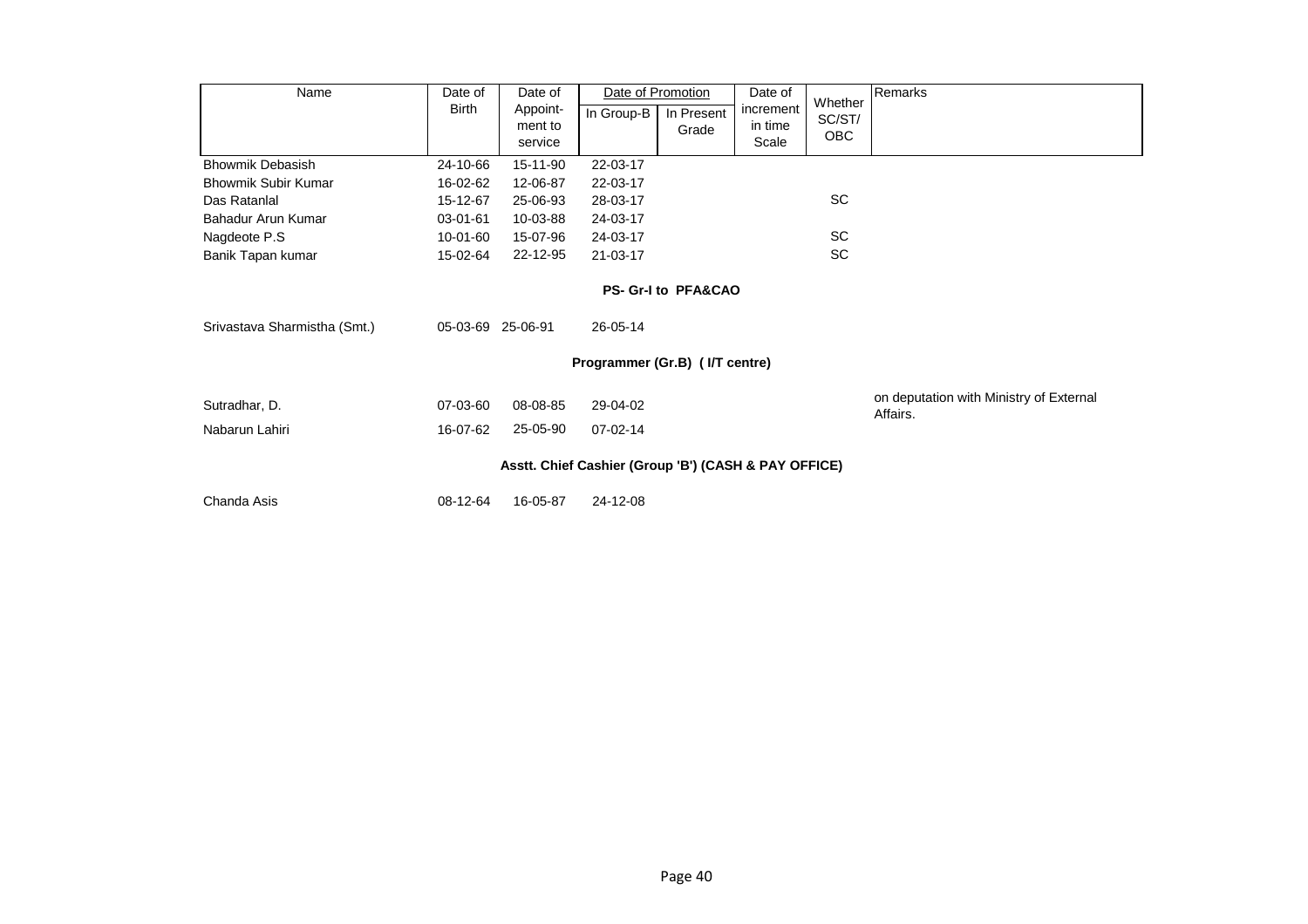| Name | Date of Birth | Date of Appoint-ment to service | Date of Promotion | | Date of increment in time Scale | Whether SC/ST/ OBC | Remarks |
|---|---|---|---|---|---|---|---|
| | | | In Group-B | In Present Grade | | | |
| Bhowmik Debasish | 24-10-66 | 15-11-90 | 22-03-17 | | | | |
| Bhowmik Subir Kumar | 16-02-62 | 12-06-87 | 22-03-17 | | | | |
| Das Ratanlal | 15-12-67 | 25-06-93 | 28-03-17 | | | SC | |
| Bahadur Arun Kumar | 03-01-61 | 10-03-88 | 24-03-17 | | | | |
| Nagdeote P.S | 10-01-60 | 15-07-96 | 24-03-17 | | | SC | |
| Banik Tapan kumar | 15-02-64 | 22-12-95 | 21-03-17 | | | SC | |
| **PS- Gr-I to PFA&CAO** | | | | | | | |
| Srivastava Sharmistha (Smt.) | 05-03-69 | 25-06-91 | 26-05-14 | | | | |
| **Programmer (Gr.B) ( I/T centre)** | | | | | | | |
| Sutradhar, D. | 07-03-60 | 08-08-85 | 29-04-02 | | | | on deputation with Ministry of External Affairs. |
| Nabarun Lahiri | 16-07-62 | 25-05-90 | 07-02-14 | | | | |
| **Asstt. Chief Cashier (Group 'B') (CASH & PAY OFFICE)** | | | | | | | |
| Chanda Asis | 08-12-64 | 16-05-87 | 24-12-08 | | | | |